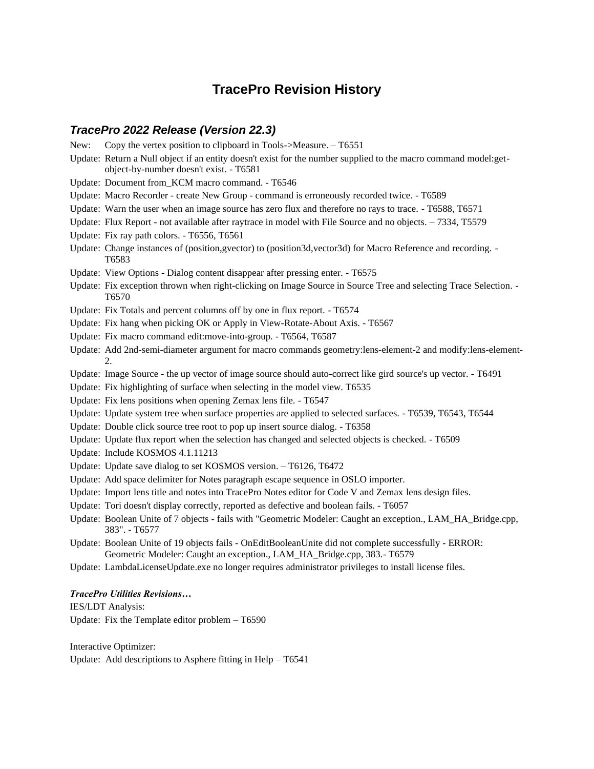# TracePro Revision History

## *TracePro 2022 Release (Version 22.3)*

New: Copy the vertex position to clipboard in Tools->Measure. – T6551

Update: Return a Null object if an entity doesn't exist for the number supplied to the macro command model:get-object-by-number doesn't exist. - T6581

Update: Document from_KCM macro command. - T6546

Update: Macro Recorder - create New Group - command is erroneously recorded twice. - T6589

Update: Warn the user when an image source has zero flux and therefore no rays to trace. - T6588, T6571

Update: Flux Report - not available after raytrace in model with File Source and no objects. – 7334, T5579

Update: Fix ray path colors. - T6556, T6561

Update: Change instances of (position,gvector) to (position3d,vector3d) for Macro Reference and recording. - T6583

Update: View Options - Dialog content disappear after pressing enter. - T6575

Update: Fix exception thrown when right-clicking on Image Source in Source Tree and selecting Trace Selection. - T6570

Update: Fix Totals and percent columns off by one in flux report. - T6574

Update: Fix hang when picking OK or Apply in View-Rotate-About Axis. - T6567

Update: Fix macro command edit:move-into-group. - T6564, T6587

Update: Add 2nd-semi-diameter argument for macro commands geometry:lens-element-2 and modify:lens-element-2.

Update: Image Source - the up vector of image source should auto-correct like gird source's up vector. - T6491

Update: Fix highlighting of surface when selecting in the model view. T6535

Update: Fix lens positions when opening Zemax lens file. - T6547

Update: Update system tree when surface properties are applied to selected surfaces. - T6539, T6543, T6544

Update: Double click source tree root to pop up insert source dialog. - T6358

Update: Update flux report when the selection has changed and selected objects is checked. - T6509

Update: Include KOSMOS 4.1.11213

Update: Update save dialog to set KOSMOS version. – T6126, T6472

Update: Add space delimiter for Notes paragraph escape sequence in OSLO importer.

Update: Import lens title and notes into TracePro Notes editor for Code V and Zemax lens design files.

Update: Tori doesn't display correctly, reported as defective and boolean fails. - T6057

Update: Boolean Unite of 7 objects - fails with "Geometric Modeler: Caught an exception., LAM_HA_Bridge.cpp, 383". - T6577

Update: Boolean Unite of 19 objects fails - OnEditBooleanUnite did not complete successfully - ERROR: Geometric Modeler: Caught an exception., LAM_HA_Bridge.cpp, 383.- T6579

Update: LambdaLicenseUpdate.exe no longer requires administrator privileges to install license files.

***TracePro Utilities Revisions…***

IES/LDT Analysis:

Update: Fix the Template editor problem – T6590

Interactive Optimizer:

Update: Add descriptions to Asphere fitting in Help – T6541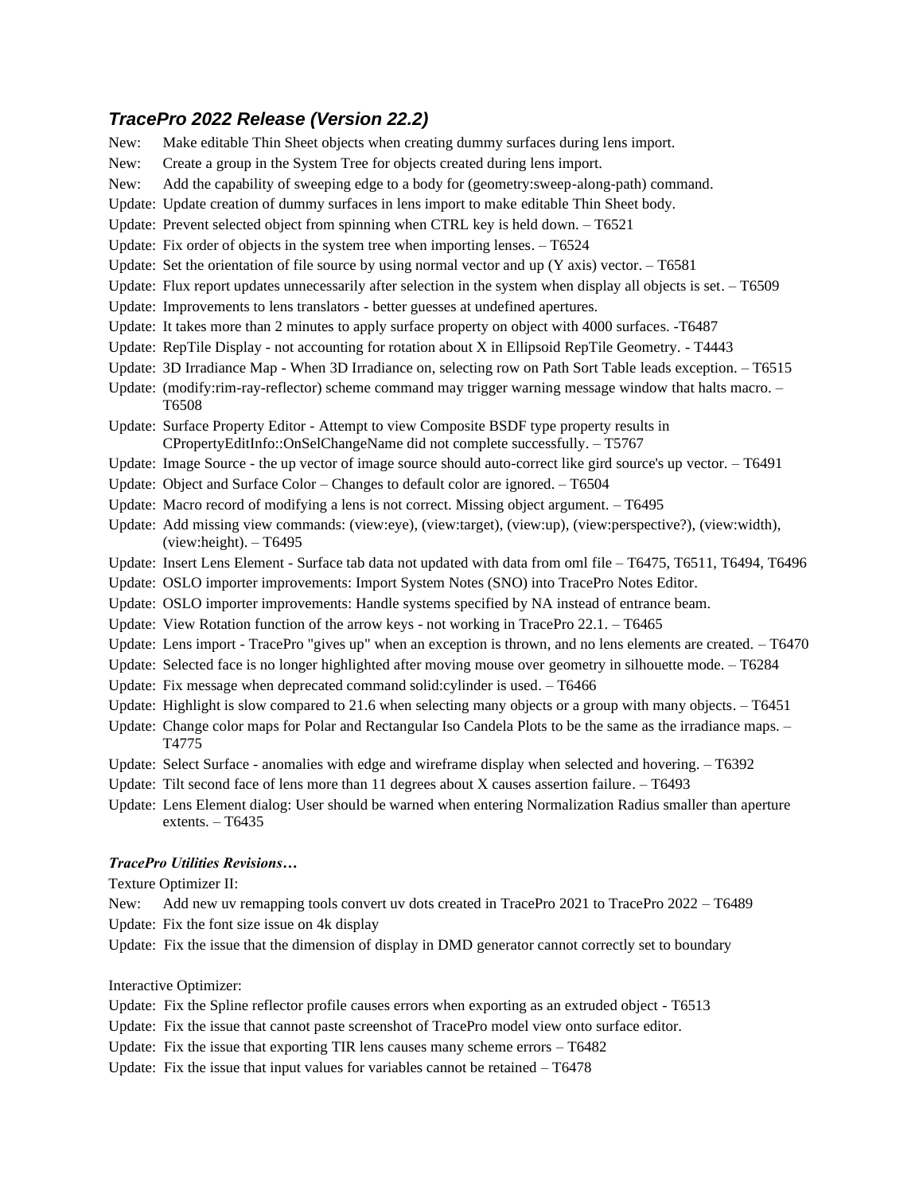## *TracePro 2022 Release (Version 22.2)*

New: Make editable Thin Sheet objects when creating dummy surfaces during lens import.

New: Create a group in the System Tree for objects created during lens import.

New: Add the capability of sweeping edge to a body for (geometry:sweep-along-path) command.

Update: Update creation of dummy surfaces in lens import to make editable Thin Sheet body.

Update: Prevent selected object from spinning when CTRL key is held down. – T6521

Update: Fix order of objects in the system tree when importing lenses. – T6524

Update: Set the orientation of file source by using normal vector and up (Y axis) vector. – T6581

Update: Flux report updates unnecessarily after selection in the system when display all objects is set. – T6509

Update: Improvements to lens translators - better guesses at undefined apertures.

Update: It takes more than 2 minutes to apply surface property on object with 4000 surfaces. -T6487

Update: RepTile Display - not accounting for rotation about X in Ellipsoid RepTile Geometry. - T4443

Update: 3D Irradiance Map - When 3D Irradiance on, selecting row on Path Sort Table leads exception. – T6515

Update: (modify:rim-ray-reflector) scheme command may trigger warning message window that halts macro. – T6508

Update: Surface Property Editor - Attempt to view Composite BSDF type property results in CPropertyEditInfo::OnSelChangeName did not complete successfully. – T5767

Update: Image Source - the up vector of image source should auto-correct like gird source's up vector. – T6491

Update: Object and Surface Color – Changes to default color are ignored. – T6504

Update: Macro record of modifying a lens is not correct. Missing object argument. – T6495

Update: Add missing view commands: (view:eye), (view:target), (view:up), (view:perspective?), (view:width), (view:height). – T6495

Update: Insert Lens Element - Surface tab data not updated with data from oml file – T6475, T6511, T6494, T6496

Update: OSLO importer improvements: Import System Notes (SNO) into TracePro Notes Editor.

Update: OSLO importer improvements: Handle systems specified by NA instead of entrance beam.

Update: View Rotation function of the arrow keys - not working in TracePro 22.1. – T6465

Update: Lens import - TracePro "gives up" when an exception is thrown, and no lens elements are created. – T6470

Update: Selected face is no longer highlighted after moving mouse over geometry in silhouette mode. – T6284

Update: Fix message when deprecated command solid:cylinder is used. – T6466

Update: Highlight is slow compared to 21.6 when selecting many objects or a group with many objects. – T6451

Update: Change color maps for Polar and Rectangular Iso Candela Plots to be the same as the irradiance maps. – T4775

Update: Select Surface - anomalies with edge and wireframe display when selected and hovering. – T6392

Update: Tilt second face of lens more than 11 degrees about X causes assertion failure. – T6493

Update: Lens Element dialog: User should be warned when entering Normalization Radius smaller than aperture extents. – T6435

### ***TracePro Utilities Revisions…***

Texture Optimizer II:

New: Add new uv remapping tools convert uv dots created in TracePro 2021 to TracePro 2022 – T6489

Update: Fix the font size issue on 4k display

Update: Fix the issue that the dimension of display in DMD generator cannot correctly set to boundary

Interactive Optimizer:

Update: Fix the Spline reflector profile causes errors when exporting as an extruded object - T6513

Update: Fix the issue that cannot paste screenshot of TracePro model view onto surface editor.

Update: Fix the issue that exporting TIR lens causes many scheme errors – T6482

Update: Fix the issue that input values for variables cannot be retained – T6478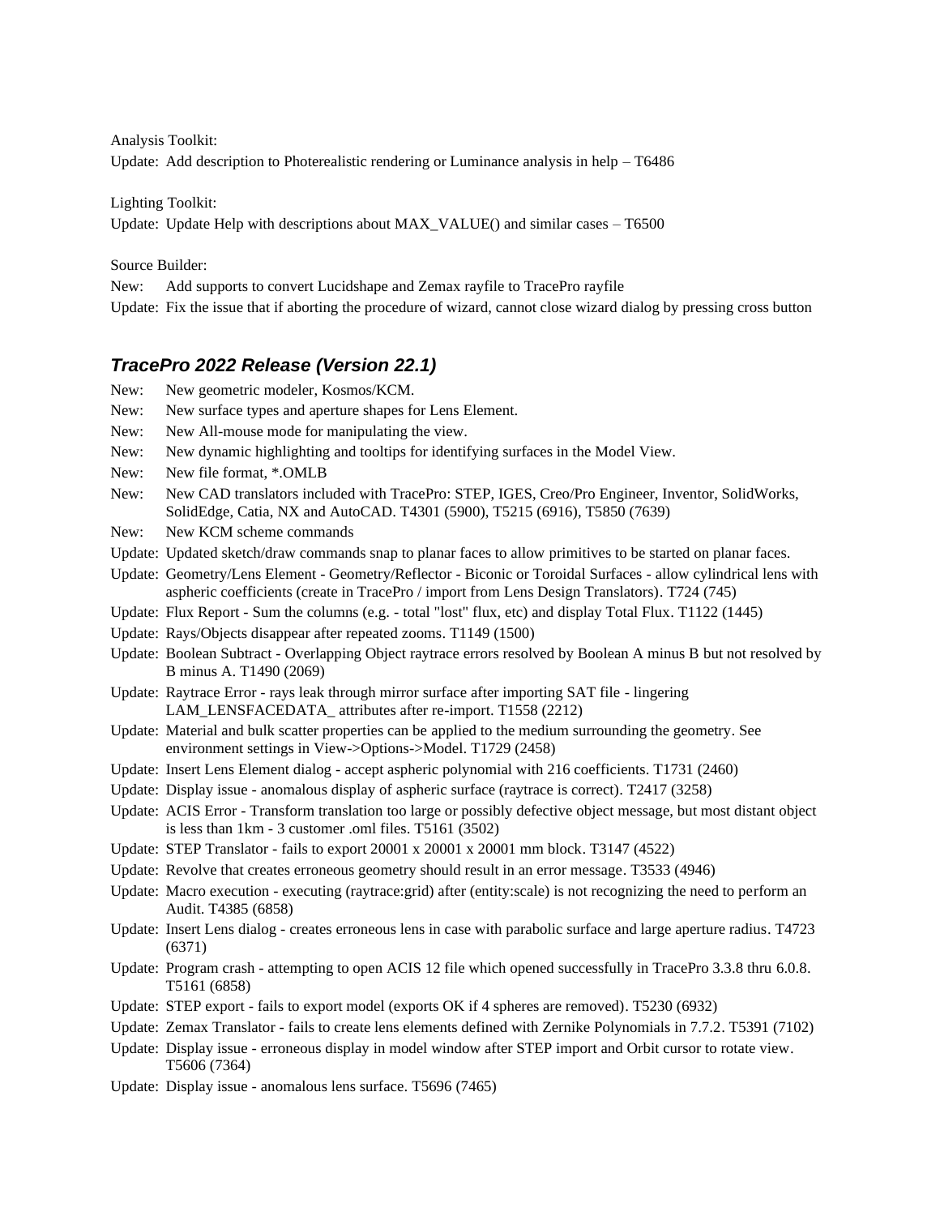Analysis Toolkit:

Update: Add description to Photerealistic rendering or Luminance analysis in help – T6486

Lighting Toolkit:

Update: Update Help with descriptions about MAX_VALUE() and similar cases – T6500

Source Builder:

New: Add supports to convert Lucidshape and Zemax rayfile to TracePro rayfile

Update: Fix the issue that if aborting the procedure of wizard, cannot close wizard dialog by pressing cross button

### *TracePro 2022 Release (Version 22.1)*

New: New geometric modeler, Kosmos/KCM.

New: New surface types and aperture shapes for Lens Element.

New: New All-mouse mode for manipulating the view.

New: New dynamic highlighting and tooltips for identifying surfaces in the Model View.

New: New file format, *.OMLB

New: New CAD translators included with TracePro: STEP, IGES, Creo/Pro Engineer, Inventor, SolidWorks, SolidEdge, Catia, NX and AutoCAD. T4301 (5900), T5215 (6916), T5850 (7639)

New: New KCM scheme commands

Update: Updated sketch/draw commands snap to planar faces to allow primitives to be started on planar faces.

Update: Geometry/Lens Element - Geometry/Reflector - Biconic or Toroidal Surfaces - allow cylindrical lens with aspheric coefficients (create in TracePro / import from Lens Design Translators). T724 (745)

Update: Flux Report - Sum the columns (e.g. - total "lost" flux, etc) and display Total Flux. T1122 (1445)

Update: Rays/Objects disappear after repeated zooms. T1149 (1500)

Update: Boolean Subtract - Overlapping Object raytrace errors resolved by Boolean A minus B but not resolved by B minus A. T1490 (2069)

Update: Raytrace Error - rays leak through mirror surface after importing SAT file - lingering LAM_LENSFACEDATA_ attributes after re-import. T1558 (2212)

Update: Material and bulk scatter properties can be applied to the medium surrounding the geometry. See environment settings in View->Options->Model. T1729 (2458)

Update: Insert Lens Element dialog - accept aspheric polynomial with 216 coefficients. T1731 (2460)

Update: Display issue - anomalous display of aspheric surface (raytrace is correct). T2417 (3258)

Update: ACIS Error - Transform translation too large or possibly defective object message, but most distant object is less than 1km - 3 customer .oml files. T5161 (3502)

Update: STEP Translator - fails to export 20001 x 20001 x 20001 mm block. T3147 (4522)

Update: Revolve that creates erroneous geometry should result in an error message. T3533 (4946)

Update: Macro execution - executing (raytrace:grid) after (entity:scale) is not recognizing the need to perform an Audit. T4385 (6858)

Update: Insert Lens dialog - creates erroneous lens in case with parabolic surface and large aperture radius. T4723 (6371)

Update: Program crash - attempting to open ACIS 12 file which opened successfully in TracePro 3.3.8 thru 6.0.8. T5161 (6858)

Update: STEP export - fails to export model (exports OK if 4 spheres are removed). T5230 (6932)

Update: Zemax Translator - fails to create lens elements defined with Zernike Polynomials in 7.7.2. T5391 (7102)

Update: Display issue - erroneous display in model window after STEP import and Orbit cursor to rotate view. T5606 (7364)

Update: Display issue - anomalous lens surface. T5696 (7465)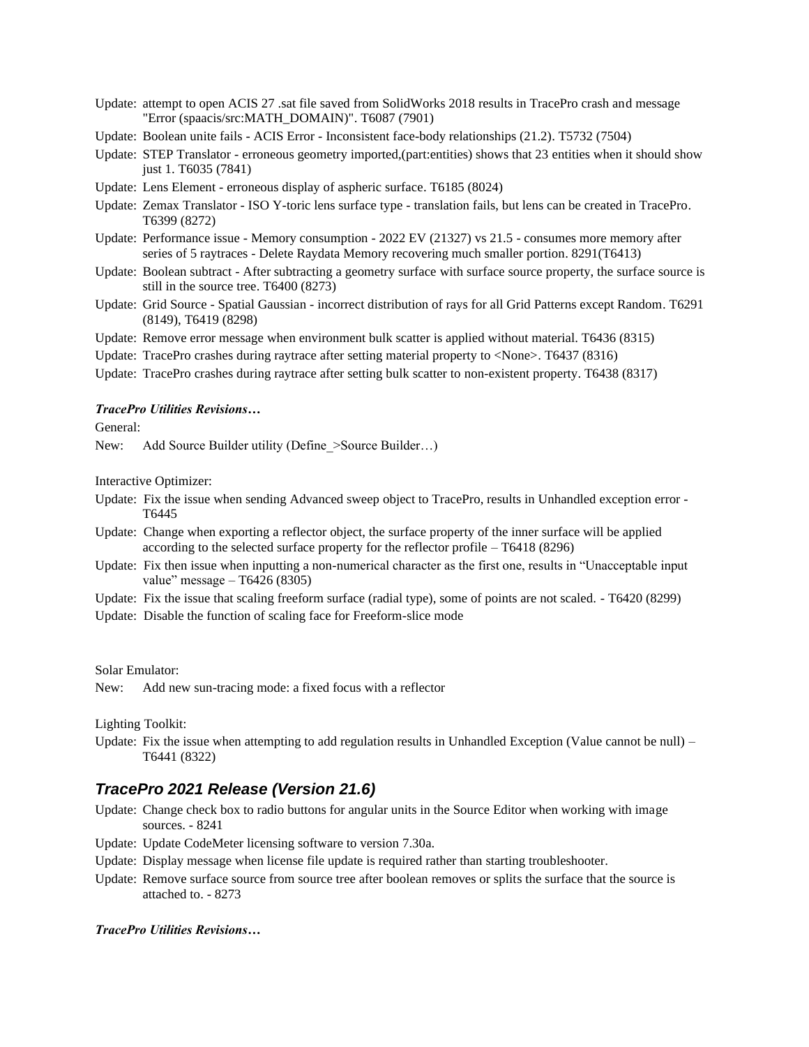Update: attempt to open ACIS 27 .sat file saved from SolidWorks 2018 results in TracePro crash and message "Error (spaacis/src:MATH_DOMAIN)". T6087 (7901)

Update: Boolean unite fails - ACIS Error - Inconsistent face-body relationships (21.2). T5732 (7504)

Update: STEP Translator - erroneous geometry imported,(part:entities) shows that 23 entities when it should show just 1. T6035 (7841)

Update: Lens Element - erroneous display of aspheric surface. T6185 (8024)

Update: Zemax Translator - ISO Y-toric lens surface type - translation fails, but lens can be created in TracePro. T6399 (8272)

Update: Performance issue - Memory consumption - 2022 EV (21327) vs 21.5 - consumes more memory after series of 5 raytraces - Delete Raydata Memory recovering much smaller portion. 8291(T6413)

Update: Boolean subtract - After subtracting a geometry surface with surface source property, the surface source is still in the source tree. T6400 (8273)

Update: Grid Source - Spatial Gaussian - incorrect distribution of rays for all Grid Patterns except Random. T6291 (8149), T6419 (8298)

Update: Remove error message when environment bulk scatter is applied without material. T6436 (8315)

Update: TracePro crashes during raytrace after setting material property to <None>. T6437 (8316)

Update: TracePro crashes during raytrace after setting bulk scatter to non-existent property. T6438 (8317)

***TracePro Utilities Revisions…***

General:

New: Add Source Builder utility (Define_>Source Builder…)

Interactive Optimizer:

Update: Fix the issue when sending Advanced sweep object to TracePro, results in Unhandled exception error - T6445

Update: Change when exporting a reflector object, the surface property of the inner surface will be applied according to the selected surface property for the reflector profile – T6418 (8296)

Update: Fix then issue when inputting a non-numerical character as the first one, results in "Unacceptable input value" message – T6426 (8305)

Update: Fix the issue that scaling freeform surface (radial type), some of points are not scaled. - T6420 (8299)

Update: Disable the function of scaling face for Freeform-slice mode

Solar Emulator:

New: Add new sun-tracing mode: a fixed focus with a reflector

Lighting Toolkit:

Update: Fix the issue when attempting to add regulation results in Unhandled Exception (Value cannot be null) – T6441 (8322)

## *TracePro 2021 Release (Version 21.6)*

Update: Change check box to radio buttons for angular units in the Source Editor when working with image sources. - 8241

Update: Update CodeMeter licensing software to version 7.30a.

Update: Display message when license file update is required rather than starting troubleshooter.

Update: Remove surface source from source tree after boolean removes or splits the surface that the source is attached to. - 8273

***TracePro Utilities Revisions…***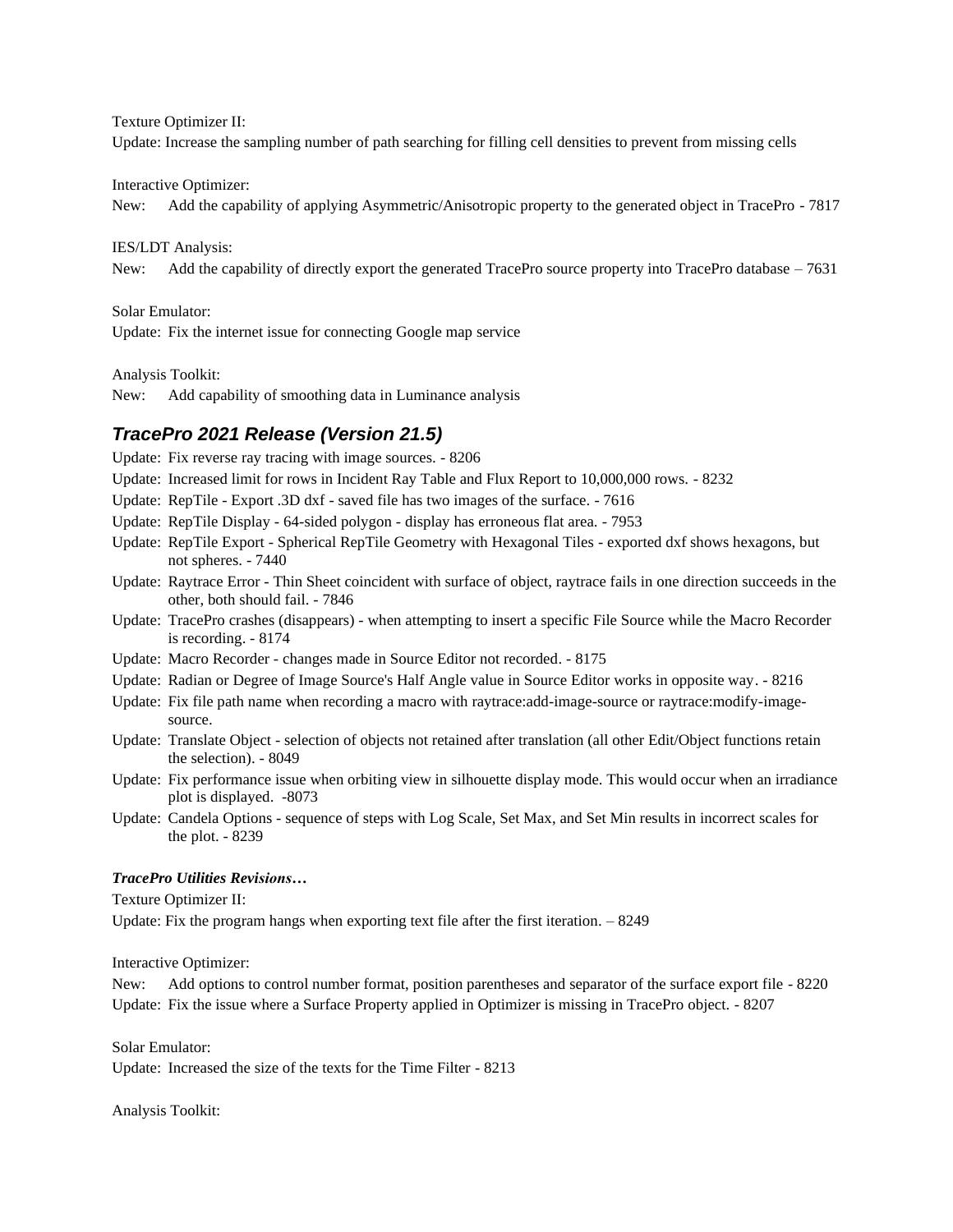Texture Optimizer II:

Update: Increase the sampling number of path searching for filling cell densities to prevent from missing cells

Interactive Optimizer:

New: Add the capability of applying Asymmetric/Anisotropic property to the generated object in TracePro - 7817

IES/LDT Analysis:

New: Add the capability of directly export the generated TracePro source property into TracePro database – 7631

Solar Emulator:

Update: Fix the internet issue for connecting Google map service

Analysis Toolkit:

New: Add capability of smoothing data in Luminance analysis

## *TracePro 2021 Release (Version 21.5)*

Update: Fix reverse ray tracing with image sources. - 8206

Update: Increased limit for rows in Incident Ray Table and Flux Report to 10,000,000 rows. - 8232

Update: RepTile - Export .3D dxf - saved file has two images of the surface. - 7616

Update: RepTile Display - 64-sided polygon - display has erroneous flat area. - 7953

Update: RepTile Export - Spherical RepTile Geometry with Hexagonal Tiles - exported dxf shows hexagons, but not spheres. - 7440

Update: Raytrace Error - Thin Sheet coincident with surface of object, raytrace fails in one direction succeeds in the other, both should fail. - 7846

Update: TracePro crashes (disappears) - when attempting to insert a specific File Source while the Macro Recorder is recording. - 8174

Update: Macro Recorder - changes made in Source Editor not recorded. - 8175

Update: Radian or Degree of Image Source's Half Angle value in Source Editor works in opposite way. - 8216

Update: Fix file path name when recording a macro with raytrace:add-image-source or raytrace:modify-image-source.

Update: Translate Object - selection of objects not retained after translation (all other Edit/Object functions retain the selection). - 8049

Update: Fix performance issue when orbiting view in silhouette display mode. This would occur when an irradiance plot is displayed. -8073

Update: Candela Options - sequence of steps with Log Scale, Set Max, and Set Min results in incorrect scales for the plot. - 8239

***TracePro Utilities Revisions…***

Texture Optimizer II:

Update: Fix the program hangs when exporting text file after the first iteration. – 8249

Interactive Optimizer:

New: Add options to control number format, position parentheses and separator of the surface export file - 8220

Update: Fix the issue where a Surface Property applied in Optimizer is missing in TracePro object. - 8207

Solar Emulator:

Update: Increased the size of the texts for the Time Filter - 8213

Analysis Toolkit: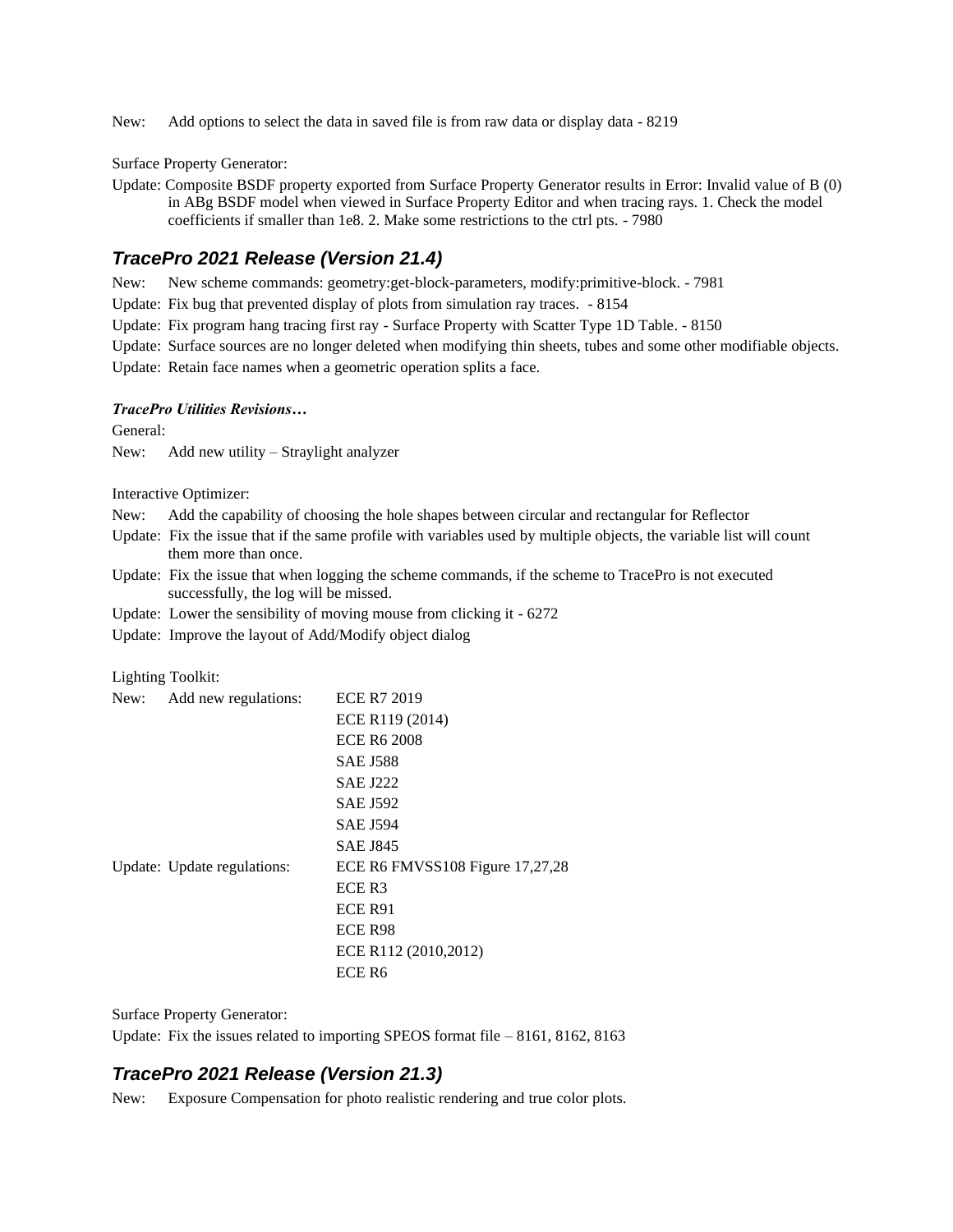New: Add options to select the data in saved file is from raw data or display data - 8219

Surface Property Generator:

Update: Composite BSDF property exported from Surface Property Generator results in Error: Invalid value of B (0) in ABg BSDF model when viewed in Surface Property Editor and when tracing rays. 1. Check the model coefficients if smaller than 1e8. 2. Make some restrictions to the ctrl pts. - 7980

## TracePro 2021 Release (Version 21.4)

New: New scheme commands: geometry:get-block-parameters, modify:primitive-block. - 7981

Update: Fix bug that prevented display of plots from simulation ray traces. - 8154

Update: Fix program hang tracing first ray - Surface Property with Scatter Type 1D Table. - 8150

Update: Surface sources are no longer deleted when modifying thin sheets, tubes and some other modifiable objects.

Update: Retain face names when a geometric operation splits a face.

### *TracePro Utilities Revisions…*

General:

New: Add new utility – Straylight analyzer

Interactive Optimizer:

New: Add the capability of choosing the hole shapes between circular and rectangular for Reflector

Update: Fix the issue that if the same profile with variables used by multiple objects, the variable list will count them more than once.

Update: Fix the issue that when logging the scheme commands, if the scheme to TracePro is not executed successfully, the log will be missed.

Update: Lower the sensibility of moving mouse from clicking it - 6272

Update: Improve the layout of Add/Modify object dialog

Lighting Toolkit:

New: Add new regulations:
- ECE R7 2019
- ECE R119 (2014)
- ECE R6 2008
- SAE J588
- SAE J222
- SAE J592
- SAE J594
- SAE J845

Update: Update regulations:
- ECE R6 FMVSS108 Figure 17,27,28
- ECE R3
- ECE R91
- ECE R98
- ECE R112 (2010,2012)
- ECE R6

Surface Property Generator:

Update: Fix the issues related to importing SPEOS format file – 8161, 8162, 8163

## TracePro 2021 Release (Version 21.3)

New: Exposure Compensation for photo realistic rendering and true color plots.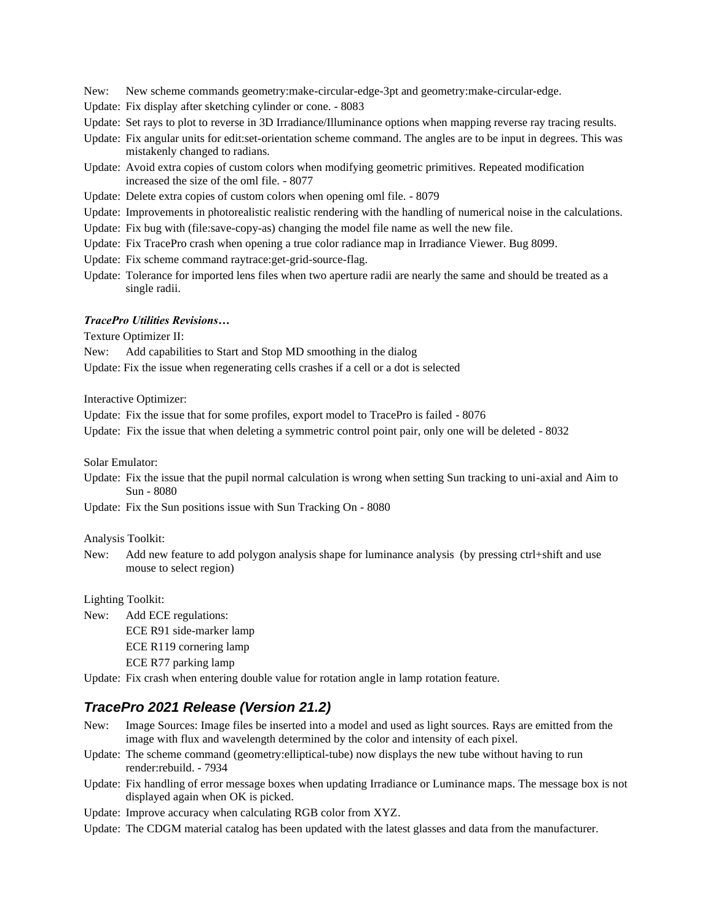New: New scheme commands geometry:make-circular-edge-3pt and geometry:make-circular-edge.

Update: Fix display after sketching cylinder or cone. - 8083

Update: Set rays to plot to reverse in 3D Irradiance/Illuminance options when mapping reverse ray tracing results.

Update: Fix angular units for edit:set-orientation scheme command. The angles are to be input in degrees. This was mistakenly changed to radians.

Update: Avoid extra copies of custom colors when modifying geometric primitives. Repeated modification increased the size of the oml file. - 8077

Update: Delete extra copies of custom colors when opening oml file. - 8079

Update: Improvements in photorealistic realistic rendering with the handling of numerical noise in the calculations.

Update: Fix bug with (file:save-copy-as) changing the model file name as well the new file.

Update: Fix TracePro crash when opening a true color radiance map in Irradiance Viewer. Bug 8099.

Update: Fix scheme command raytrace:get-grid-source-flag.

Update: Tolerance for imported lens files when two aperture radii are nearly the same and should be treated as a single radii.

***TracePro Utilities Revisions…***

Texture Optimizer II:

New: Add capabilities to Start and Stop MD smoothing in the dialog

Update: Fix the issue when regenerating cells crashes if a cell or a dot is selected

Interactive Optimizer:

Update: Fix the issue that for some profiles, export model to TracePro is failed - 8076

Update: Fix the issue that when deleting a symmetric control point pair, only one will be deleted - 8032

Solar Emulator:

Update: Fix the issue that the pupil normal calculation is wrong when setting Sun tracking to uni-axial and Aim to Sun - 8080

Update: Fix the Sun positions issue with Sun Tracking On - 8080

Analysis Toolkit:

New: Add new feature to add polygon analysis shape for luminance analysis (by pressing ctrl+shift and use mouse to select region)

Lighting Toolkit:

New: Add ECE regulations:
- ECE R91 side-marker lamp
- ECE R119 cornering lamp
- ECE R77 parking lamp

Update: Fix crash when entering double value for rotation angle in lamp rotation feature.

## TracePro 2021 Release (Version 21.2)

New: Image Sources: Image files be inserted into a model and used as light sources. Rays are emitted from the image with flux and wavelength determined by the color and intensity of each pixel.

Update: The scheme command (geometry:elliptical-tube) now displays the new tube without having to run render:rebuild. - 7934

Update: Fix handling of error message boxes when updating Irradiance or Luminance maps. The message box is not displayed again when OK is picked.

Update: Improve accuracy when calculating RGB color from XYZ.

Update: The CDGM material catalog has been updated with the latest glasses and data from the manufacturer.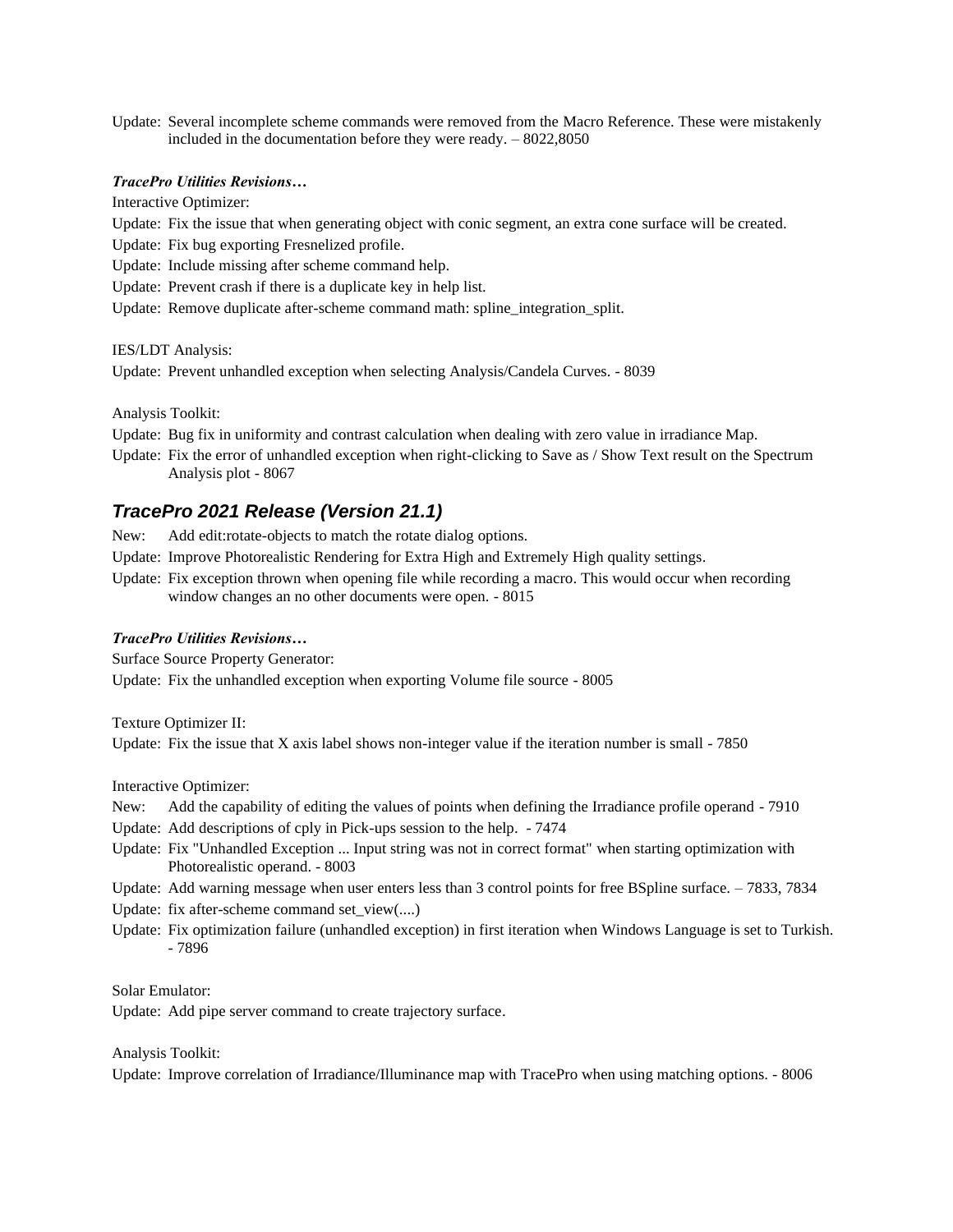Update: Several incomplete scheme commands were removed from the Macro Reference. These were mistakenly included in the documentation before they were ready. – 8022,8050

***TracePro Utilities Revisions…***

Interactive Optimizer:

Update: Fix the issue that when generating object with conic segment, an extra cone surface will be created.

Update: Fix bug exporting Fresnelized profile.

Update: Include missing after scheme command help.

Update: Prevent crash if there is a duplicate key in help list.

Update: Remove duplicate after-scheme command math: spline_integration_split.

IES/LDT Analysis:

Update: Prevent unhandled exception when selecting Analysis/Candela Curves. - 8039

Analysis Toolkit:

Update: Bug fix in uniformity and contrast calculation when dealing with zero value in irradiance Map.

Update: Fix the error of unhandled exception when right-clicking to Save as / Show Text result on the Spectrum Analysis plot - 8067

## *TracePro 2021 Release (Version 21.1)*

New: Add edit:rotate-objects to match the rotate dialog options.

Update: Improve Photorealistic Rendering for Extra High and Extremely High quality settings.

Update: Fix exception thrown when opening file while recording a macro. This would occur when recording window changes an no other documents were open. - 8015

***TracePro Utilities Revisions…***

Surface Source Property Generator:

Update: Fix the unhandled exception when exporting Volume file source - 8005

Texture Optimizer II:

Update: Fix the issue that X axis label shows non-integer value if the iteration number is small - 7850

Interactive Optimizer:

New: Add the capability of editing the values of points when defining the Irradiance profile operand - 7910

Update: Add descriptions of cply in Pick-ups session to the help. - 7474

Update: Fix "Unhandled Exception ... Input string was not in correct format" when starting optimization with Photorealistic operand. - 8003

Update: Add warning message when user enters less than 3 control points for free BSpline surface. – 7833, 7834

Update: fix after-scheme command set_view(....)

Update: Fix optimization failure (unhandled exception) in first iteration when Windows Language is set to Turkish. - 7896

Solar Emulator:

Update: Add pipe server command to create trajectory surface.

Analysis Toolkit:

Update: Improve correlation of Irradiance/Illuminance map with TracePro when using matching options. - 8006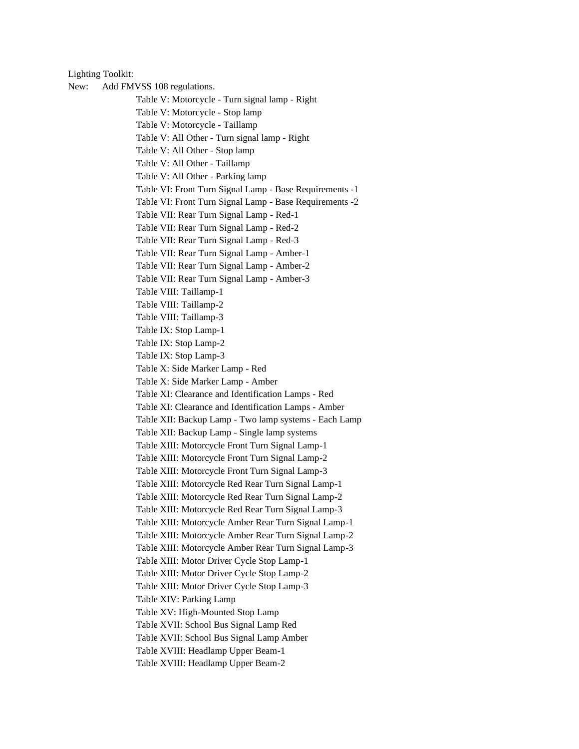Lighting Toolkit:

New: Add FMVSS 108 regulations.

- Table V: Motorcycle - Turn signal lamp - Right
- Table V: Motorcycle - Stop lamp
- Table V: Motorcycle - Taillamp
- Table V: All Other - Turn signal lamp - Right
- Table V: All Other - Stop lamp
- Table V: All Other - Taillamp
- Table V: All Other - Parking lamp
- Table VI: Front Turn Signal Lamp - Base Requirements -1
- Table VI: Front Turn Signal Lamp - Base Requirements -2
- Table VII: Rear Turn Signal Lamp - Red-1
- Table VII: Rear Turn Signal Lamp - Red-2
- Table VII: Rear Turn Signal Lamp - Red-3
- Table VII: Rear Turn Signal Lamp - Amber-1
- Table VII: Rear Turn Signal Lamp - Amber-2
- Table VII: Rear Turn Signal Lamp - Amber-3
- Table VIII: Taillamp-1
- Table VIII: Taillamp-2
- Table VIII: Taillamp-3
- Table IX: Stop Lamp-1
- Table IX: Stop Lamp-2
- Table IX: Stop Lamp-3
- Table X: Side Marker Lamp - Red
- Table X: Side Marker Lamp - Amber
- Table XI: Clearance and Identification Lamps - Red
- Table XI: Clearance and Identification Lamps - Amber
- Table XII: Backup Lamp - Two lamp systems - Each Lamp
- Table XII: Backup Lamp - Single lamp systems
- Table XIII: Motorcycle Front Turn Signal Lamp-1
- Table XIII: Motorcycle Front Turn Signal Lamp-2
- Table XIII: Motorcycle Front Turn Signal Lamp-3
- Table XIII: Motorcycle Red Rear Turn Signal Lamp-1
- Table XIII: Motorcycle Red Rear Turn Signal Lamp-2
- Table XIII: Motorcycle Red Rear Turn Signal Lamp-3
- Table XIII: Motorcycle Amber Rear Turn Signal Lamp-1
- Table XIII: Motorcycle Amber Rear Turn Signal Lamp-2
- Table XIII: Motorcycle Amber Rear Turn Signal Lamp-3
- Table XIII: Motor Driver Cycle Stop Lamp-1
- Table XIII: Motor Driver Cycle Stop Lamp-2
- Table XIII: Motor Driver Cycle Stop Lamp-3
- Table XIV: Parking Lamp
- Table XV: High-Mounted Stop Lamp
- Table XVII: School Bus Signal Lamp Red
- Table XVII: School Bus Signal Lamp Amber
- Table XVIII: Headlamp Upper Beam-1
- Table XVIII: Headlamp Upper Beam-2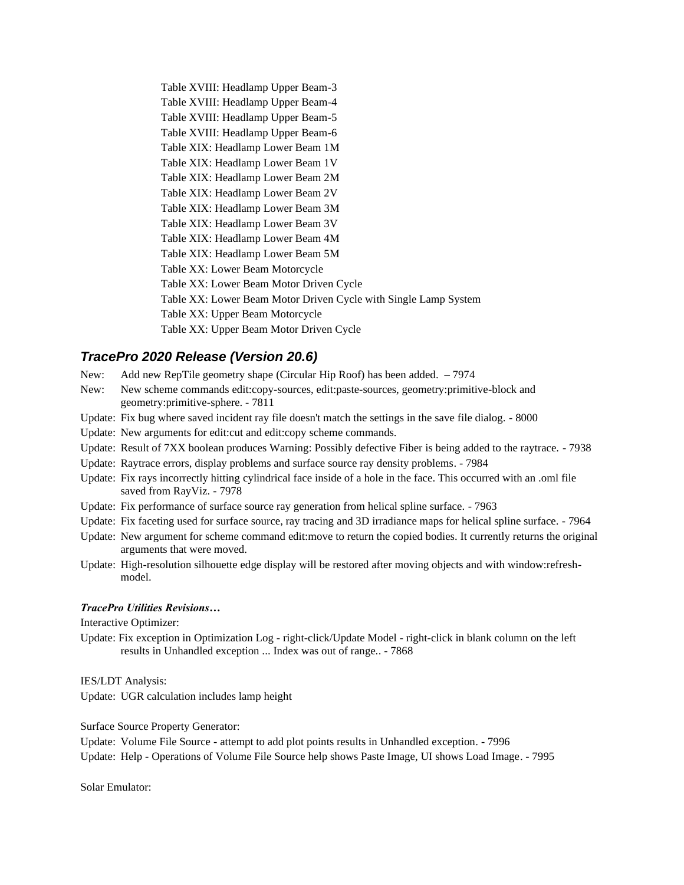Table XVIII: Headlamp Upper Beam-3
Table XVIII: Headlamp Upper Beam-4
Table XVIII: Headlamp Upper Beam-5
Table XVIII: Headlamp Upper Beam-6
Table XIX: Headlamp Lower Beam 1M
Table XIX: Headlamp Lower Beam 1V
Table XIX: Headlamp Lower Beam 2M
Table XIX: Headlamp Lower Beam 2V
Table XIX: Headlamp Lower Beam 3M
Table XIX: Headlamp Lower Beam 3V
Table XIX: Headlamp Lower Beam 4M
Table XIX: Headlamp Lower Beam 5M
Table XX: Lower Beam Motorcycle
Table XX: Lower Beam Motor Driven Cycle
Table XX: Lower Beam Motor Driven Cycle with Single Lamp System
Table XX: Upper Beam Motorcycle
Table XX: Upper Beam Motor Driven Cycle

## *TracePro 2020 Release (Version 20.6)*

New: Add new RepTile geometry shape (Circular Hip Roof) has been added. – 7974

New: New scheme commands edit:copy-sources, edit:paste-sources, geometry:primitive-block and geometry:primitive-sphere. - 7811

Update: Fix bug where saved incident ray file doesn't match the settings in the save file dialog. - 8000

Update: New arguments for edit:cut and edit:copy scheme commands.

Update: Result of 7XX boolean produces Warning: Possibly defective Fiber is being added to the raytrace. - 7938

Update: Raytrace errors, display problems and surface source ray density problems. - 7984

Update: Fix rays incorrectly hitting cylindrical face inside of a hole in the face. This occurred with an .oml file saved from RayViz. - 7978

Update: Fix performance of surface source ray generation from helical spline surface. - 7963

Update: Fix faceting used for surface source, ray tracing and 3D irradiance maps for helical spline surface. - 7964

Update: New argument for scheme command edit:move to return the copied bodies. It currently returns the original arguments that were moved.

Update: High-resolution silhouette edge display will be restored after moving objects and with window:refresh-model.

### *TracePro Utilities Revisions…*

Interactive Optimizer:

Update: Fix exception in Optimization Log - right-click/Update Model - right-click in blank column on the left results in Unhandled exception ... Index was out of range.. - 7868

IES/LDT Analysis:

Update: UGR calculation includes lamp height

Surface Source Property Generator:

Update: Volume File Source - attempt to add plot points results in Unhandled exception. - 7996

Update: Help - Operations of Volume File Source help shows Paste Image, UI shows Load Image. - 7995

Solar Emulator: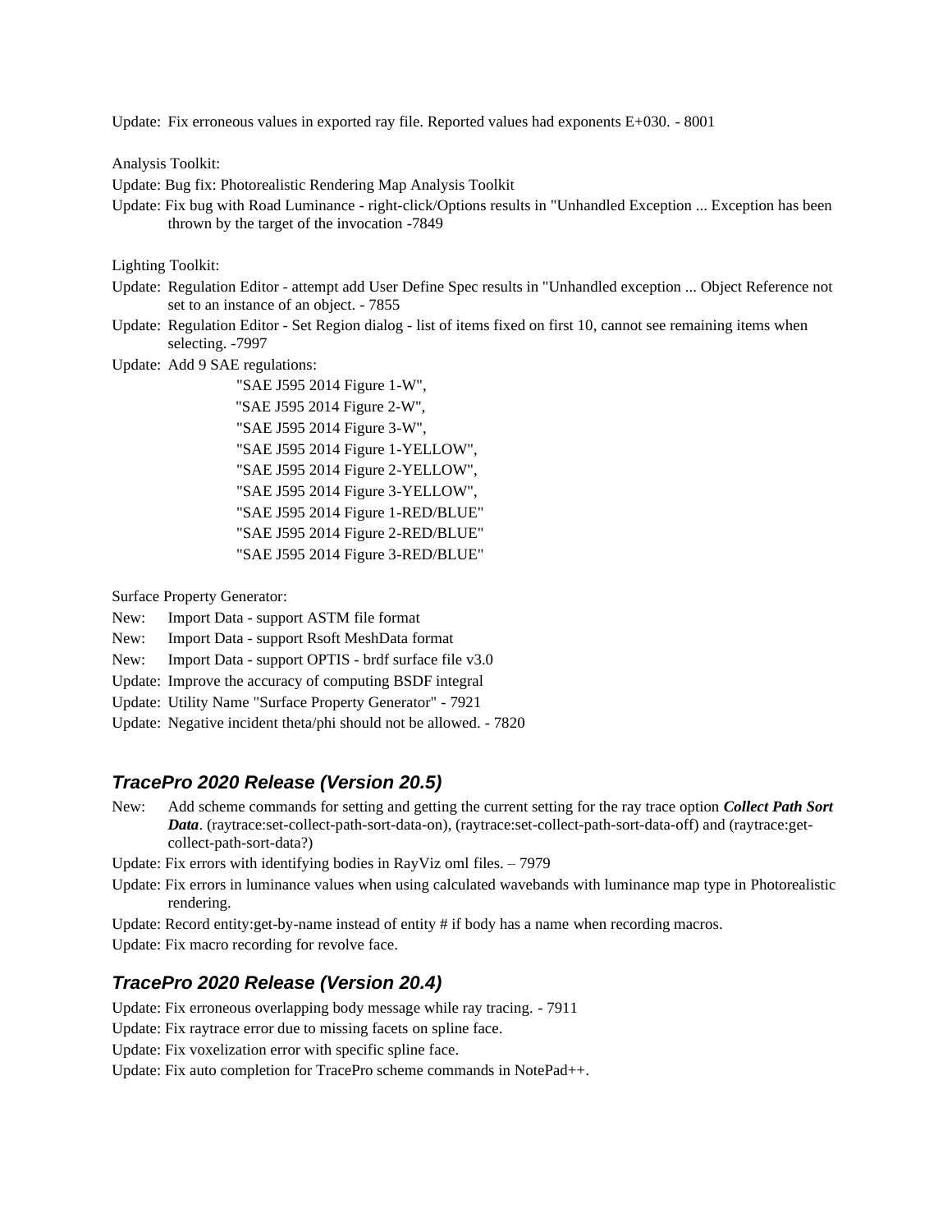Update: Fix erroneous values in exported ray file. Reported values had exponents E+030. - 8001

Analysis Toolkit:

Update: Bug fix: Photorealistic Rendering Map Analysis Toolkit

Update: Fix bug with Road Luminance - right-click/Options results in "Unhandled Exception ... Exception has been thrown by the target of the invocation -7849

Lighting Toolkit:

Update: Regulation Editor - attempt add User Define Spec results in "Unhandled exception ... Object Reference not set to an instance of an object. - 7855

Update: Regulation Editor - Set Region dialog - list of items fixed on first 10, cannot see remaining items when selecting. -7997

Update: Add 9 SAE regulations:

"SAE J595 2014 Figure 1-W",
"SAE J595 2014 Figure 2-W",
"SAE J595 2014 Figure 3-W",
"SAE J595 2014 Figure 1-YELLOW",
"SAE J595 2014 Figure 2-YELLOW",
"SAE J595 2014 Figure 3-YELLOW",
"SAE J595 2014 Figure 1-RED/BLUE"
"SAE J595 2014 Figure 2-RED/BLUE"
"SAE J595 2014 Figure 3-RED/BLUE"

Surface Property Generator:

New: Import Data - support ASTM file format

New: Import Data - support Rsoft MeshData format

New: Import Data - support OPTIS - brdf surface file v3.0

Update: Improve the accuracy of computing BSDF integral

Update: Utility Name "Surface Property Generator" - 7921

Update: Negative incident theta/phi should not be allowed. - 7820

## *TracePro 2020 Release (Version 20.5)*

New: Add scheme commands for setting and getting the current setting for the ray trace option ***Collect Path Sort Data***. (raytrace:set-collect-path-sort-data-on), (raytrace:set-collect-path-sort-data-off) and (raytrace:get-collect-path-sort-data?)

Update: Fix errors with identifying bodies in RayViz oml files. – 7979

Update: Fix errors in luminance values when using calculated wavebands with luminance map type in Photorealistic rendering.

Update: Record entity:get-by-name instead of entity # if body has a name when recording macros.

Update: Fix macro recording for revolve face.

## *TracePro 2020 Release (Version 20.4)*

Update: Fix erroneous overlapping body message while ray tracing. - 7911

Update: Fix raytrace error due to missing facets on spline face.

Update: Fix voxelization error with specific spline face.

Update: Fix auto completion for TracePro scheme commands in NotePad++.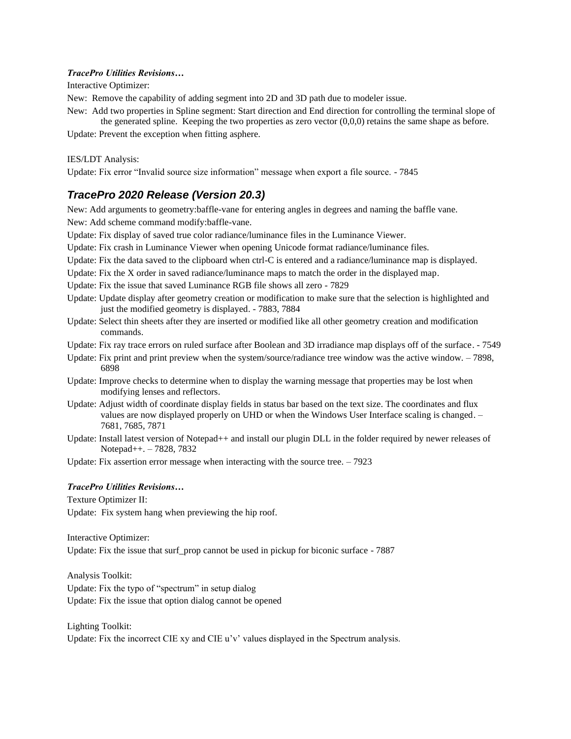***TracePro Utilities Revisions…***

Interactive Optimizer:

New: Remove the capability of adding segment into 2D and 3D path due to modeler issue.

New: Add two properties in Spline segment: Start direction and End direction for controlling the terminal slope of the generated spline. Keeping the two properties as zero vector (0,0,0) retains the same shape as before.

Update: Prevent the exception when fitting asphere.

IES/LDT Analysis:

Update: Fix error "Invalid source size information" message when export a file source. - 7845

## *TracePro 2020 Release (Version 20.3)*

New: Add arguments to geometry:baffle-vane for entering angles in degrees and naming the baffle vane.

New: Add scheme command modify:baffle-vane.

Update: Fix display of saved true color radiance/luminance files in the Luminance Viewer.

Update: Fix crash in Luminance Viewer when opening Unicode format radiance/luminance files.

Update: Fix the data saved to the clipboard when ctrl-C is entered and a radiance/luminance map is displayed.

Update: Fix the X order in saved radiance/luminance maps to match the order in the displayed map.

Update: Fix the issue that saved Luminance RGB file shows all zero - 7829

Update: Update display after geometry creation or modification to make sure that the selection is highlighted and just the modified geometry is displayed. - 7883, 7884

Update: Select thin sheets after they are inserted or modified like all other geometry creation and modification commands.

Update: Fix ray trace errors on ruled surface after Boolean and 3D irradiance map displays off of the surface. - 7549

Update: Fix print and print preview when the system/source/radiance tree window was the active window. – 7898, 6898

Update: Improve checks to determine when to display the warning message that properties may be lost when modifying lenses and reflectors.

Update: Adjust width of coordinate display fields in status bar based on the text size. The coordinates and flux values are now displayed properly on UHD or when the Windows User Interface scaling is changed. – 7681, 7685, 7871

Update: Install latest version of Notepad++ and install our plugin DLL in the folder required by newer releases of Notepad++. – 7828, 7832

Update: Fix assertion error message when interacting with the source tree. – 7923

***TracePro Utilities Revisions…***

Texture Optimizer II:

Update: Fix system hang when previewing the hip roof.

Interactive Optimizer:

Update: Fix the issue that surf_prop cannot be used in pickup for biconic surface - 7887

Analysis Toolkit:

Update: Fix the typo of "spectrum" in setup dialog

Update: Fix the issue that option dialog cannot be opened

Lighting Toolkit:

Update: Fix the incorrect CIE xy and CIE u'v' values displayed in the Spectrum analysis.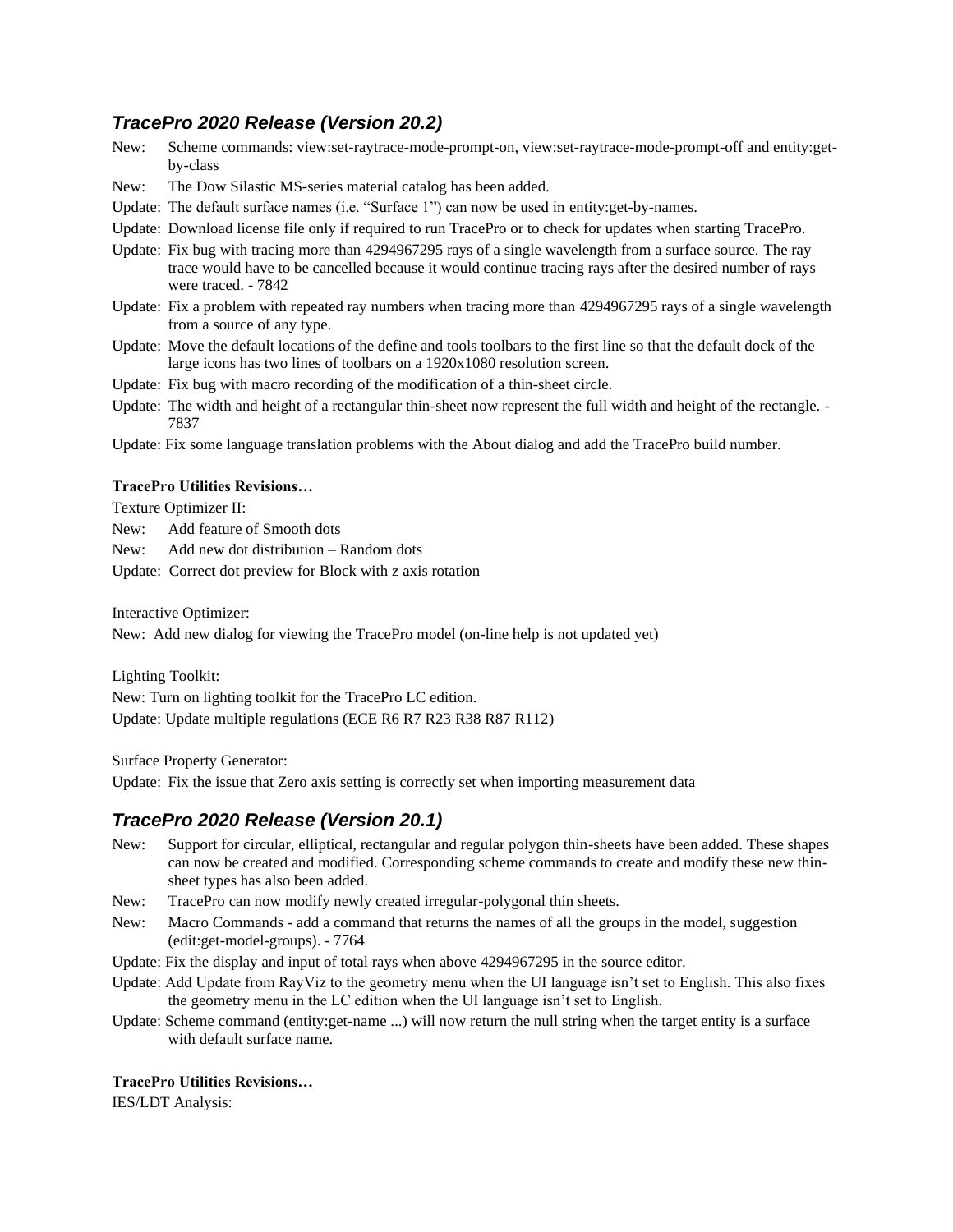## *TracePro 2020 Release (Version 20.2)*

New: Scheme commands: view:set-raytrace-mode-prompt-on, view:set-raytrace-mode-prompt-off and entity:get-by-class

New: The Dow Silastic MS-series material catalog has been added.

Update: The default surface names (i.e. "Surface 1") can now be used in entity:get-by-names.

Update: Download license file only if required to run TracePro or to check for updates when starting TracePro.

Update: Fix bug with tracing more than 4294967295 rays of a single wavelength from a surface source. The ray trace would have to be cancelled because it would continue tracing rays after the desired number of rays were traced. - 7842

Update: Fix a problem with repeated ray numbers when tracing more than 4294967295 rays of a single wavelength from a source of any type.

Update: Move the default locations of the define and tools toolbars to the first line so that the default dock of the large icons has two lines of toolbars on a 1920x1080 resolution screen.

Update: Fix bug with macro recording of the modification of a thin-sheet circle.

Update: The width and height of a rectangular thin-sheet now represent the full width and height of the rectangle. - 7837

Update: Fix some language translation problems with the About dialog and add the TracePro build number.

**TracePro Utilities Revisions…**

Texture Optimizer II:

New: Add feature of Smooth dots

New: Add new dot distribution – Random dots

Update: Correct dot preview for Block with z axis rotation

Interactive Optimizer:

New: Add new dialog for viewing the TracePro model (on-line help is not updated yet)

Lighting Toolkit:

New: Turn on lighting toolkit for the TracePro LC edition.

Update: Update multiple regulations (ECE R6 R7 R23 R38 R87 R112)

Surface Property Generator:

Update: Fix the issue that Zero axis setting is correctly set when importing measurement data

## *TracePro 2020 Release (Version 20.1)*

New: Support for circular, elliptical, rectangular and regular polygon thin-sheets have been added. These shapes can now be created and modified. Corresponding scheme commands to create and modify these new thin-sheet types has also been added.

New: TracePro can now modify newly created irregular-polygonal thin sheets.

New: Macro Commands - add a command that returns the names of all the groups in the model, suggestion (edit:get-model-groups). - 7764

Update: Fix the display and input of total rays when above 4294967295 in the source editor.

Update: Add Update from RayViz to the geometry menu when the UI language isn't set to English. This also fixes the geometry menu in the LC edition when the UI language isn't set to English.

Update: Scheme command (entity:get-name ...) will now return the null string when the target entity is a surface with default surface name.

**TracePro Utilities Revisions…**

IES/LDT Analysis: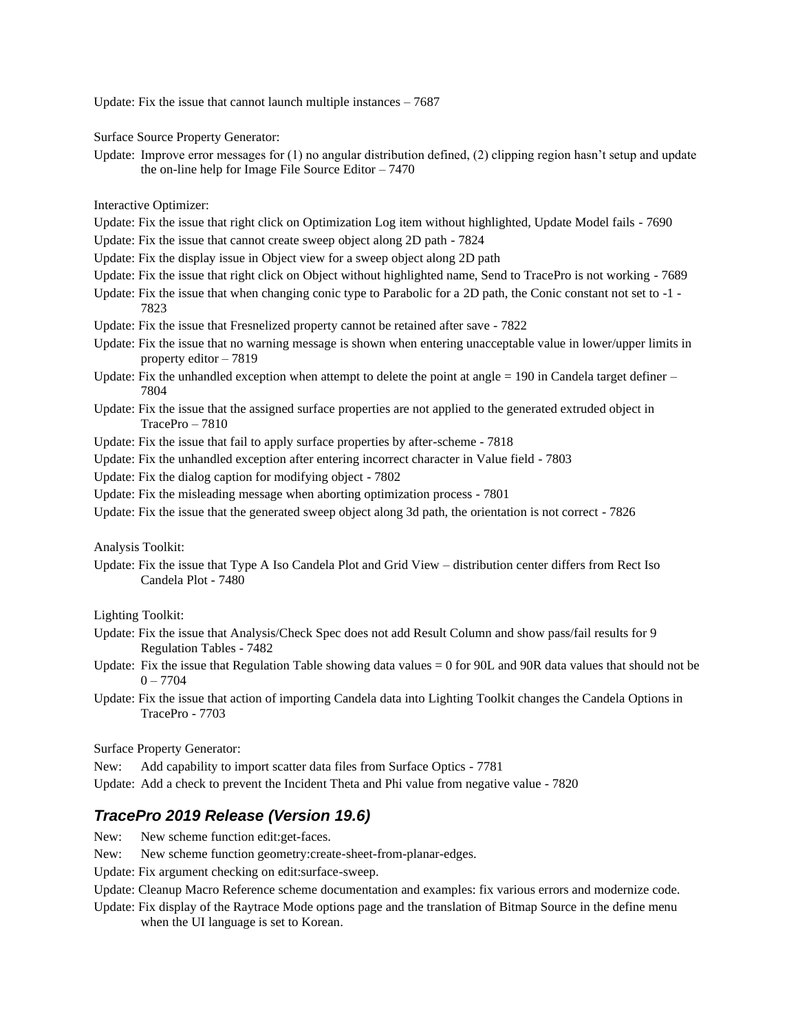Update: Fix the issue that cannot launch multiple instances – 7687

Surface Source Property Generator:

Update: Improve error messages for (1) no angular distribution defined, (2) clipping region hasn't setup and update the on-line help for Image File Source Editor – 7470

Interactive Optimizer:

Update: Fix the issue that right click on Optimization Log item without highlighted, Update Model fails - 7690

Update: Fix the issue that cannot create sweep object along 2D path - 7824

Update: Fix the display issue in Object view for a sweep object along 2D path

Update: Fix the issue that right click on Object without highlighted name, Send to TracePro is not working - 7689

Update: Fix the issue that when changing conic type to Parabolic for a 2D path, the Conic constant not set to -1 - 7823

Update: Fix the issue that Fresnelized property cannot be retained after save - 7822

Update: Fix the issue that no warning message is shown when entering unacceptable value in lower/upper limits in property editor – 7819

Update: Fix the unhandled exception when attempt to delete the point at angle = 190 in Candela target definer – 7804

Update: Fix the issue that the assigned surface properties are not applied to the generated extruded object in TracePro – 7810

Update: Fix the issue that fail to apply surface properties by after-scheme - 7818

Update: Fix the unhandled exception after entering incorrect character in Value field - 7803

Update: Fix the dialog caption for modifying object - 7802

Update: Fix the misleading message when aborting optimization process - 7801

Update: Fix the issue that the generated sweep object along 3d path, the orientation is not correct - 7826

Analysis Toolkit:

Update: Fix the issue that Type A Iso Candela Plot and Grid View – distribution center differs from Rect Iso Candela Plot - 7480

Lighting Toolkit:

Update: Fix the issue that Analysis/Check Spec does not add Result Column and show pass/fail results for 9 Regulation Tables - 7482

Update: Fix the issue that Regulation Table showing data values = 0 for 90L and 90R data values that should not be 0 – 7704

Update: Fix the issue that action of importing Candela data into Lighting Toolkit changes the Candela Options in TracePro - 7703

Surface Property Generator:

New: Add capability to import scatter data files from Surface Optics - 7781

Update: Add a check to prevent the Incident Theta and Phi value from negative value - 7820

## *TracePro 2019 Release (Version 19.6)*

New: New scheme function edit:get-faces.

New: New scheme function geometry:create-sheet-from-planar-edges.

Update: Fix argument checking on edit:surface-sweep.

Update: Cleanup Macro Reference scheme documentation and examples: fix various errors and modernize code.

Update: Fix display of the Raytrace Mode options page and the translation of Bitmap Source in the define menu when the UI language is set to Korean.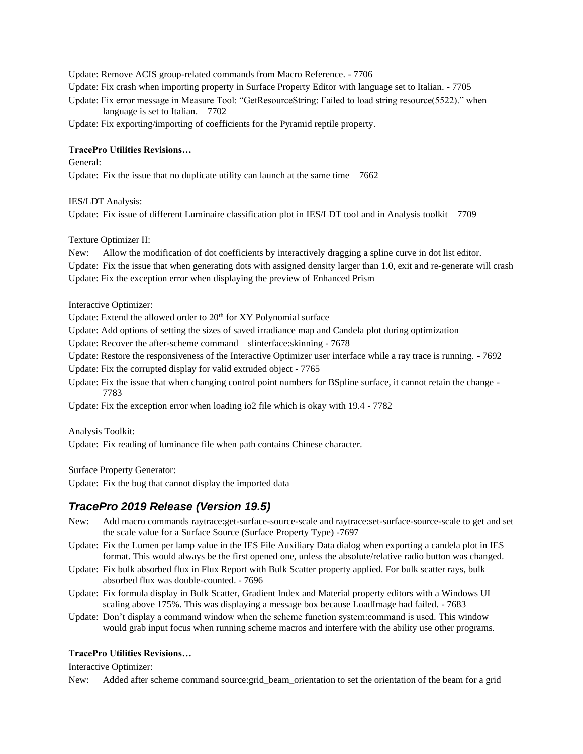Update: Remove ACIS group-related commands from Macro Reference. - 7706

Update: Fix crash when importing property in Surface Property Editor with language set to Italian. - 7705

Update: Fix error message in Measure Tool: "GetResourceString: Failed to load string resource(5522)." when language is set to Italian. – 7702

Update: Fix exporting/importing of coefficients for the Pyramid reptile property.

**TracePro Utilities Revisions…**

General:

Update: Fix the issue that no duplicate utility can launch at the same time – 7662

IES/LDT Analysis:

Update: Fix issue of different Luminaire classification plot in IES/LDT tool and in Analysis toolkit – 7709

Texture Optimizer II:

New: Allow the modification of dot coefficients by interactively dragging a spline curve in dot list editor.

Update: Fix the issue that when generating dots with assigned density larger than 1.0, exit and re-generate will crash

Update: Fix the exception error when displaying the preview of Enhanced Prism

Interactive Optimizer:

Update: Extend the allowed order to 20th for XY Polynomial surface

Update: Add options of setting the sizes of saved irradiance map and Candela plot during optimization

Update: Recover the after-scheme command – slinterface:skinning - 7678

Update: Restore the responsiveness of the Interactive Optimizer user interface while a ray trace is running. - 7692

Update: Fix the corrupted display for valid extruded object - 7765

Update: Fix the issue that when changing control point numbers for BSpline surface, it cannot retain the change - 7783

Update: Fix the exception error when loading io2 file which is okay with 19.4 - 7782

Analysis Toolkit:

Update: Fix reading of luminance file when path contains Chinese character.

Surface Property Generator:

Update: Fix the bug that cannot display the imported data

## *TracePro 2019 Release (Version 19.5)*

New: Add macro commands raytrace:get-surface-source-scale and raytrace:set-surface-source-scale to get and set the scale value for a Surface Source (Surface Property Type) -7697

Update: Fix the Lumen per lamp value in the IES File Auxiliary Data dialog when exporting a candela plot in IES format. This would always be the first opened one, unless the absolute/relative radio button was changed.

Update: Fix bulk absorbed flux in Flux Report with Bulk Scatter property applied. For bulk scatter rays, bulk absorbed flux was double-counted. - 7696

Update: Fix formula display in Bulk Scatter, Gradient Index and Material property editors with a Windows UI scaling above 175%. This was displaying a message box because LoadImage had failed. - 7683

Update: Don't display a command window when the scheme function system:command is used. This window would grab input focus when running scheme macros and interfere with the ability use other programs.

**TracePro Utilities Revisions…**

Interactive Optimizer:

New: Added after scheme command source:grid_beam_orientation to set the orientation of the beam for a grid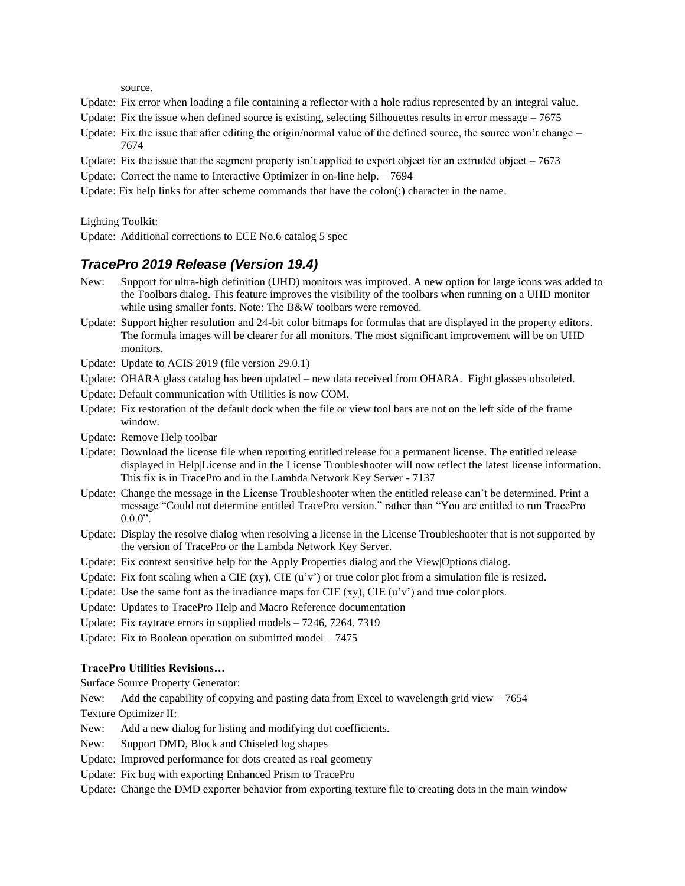source.

Update: Fix error when loading a file containing a reflector with a hole radius represented by an integral value.

Update: Fix the issue when defined source is existing, selecting Silhouettes results in error message – 7675

Update: Fix the issue that after editing the origin/normal value of the defined source, the source won't change – 7674

Update: Fix the issue that the segment property isn't applied to export object for an extruded object – 7673

Update: Correct the name to Interactive Optimizer in on-line help. – 7694

Update: Fix help links for after scheme commands that have the colon(:) character in the name.

Lighting Toolkit:

Update: Additional corrections to ECE No.6 catalog 5 spec

### *TracePro 2019 Release (Version 19.4)*

New: Support for ultra-high definition (UHD) monitors was improved. A new option for large icons was added to the Toolbars dialog. This feature improves the visibility of the toolbars when running on a UHD monitor while using smaller fonts. Note: The B&W toolbars were removed.

Update: Support higher resolution and 24-bit color bitmaps for formulas that are displayed in the property editors. The formula images will be clearer for all monitors. The most significant improvement will be on UHD monitors.

Update: Update to ACIS 2019 (file version 29.0.1)

Update: OHARA glass catalog has been updated – new data received from OHARA. Eight glasses obsoleted.

Update: Default communication with Utilities is now COM.

Update: Fix restoration of the default dock when the file or view tool bars are not on the left side of the frame window.

Update: Remove Help toolbar

Update: Download the license file when reporting entitled release for a permanent license. The entitled release displayed in Help|License and in the License Troubleshooter will now reflect the latest license information. This fix is in TracePro and in the Lambda Network Key Server - 7137

Update: Change the message in the License Troubleshooter when the entitled release can't be determined. Print a message "Could not determine entitled TracePro version." rather than "You are entitled to run TracePro 0.0.0".

Update: Display the resolve dialog when resolving a license in the License Troubleshooter that is not supported by the version of TracePro or the Lambda Network Key Server.

Update: Fix context sensitive help for the Apply Properties dialog and the View|Options dialog.

Update: Fix font scaling when a CIE (xy), CIE (u'v') or true color plot from a simulation file is resized.

Update: Use the same font as the irradiance maps for CIE (xy), CIE (u'v') and true color plots.

Update: Updates to TracePro Help and Macro Reference documentation

Update: Fix raytrace errors in supplied models – 7246, 7264, 7319

Update: Fix to Boolean operation on submitted model – 7475

**TracePro Utilities Revisions…**

Surface Source Property Generator:

New: Add the capability of copying and pasting data from Excel to wavelength grid view – 7654

Texture Optimizer II:

New: Add a new dialog for listing and modifying dot coefficients.

New: Support DMD, Block and Chiseled log shapes

Update: Improved performance for dots created as real geometry

Update: Fix bug with exporting Enhanced Prism to TracePro

Update: Change the DMD exporter behavior from exporting texture file to creating dots in the main window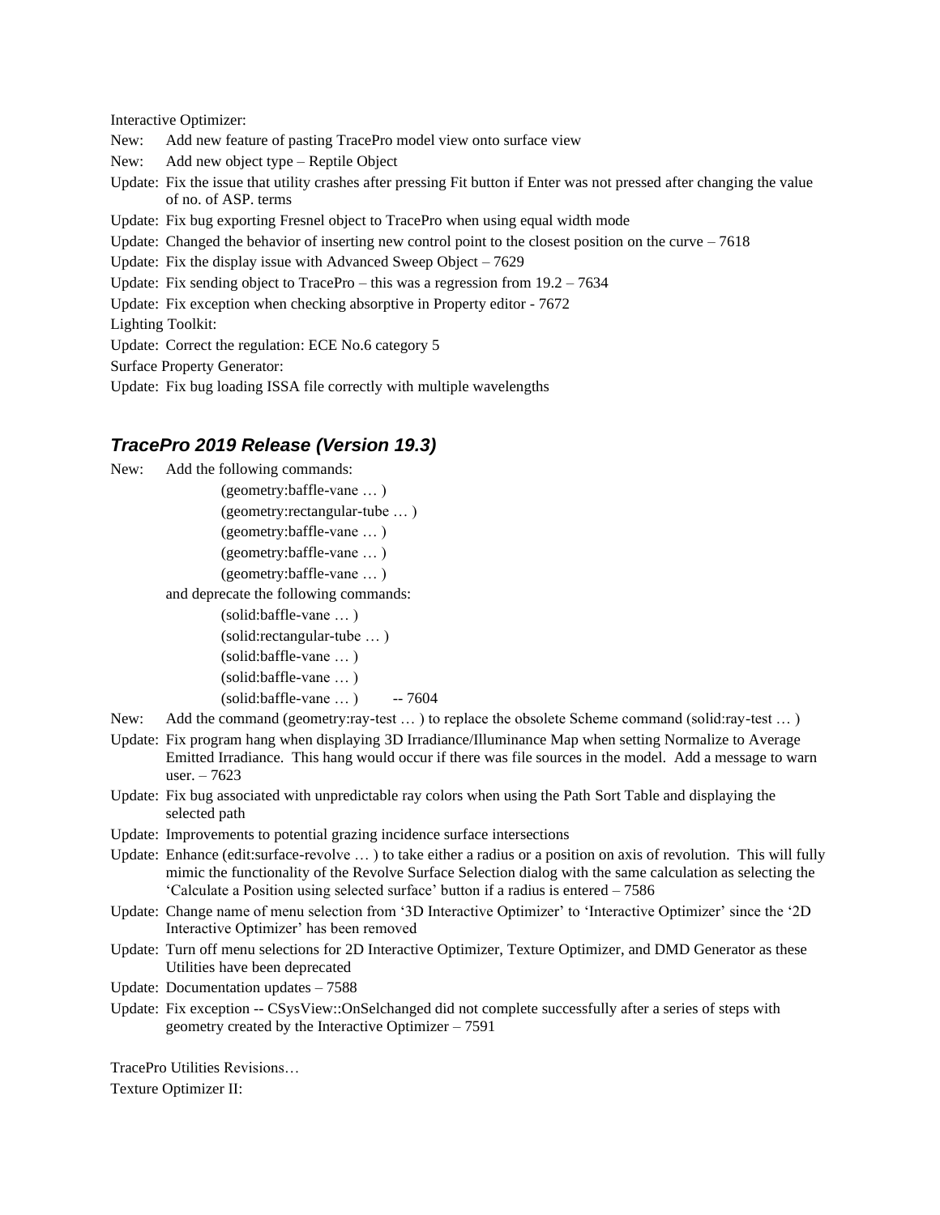Interactive Optimizer:

New: Add new feature of pasting TracePro model view onto surface view

New: Add new object type – Reptile Object

Update: Fix the issue that utility crashes after pressing Fit button if Enter was not pressed after changing the value of no. of ASP. terms

Update: Fix bug exporting Fresnel object to TracePro when using equal width mode

Update: Changed the behavior of inserting new control point to the closest position on the curve – 7618

Update: Fix the display issue with Advanced Sweep Object – 7629

Update: Fix sending object to TracePro – this was a regression from 19.2 – 7634

Update: Fix exception when checking absorptive in Property editor - 7672

Lighting Toolkit:

Update: Correct the regulation: ECE No.6 category 5

Surface Property Generator:

Update: Fix bug loading ISSA file correctly with multiple wavelengths

## *TracePro 2019 Release (Version 19.3)*

New: Add the following commands:

(geometry:baffle-vane … )
(geometry:rectangular-tube … )
(geometry:baffle-vane … )
(geometry:baffle-vane … )
(geometry:baffle-vane … )

and deprecate the following commands:

(solid:baffle-vane … )
(solid:rectangular-tube … )
(solid:baffle-vane … )
(solid:baffle-vane … )
(solid:baffle-vane … ) -- 7604

New: Add the command (geometry:ray-test … ) to replace the obsolete Scheme command (solid:ray-test … )

Update: Fix program hang when displaying 3D Irradiance/Illuminance Map when setting Normalize to Average Emitted Irradiance. This hang would occur if there was file sources in the model. Add a message to warn user. – 7623

Update: Fix bug associated with unpredictable ray colors when using the Path Sort Table and displaying the selected path

Update: Improvements to potential grazing incidence surface intersections

Update: Enhance (edit:surface-revolve … ) to take either a radius or a position on axis of revolution. This will fully mimic the functionality of the Revolve Surface Selection dialog with the same calculation as selecting the 'Calculate a Position using selected surface' button if a radius is entered – 7586

Update: Change name of menu selection from '3D Interactive Optimizer' to 'Interactive Optimizer' since the '2D Interactive Optimizer' has been removed

Update: Turn off menu selections for 2D Interactive Optimizer, Texture Optimizer, and DMD Generator as these Utilities have been deprecated

Update: Documentation updates – 7588

Update: Fix exception -- CSysView::OnSelchanged did not complete successfully after a series of steps with geometry created by the Interactive Optimizer – 7591

TracePro Utilities Revisions…

Texture Optimizer II: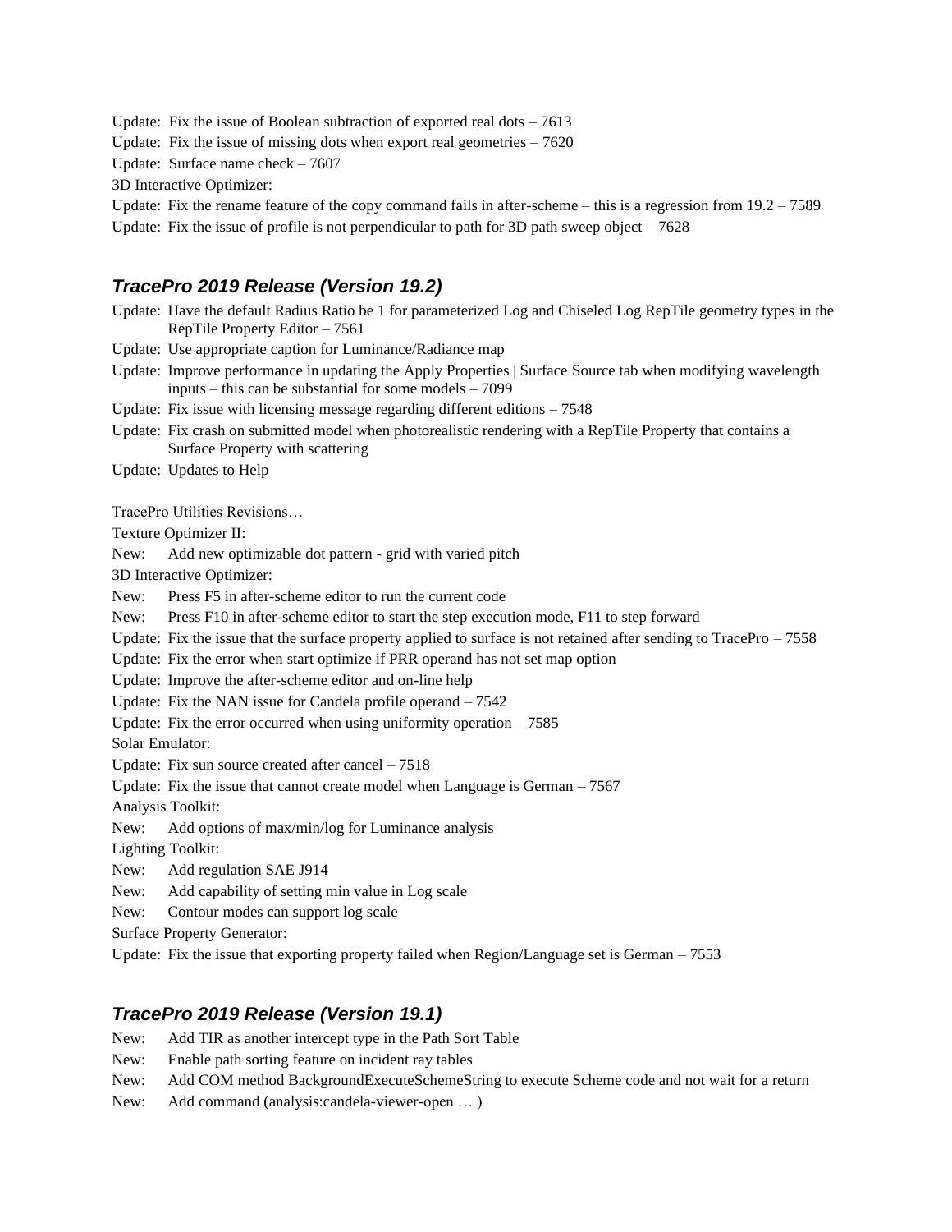Update: Fix the issue of Boolean subtraction of exported real dots – 7613

Update: Fix the issue of missing dots when export real geometries – 7620

Update: Surface name check – 7607

3D Interactive Optimizer:

Update: Fix the rename feature of the copy command fails in after-scheme – this is a regression from 19.2 – 7589

Update: Fix the issue of profile is not perpendicular to path for 3D path sweep object – 7628

### *TracePro 2019 Release (Version 19.2)*

Update: Have the default Radius Ratio be 1 for parameterized Log and Chiseled Log RepTile geometry types in the RepTile Property Editor – 7561

Update: Use appropriate caption for Luminance/Radiance map

Update: Improve performance in updating the Apply Properties | Surface Source tab when modifying wavelength inputs – this can be substantial for some models – 7099

Update: Fix issue with licensing message regarding different editions – 7548

Update: Fix crash on submitted model when photorealistic rendering with a RepTile Property that contains a Surface Property with scattering

Update: Updates to Help

TracePro Utilities Revisions…

Texture Optimizer II:

New: Add new optimizable dot pattern - grid with varied pitch

3D Interactive Optimizer:

New: Press F5 in after-scheme editor to run the current code

New: Press F10 in after-scheme editor to start the step execution mode, F11 to step forward

Update: Fix the issue that the surface property applied to surface is not retained after sending to TracePro – 7558

Update: Fix the error when start optimize if PRR operand has not set map option

Update: Improve the after-scheme editor and on-line help

Update: Fix the NAN issue for Candela profile operand – 7542

Update: Fix the error occurred when using uniformity operation – 7585

Solar Emulator:

Update: Fix sun source created after cancel – 7518

Update: Fix the issue that cannot create model when Language is German – 7567

Analysis Toolkit:

New: Add options of max/min/log for Luminance analysis

Lighting Toolkit:

New: Add regulation SAE J914

New: Add capability of setting min value in Log scale

New: Contour modes can support log scale

Surface Property Generator:

Update: Fix the issue that exporting property failed when Region/Language set is German – 7553

### *TracePro 2019 Release (Version 19.1)*

New: Add TIR as another intercept type in the Path Sort Table

New: Enable path sorting feature on incident ray tables

New: Add COM method BackgroundExecuteSchemeString to execute Scheme code and not wait for a return

New: Add command (analysis:candela-viewer-open … )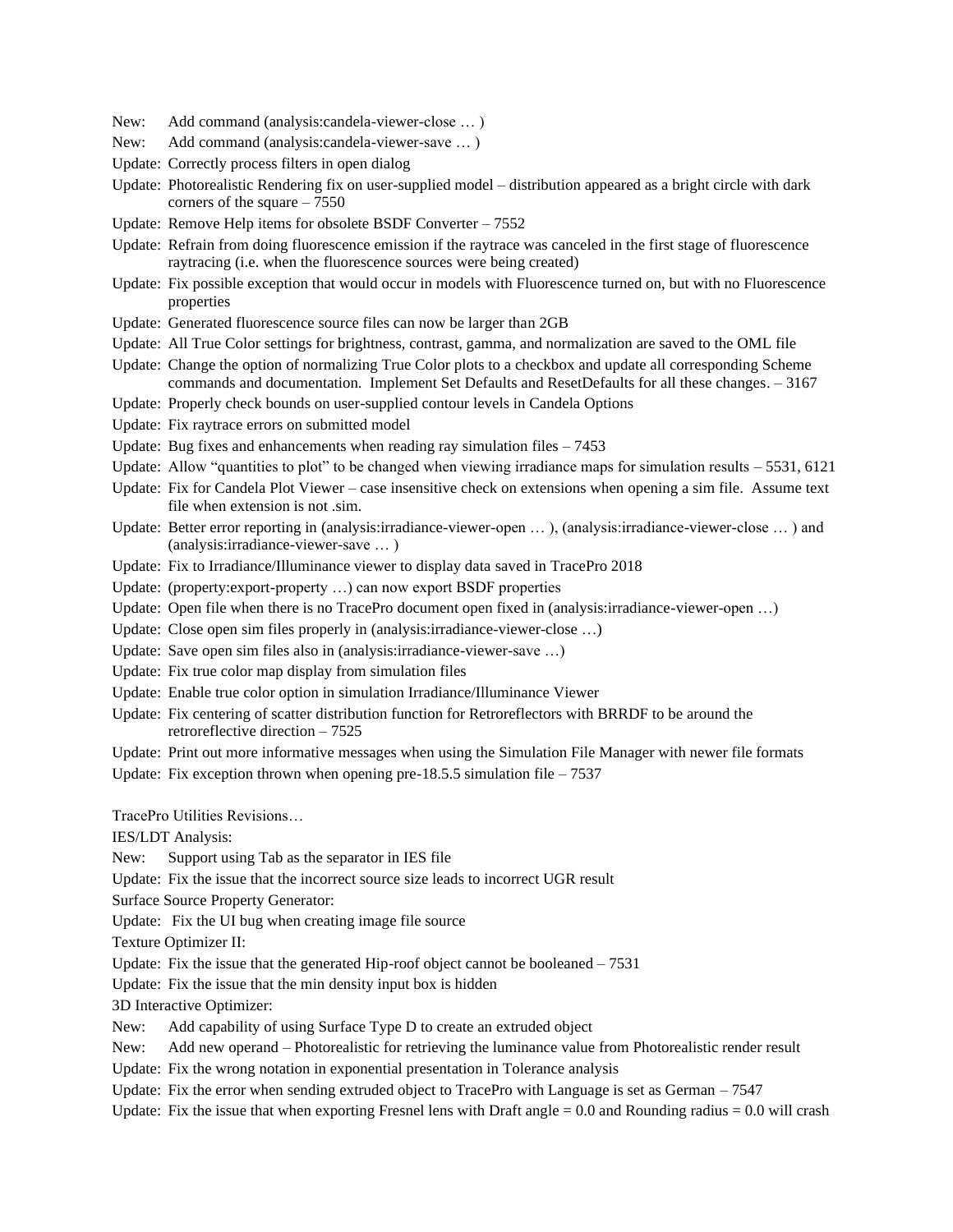New: Add command (analysis:candela-viewer-close … )

New: Add command (analysis:candela-viewer-save … )

Update: Correctly process filters in open dialog

Update: Photorealistic Rendering fix on user-supplied model – distribution appeared as a bright circle with dark corners of the square – 7550

Update: Remove Help items for obsolete BSDF Converter – 7552

Update: Refrain from doing fluorescence emission if the raytrace was canceled in the first stage of fluorescence raytracing (i.e. when the fluorescence sources were being created)

Update: Fix possible exception that would occur in models with Fluorescence turned on, but with no Fluorescence properties

Update: Generated fluorescence source files can now be larger than 2GB

Update: All True Color settings for brightness, contrast, gamma, and normalization are saved to the OML file

Update: Change the option of normalizing True Color plots to a checkbox and update all corresponding Scheme commands and documentation. Implement Set Defaults and ResetDefaults for all these changes. – 3167

Update: Properly check bounds on user-supplied contour levels in Candela Options

Update: Fix raytrace errors on submitted model

Update: Bug fixes and enhancements when reading ray simulation files – 7453

Update: Allow "quantities to plot" to be changed when viewing irradiance maps for simulation results – 5531, 6121

Update: Fix for Candela Plot Viewer – case insensitive check on extensions when opening a sim file. Assume text file when extension is not .sim.

Update: Better error reporting in (analysis:irradiance-viewer-open … ), (analysis:irradiance-viewer-close … ) and (analysis:irradiance-viewer-save … )

Update: Fix to Irradiance/Illuminance viewer to display data saved in TracePro 2018

Update: (property:export-property …) can now export BSDF properties

Update: Open file when there is no TracePro document open fixed in (analysis:irradiance-viewer-open …)

Update: Close open sim files properly in (analysis:irradiance-viewer-close …)

Update: Save open sim files also in (analysis:irradiance-viewer-save …)

Update: Fix true color map display from simulation files

Update: Enable true color option in simulation Irradiance/Illuminance Viewer

Update: Fix centering of scatter distribution function for Retroreflectors with BRRDF to be around the retroreflective direction – 7525

Update: Print out more informative messages when using the Simulation File Manager with newer file formats

Update: Fix exception thrown when opening pre-18.5.5 simulation file – 7537

TracePro Utilities Revisions…

IES/LDT Analysis:

New: Support using Tab as the separator in IES file

Update: Fix the issue that the incorrect source size leads to incorrect UGR result

Surface Source Property Generator:

Update: Fix the UI bug when creating image file source

Texture Optimizer II:

Update: Fix the issue that the generated Hip-roof object cannot be booleaned – 7531

Update: Fix the issue that the min density input box is hidden

3D Interactive Optimizer:

New: Add capability of using Surface Type D to create an extruded object

New: Add new operand – Photorealistic for retrieving the luminance value from Photorealistic render result

Update: Fix the wrong notation in exponential presentation in Tolerance analysis

Update: Fix the error when sending extruded object to TracePro with Language is set as German – 7547

Update: Fix the issue that when exporting Fresnel lens with Draft angle = 0.0 and Rounding radius = 0.0 will crash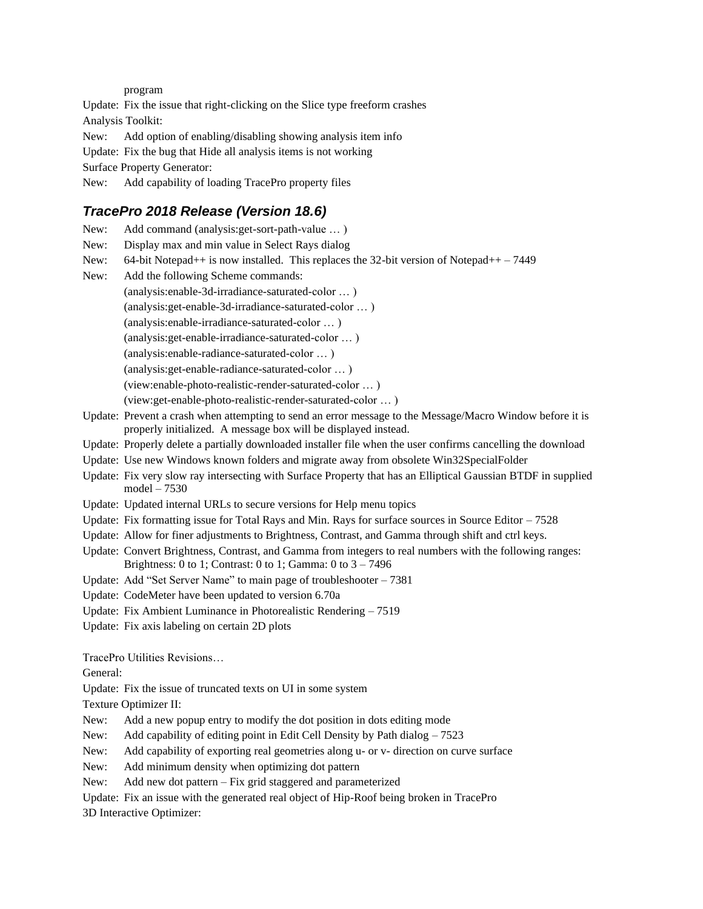program

Update: Fix the issue that right-clicking on the Slice type freeform crashes

Analysis Toolkit:

New: Add option of enabling/disabling showing analysis item info

Update: Fix the bug that Hide all analysis items is not working

Surface Property Generator:

New: Add capability of loading TracePro property files

## *TracePro 2018 Release (Version 18.6)*

New: Add command (analysis:get-sort-path-value … )

New: Display max and min value in Select Rays dialog

New: 64-bit Notepad++ is now installed. This replaces the 32-bit version of Notepad++ – 7449

New: Add the following Scheme commands:

(analysis:enable-3d-irradiance-saturated-color … )

(analysis:get-enable-3d-irradiance-saturated-color … )

(analysis:enable-irradiance-saturated-color … )

(analysis:get-enable-irradiance-saturated-color … )

(analysis:enable-radiance-saturated-color … )

(analysis:get-enable-radiance-saturated-color … )

(view:enable-photo-realistic-render-saturated-color … )

(view:get-enable-photo-realistic-render-saturated-color … )

Update: Prevent a crash when attempting to send an error message to the Message/Macro Window before it is properly initialized. A message box will be displayed instead.

Update: Properly delete a partially downloaded installer file when the user confirms cancelling the download

Update: Use new Windows known folders and migrate away from obsolete Win32SpecialFolder

Update: Fix very slow ray intersecting with Surface Property that has an Elliptical Gaussian BTDF in supplied model – 7530

Update: Updated internal URLs to secure versions for Help menu topics

Update: Fix formatting issue for Total Rays and Min. Rays for surface sources in Source Editor – 7528

Update: Allow for finer adjustments to Brightness, Contrast, and Gamma through shift and ctrl keys.

Update: Convert Brightness, Contrast, and Gamma from integers to real numbers with the following ranges: Brightness: 0 to 1; Contrast: 0 to 1; Gamma: 0 to 3 – 7496

Update: Add "Set Server Name" to main page of troubleshooter – 7381

Update: CodeMeter have been updated to version 6.70a

Update: Fix Ambient Luminance in Photorealistic Rendering – 7519

Update: Fix axis labeling on certain 2D plots

TracePro Utilities Revisions…

General:

Update: Fix the issue of truncated texts on UI in some system

Texture Optimizer II:

New: Add a new popup entry to modify the dot position in dots editing mode

New: Add capability of editing point in Edit Cell Density by Path dialog – 7523

New: Add capability of exporting real geometries along u- or v- direction on curve surface

New: Add minimum density when optimizing dot pattern

New: Add new dot pattern – Fix grid staggered and parameterized

Update: Fix an issue with the generated real object of Hip-Roof being broken in TracePro

3D Interactive Optimizer: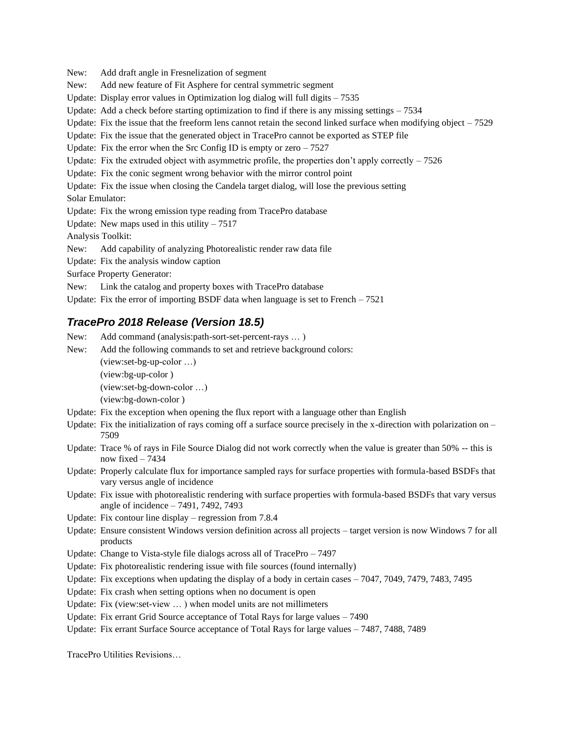New: Add draft angle in Fresnelization of segment

New: Add new feature of Fit Asphere for central symmetric segment

Update: Display error values in Optimization log dialog will full digits – 7535

Update: Add a check before starting optimization to find if there is any missing settings – 7534

Update: Fix the issue that the freeform lens cannot retain the second linked surface when modifying object – 7529

Update: Fix the issue that the generated object in TracePro cannot be exported as STEP file

Update: Fix the error when the Src Config ID is empty or zero – 7527

Update: Fix the extruded object with asymmetric profile, the properties don't apply correctly – 7526

Update: Fix the conic segment wrong behavior with the mirror control point

Update: Fix the issue when closing the Candela target dialog, will lose the previous setting

Solar Emulator:

Update: Fix the wrong emission type reading from TracePro database

Update: New maps used in this utility – 7517

Analysis Toolkit:

New: Add capability of analyzing Photorealistic render raw data file

Update: Fix the analysis window caption

Surface Property Generator:

New: Link the catalog and property boxes with TracePro database

Update: Fix the error of importing BSDF data when language is set to French – 7521

## *TracePro 2018 Release (Version 18.5)*

New: Add command (analysis:path-sort-set-percent-rays … )

New: Add the following commands to set and retrieve background colors:
(view:set-bg-up-color …)
(view:bg-up-color )
(view:set-bg-down-color …)
(view:bg-down-color )

Update: Fix the exception when opening the flux report with a language other than English

Update: Fix the initialization of rays coming off a surface source precisely in the x-direction with polarization on – 7509

Update: Trace % of rays in File Source Dialog did not work correctly when the value is greater than 50% -- this is now fixed – 7434

Update: Properly calculate flux for importance sampled rays for surface properties with formula-based BSDFs that vary versus angle of incidence

Update: Fix issue with photorealistic rendering with surface properties with formula-based BSDFs that vary versus angle of incidence – 7491, 7492, 7493

Update: Fix contour line display – regression from 7.8.4

Update: Ensure consistent Windows version definition across all projects – target version is now Windows 7 for all products

Update: Change to Vista-style file dialogs across all of TracePro – 7497

Update: Fix photorealistic rendering issue with file sources (found internally)

Update: Fix exceptions when updating the display of a body in certain cases – 7047, 7049, 7479, 7483, 7495

Update: Fix crash when setting options when no document is open

Update: Fix (view:set-view … ) when model units are not millimeters

Update: Fix errant Grid Source acceptance of Total Rays for large values – 7490

Update: Fix errant Surface Source acceptance of Total Rays for large values – 7487, 7488, 7489

TracePro Utilities Revisions…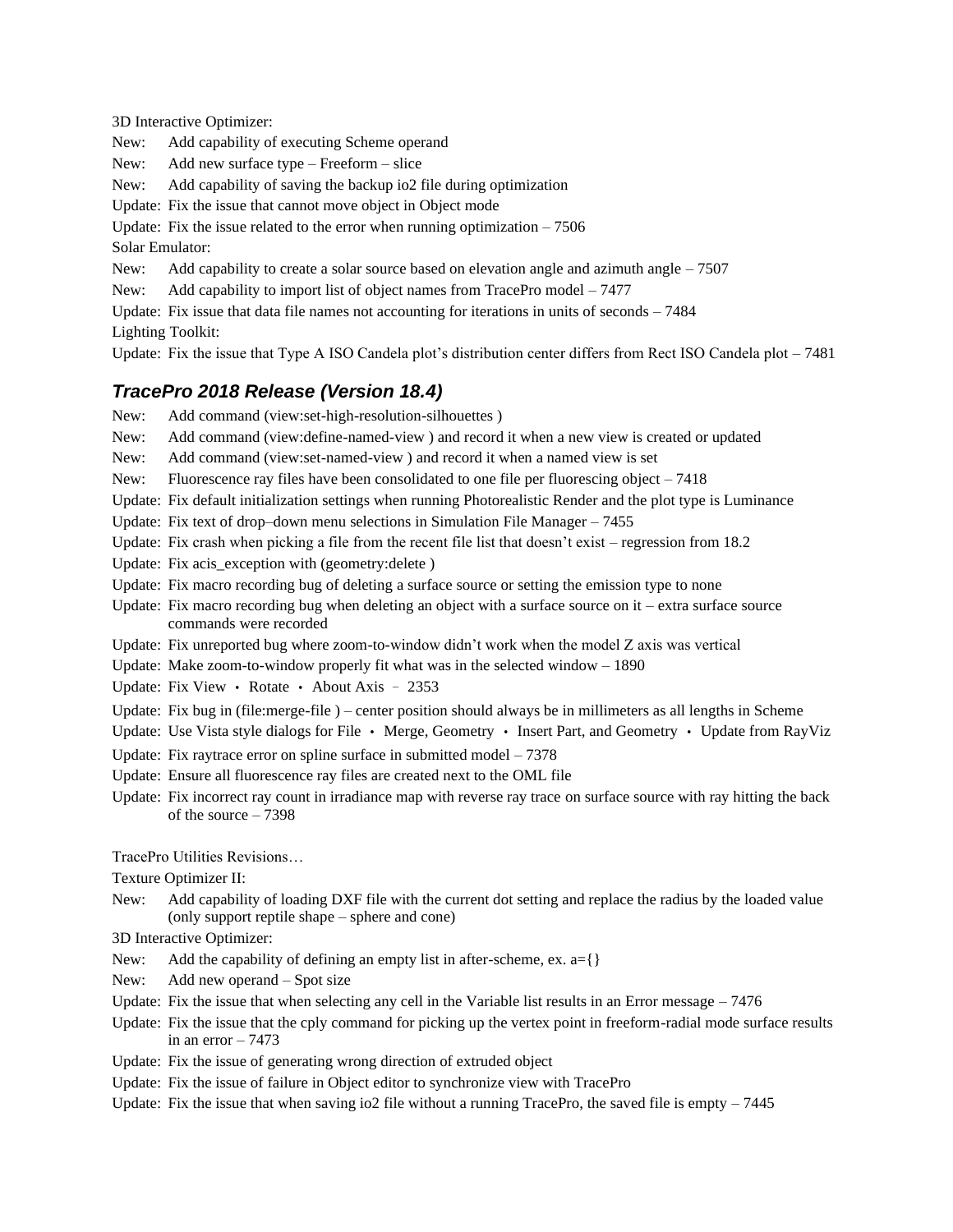3D Interactive Optimizer:

New: Add capability of executing Scheme operand

New: Add new surface type – Freeform – slice

New: Add capability of saving the backup io2 file during optimization

Update: Fix the issue that cannot move object in Object mode

Update: Fix the issue related to the error when running optimization – 7506

Solar Emulator:

New: Add capability to create a solar source based on elevation angle and azimuth angle – 7507

New: Add capability to import list of object names from TracePro model – 7477

Update: Fix issue that data file names not accounting for iterations in units of seconds – 7484

Lighting Toolkit:

Update: Fix the issue that Type A ISO Candela plot's distribution center differs from Rect ISO Candela plot – 7481

## *TracePro 2018 Release (Version 18.4)*

New: Add command (view:set-high-resolution-silhouettes )

New: Add command (view:define-named-view ) and record it when a new view is created or updated

New: Add command (view:set-named-view ) and record it when a named view is set

New: Fluorescence ray files have been consolidated to one file per fluorescing object – 7418

Update: Fix default initialization settings when running Photorealistic Render and the plot type is Luminance

Update: Fix text of drop–down menu selections in Simulation File Manager – 7455

Update: Fix crash when picking a file from the recent file list that doesn't exist – regression from 18.2

Update: Fix acis_exception with (geometry:delete )

Update: Fix macro recording bug of deleting a surface source or setting the emission type to none

Update: Fix macro recording bug when deleting an object with a surface source on it – extra surface source commands were recorded

Update: Fix unreported bug where zoom-to-window didn't work when the model Z axis was vertical

Update: Make zoom-to-window properly fit what was in the selected window – 1890

Update: Fix View • Rotate • About Axis – 2353

Update: Fix bug in (file:merge-file ) – center position should always be in millimeters as all lengths in Scheme

Update: Use Vista style dialogs for File • Merge, Geometry • Insert Part, and Geometry • Update from RayViz

Update: Fix raytrace error on spline surface in submitted model – 7378

Update: Ensure all fluorescence ray files are created next to the OML file

Update: Fix incorrect ray count in irradiance map with reverse ray trace on surface source with ray hitting the back of the source – 7398

TracePro Utilities Revisions…

Texture Optimizer II:

New: Add capability of loading DXF file with the current dot setting and replace the radius by the loaded value (only support reptile shape – sphere and cone)

3D Interactive Optimizer:

New: Add the capability of defining an empty list in after-scheme, ex. a={}

New: Add new operand – Spot size

Update: Fix the issue that when selecting any cell in the Variable list results in an Error message – 7476

Update: Fix the issue that the cply command for picking up the vertex point in freeform-radial mode surface results in an error – 7473

Update: Fix the issue of generating wrong direction of extruded object

Update: Fix the issue of failure in Object editor to synchronize view with TracePro

Update: Fix the issue that when saving io2 file without a running TracePro, the saved file is empty – 7445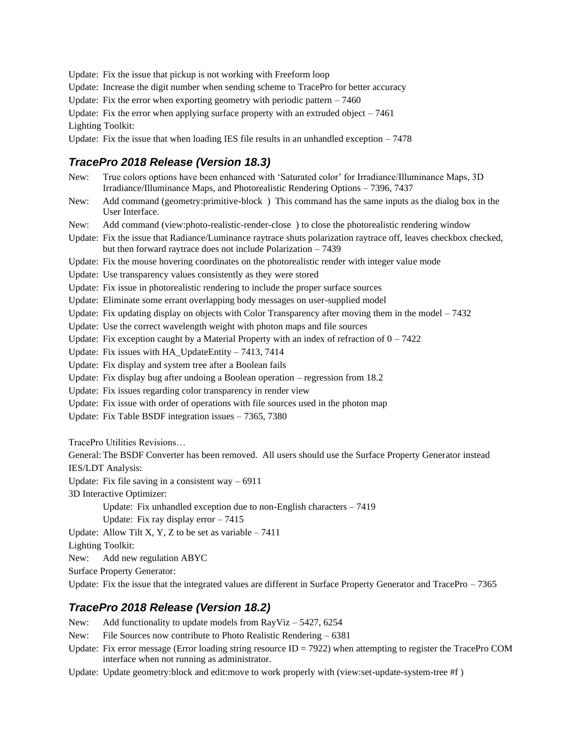Update: Fix the issue that pickup is not working with Freeform loop

Update: Increase the digit number when sending scheme to TracePro for better accuracy

Update: Fix the error when exporting geometry with periodic pattern – 7460

Update: Fix the error when applying surface property with an extruded object – 7461

Lighting Toolkit:

Update: Fix the issue that when loading IES file results in an unhandled exception – 7478

## TracePro 2018 Release (Version 18.3)

New: True colors options have been enhanced with 'Saturated color' for Irradiance/Illuminance Maps, 3D Irradiance/Illuminance Maps, and Photorealistic Rendering Options – 7396, 7437

New: Add command (geometry:primitive-block ) This command has the same inputs as the dialog box in the User Interface.

New: Add command (view:photo-realistic-render-close ) to close the photorealistic rendering window

Update: Fix the issue that Radiance/Luminance raytrace shuts polarization raytrace off, leaves checkbox checked, but then forward raytrace does not include Polarization – 7439

Update: Fix the mouse hovering coordinates on the photorealistic render with integer value mode

Update: Use transparency values consistently as they were stored

Update: Fix issue in photorealistic rendering to include the proper surface sources

Update: Eliminate some errant overlapping body messages on user-supplied model

Update: Fix updating display on objects with Color Transparency after moving them in the model – 7432

Update: Use the correct wavelength weight with photon maps and file sources

Update: Fix exception caught by a Material Property with an index of refraction of 0 – 7422

Update: Fix issues with HA_UpdateEntity – 7413, 7414

Update: Fix display and system tree after a Boolean fails

Update: Fix display bug after undoing a Boolean operation – regression from 18.2

Update: Fix issues regarding color transparency in render view

Update: Fix issue with order of operations with file sources used in the photon map

Update: Fix Table BSDF integration issues – 7365, 7380

TracePro Utilities Revisions…

General: The BSDF Converter has been removed. All users should use the Surface Property Generator instead

IES/LDT Analysis:

Update: Fix file saving in a consistent way – 6911

3D Interactive Optimizer:

Update: Fix unhandled exception due to non-English characters – 7419

Update: Fix ray display error – 7415

Update: Allow Tilt X, Y, Z to be set as variable – 7411

Lighting Toolkit:

New: Add new regulation ABYC

Surface Property Generator:

Update: Fix the issue that the integrated values are different in Surface Property Generator and TracePro – 7365

## TracePro 2018 Release (Version 18.2)

New: Add functionality to update models from RayViz – 5427, 6254

New: File Sources now contribute to Photo Realistic Rendering – 6381

Update: Fix error message (Error loading string resource ID = 7922) when attempting to register the TracePro COM interface when not running as administrator.

Update: Update geometry:block and edit:move to work properly with (view:set-update-system-tree #f )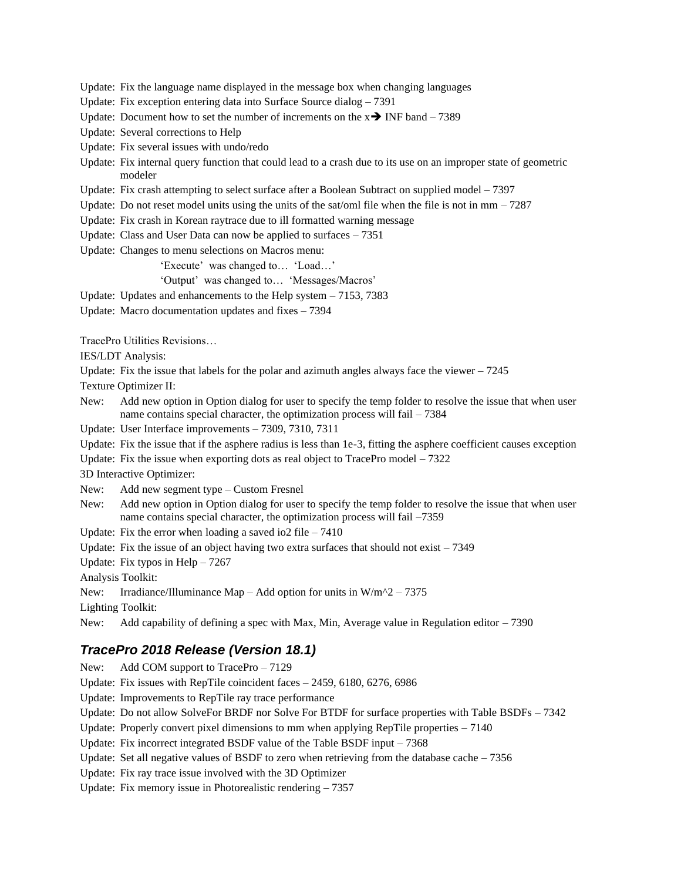Update: Fix the language name displayed in the message box when changing languages

Update: Fix exception entering data into Surface Source dialog – 7391

Update: Document how to set the number of increments on the x→ INF band – 7389

Update: Several corrections to Help

Update: Fix several issues with undo/redo

Update: Fix internal query function that could lead to a crash due to its use on an improper state of geometric modeler

Update: Fix crash attempting to select surface after a Boolean Subtract on supplied model – 7397

Update: Do not reset model units using the units of the sat/oml file when the file is not in mm – 7287

Update: Fix crash in Korean raytrace due to ill formatted warning message

Update: Class and User Data can now be applied to surfaces – 7351

Update: Changes to menu selections on Macros menu:

'Execute' was changed to… 'Load…'

'Output' was changed to… 'Messages/Macros'

Update: Updates and enhancements to the Help system – 7153, 7383

Update: Macro documentation updates and fixes – 7394

TracePro Utilities Revisions…

IES/LDT Analysis:

Update: Fix the issue that labels for the polar and azimuth angles always face the viewer – 7245

Texture Optimizer II:

New: Add new option in Option dialog for user to specify the temp folder to resolve the issue that when user name contains special character, the optimization process will fail – 7384

Update: User Interface improvements – 7309, 7310, 7311

Update: Fix the issue that if the asphere radius is less than 1e-3, fitting the asphere coefficient causes exception

Update: Fix the issue when exporting dots as real object to TracePro model – 7322

3D Interactive Optimizer:

New: Add new segment type – Custom Fresnel

New: Add new option in Option dialog for user to specify the temp folder to resolve the issue that when user name contains special character, the optimization process will fail –7359

Update: Fix the error when loading a saved io2 file – 7410

Update: Fix the issue of an object having two extra surfaces that should not exist – 7349

Update: Fix typos in Help – 7267

Analysis Toolkit:

New: Irradiance/Illuminance Map – Add option for units in W/m^2 – 7375

Lighting Toolkit:

New: Add capability of defining a spec with Max, Min, Average value in Regulation editor – 7390

## *TracePro 2018 Release (Version 18.1)*

New: Add COM support to TracePro – 7129

Update: Fix issues with RepTile coincident faces – 2459, 6180, 6276, 6986

Update: Improvements to RepTile ray trace performance

Update: Do not allow SolveFor BRDF nor Solve For BTDF for surface properties with Table BSDFs – 7342

Update: Properly convert pixel dimensions to mm when applying RepTile properties – 7140

Update: Fix incorrect integrated BSDF value of the Table BSDF input – 7368

Update: Set all negative values of BSDF to zero when retrieving from the database cache – 7356

Update: Fix ray trace issue involved with the 3D Optimizer

Update: Fix memory issue in Photorealistic rendering – 7357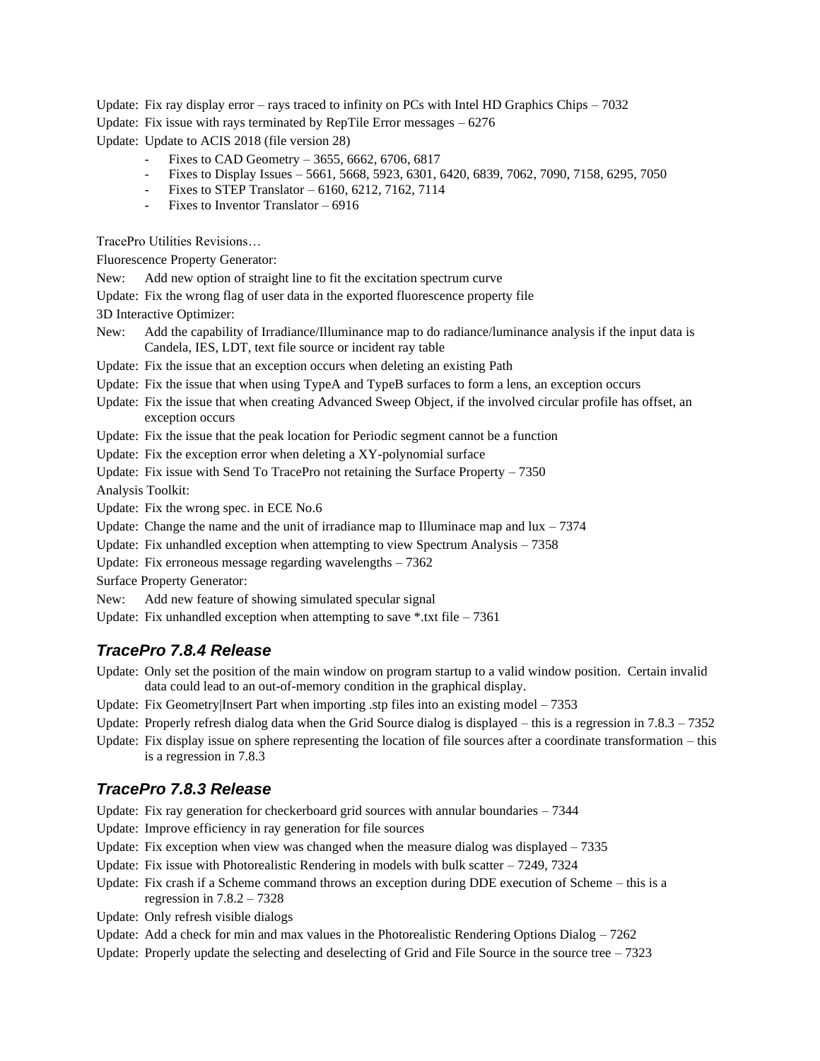Update: Fix ray display error – rays traced to infinity on PCs with Intel HD Graphics Chips – 7032

Update: Fix issue with rays terminated by RepTile Error messages – 6276

Update: Update to ACIS 2018 (file version 28)

- Fixes to CAD Geometry – 3655, 6662, 6706, 6817
- Fixes to Display Issues – 5661, 5668, 5923, 6301, 6420, 6839, 7062, 7090, 7158, 6295, 7050
- Fixes to STEP Translator – 6160, 6212, 7162, 7114
- Fixes to Inventor Translator – 6916

TracePro Utilities Revisions…

Fluorescence Property Generator:

New: Add new option of straight line to fit the excitation spectrum curve

Update: Fix the wrong flag of user data in the exported fluorescence property file

3D Interactive Optimizer:

New: Add the capability of Irradiance/Illuminance map to do radiance/luminance analysis if the input data is Candela, IES, LDT, text file source or incident ray table

Update: Fix the issue that an exception occurs when deleting an existing Path

Update: Fix the issue that when using TypeA and TypeB surfaces to form a lens, an exception occurs

Update: Fix the issue that when creating Advanced Sweep Object, if the involved circular profile has offset, an exception occurs

Update: Fix the issue that the peak location for Periodic segment cannot be a function

Update: Fix the exception error when deleting a XY-polynomial surface

Update: Fix issue with Send To TracePro not retaining the Surface Property – 7350

Analysis Toolkit:

Update: Fix the wrong spec. in ECE No.6

Update: Change the name and the unit of irradiance map to Illuminace map and lux – 7374

Update: Fix unhandled exception when attempting to view Spectrum Analysis – 7358

Update: Fix erroneous message regarding wavelengths – 7362

Surface Property Generator:

New: Add new feature of showing simulated specular signal

Update: Fix unhandled exception when attempting to save *.txt file – 7361

## *TracePro 7.8.4 Release*

Update: Only set the position of the main window on program startup to a valid window position. Certain invalid data could lead to an out-of-memory condition in the graphical display.

Update: Fix Geometry|Insert Part when importing .stp files into an existing model – 7353

Update: Properly refresh dialog data when the Grid Source dialog is displayed – this is a regression in 7.8.3 – 7352

Update: Fix display issue on sphere representing the location of file sources after a coordinate transformation – this is a regression in 7.8.3

## *TracePro 7.8.3 Release*

Update: Fix ray generation for checkerboard grid sources with annular boundaries – 7344

Update: Improve efficiency in ray generation for file sources

Update: Fix exception when view was changed when the measure dialog was displayed – 7335

Update: Fix issue with Photorealistic Rendering in models with bulk scatter – 7249, 7324

Update: Fix crash if a Scheme command throws an exception during DDE execution of Scheme – this is a regression in 7.8.2 – 7328

Update: Only refresh visible dialogs

Update: Add a check for min and max values in the Photorealistic Rendering Options Dialog – 7262

Update: Properly update the selecting and deselecting of Grid and File Source in the source tree – 7323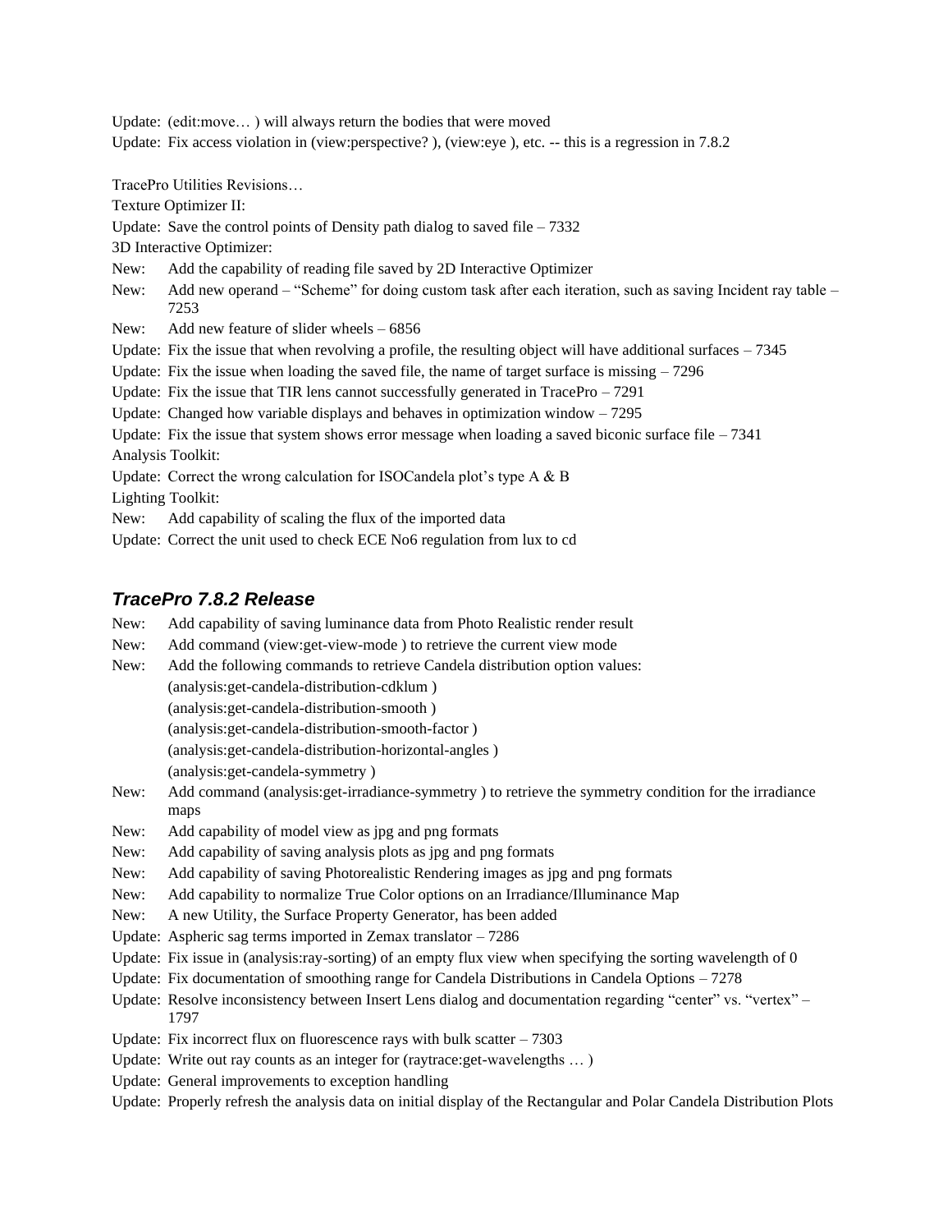Update: (edit:move… ) will always return the bodies that were moved

Update: Fix access violation in (view:perspective? ), (view:eye ), etc. -- this is a regression in 7.8.2

TracePro Utilities Revisions…

Texture Optimizer II:

Update: Save the control points of Density path dialog to saved file – 7332

3D Interactive Optimizer:

New: Add the capability of reading file saved by 2D Interactive Optimizer

New: Add new operand – “Scheme” for doing custom task after each iteration, such as saving Incident ray table – 7253

New: Add new feature of slider wheels – 6856

Update: Fix the issue that when revolving a profile, the resulting object will have additional surfaces – 7345

Update: Fix the issue when loading the saved file, the name of target surface is missing – 7296

Update: Fix the issue that TIR lens cannot successfully generated in TracePro – 7291

Update: Changed how variable displays and behaves in optimization window – 7295

Update: Fix the issue that system shows error message when loading a saved biconic surface file – 7341

Analysis Toolkit:

Update: Correct the wrong calculation for ISOCandela plot’s type A & B

Lighting Toolkit:

New: Add capability of scaling the flux of the imported data

Update: Correct the unit used to check ECE No6 regulation from lux to cd

## *TracePro 7.8.2 Release*

New: Add capability of saving luminance data from Photo Realistic render result

New: Add command (view:get-view-mode ) to retrieve the current view mode

New: Add the following commands to retrieve Candela distribution option values:
(analysis:get-candela-distribution-cdklum )
(analysis:get-candela-distribution-smooth )
(analysis:get-candela-distribution-smooth-factor )
(analysis:get-candela-distribution-horizontal-angles )
(analysis:get-candela-symmetry )

New: Add command (analysis:get-irradiance-symmetry ) to retrieve the symmetry condition for the irradiance maps

New: Add capability of model view as jpg and png formats

New: Add capability of saving analysis plots as jpg and png formats

New: Add capability of saving Photorealistic Rendering images as jpg and png formats

New: Add capability to normalize True Color options on an Irradiance/Illuminance Map

New: A new Utility, the Surface Property Generator, has been added

Update: Aspheric sag terms imported in Zemax translator – 7286

Update: Fix issue in (analysis:ray-sorting) of an empty flux view when specifying the sorting wavelength of 0

Update: Fix documentation of smoothing range for Candela Distributions in Candela Options – 7278

Update: Resolve inconsistency between Insert Lens dialog and documentation regarding “center” vs. “vertex” – 1797

Update: Fix incorrect flux on fluorescence rays with bulk scatter – 7303

Update: Write out ray counts as an integer for (raytrace:get-wavelengths … )

Update: General improvements to exception handling

Update: Properly refresh the analysis data on initial display of the Rectangular and Polar Candela Distribution Plots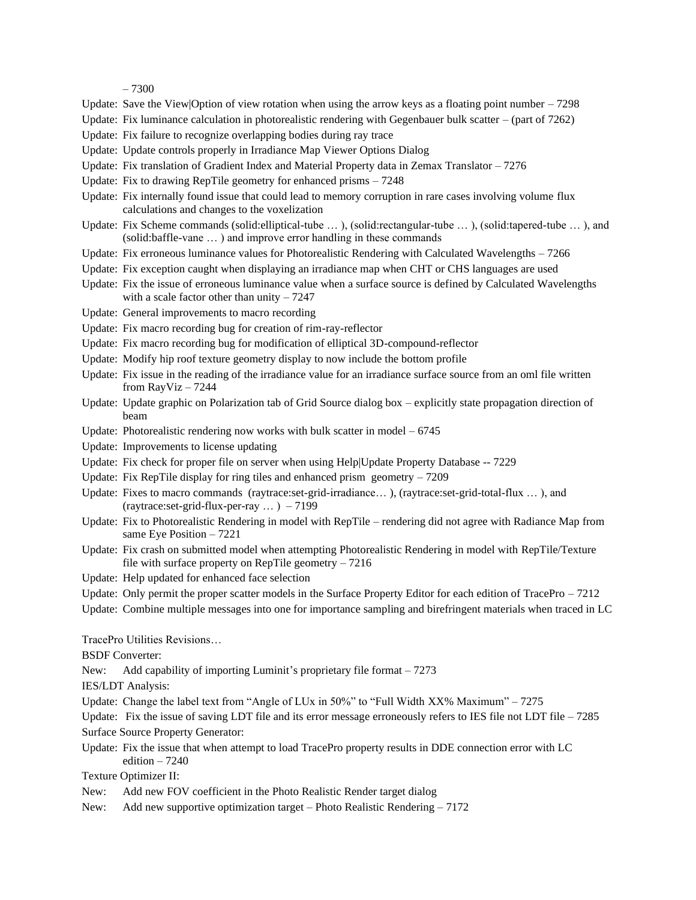– 7300

Update: Save the View|Option of view rotation when using the arrow keys as a floating point number – 7298

Update: Fix luminance calculation in photorealistic rendering with Gegenbauer bulk scatter – (part of 7262)

Update: Fix failure to recognize overlapping bodies during ray trace

Update: Update controls properly in Irradiance Map Viewer Options Dialog

Update: Fix translation of Gradient Index and Material Property data in Zemax Translator – 7276

Update: Fix to drawing RepTile geometry for enhanced prisms – 7248

Update: Fix internally found issue that could lead to memory corruption in rare cases involving volume flux calculations and changes to the voxelization

Update: Fix Scheme commands (solid:elliptical-tube … ), (solid:rectangular-tube … ), (solid:tapered-tube … ), and (solid:baffle-vane … ) and improve error handling in these commands

Update: Fix erroneous luminance values for Photorealistic Rendering with Calculated Wavelengths – 7266

Update: Fix exception caught when displaying an irradiance map when CHT or CHS languages are used

Update: Fix the issue of erroneous luminance value when a surface source is defined by Calculated Wavelengths with a scale factor other than unity – 7247

Update: General improvements to macro recording

Update: Fix macro recording bug for creation of rim-ray-reflector

Update: Fix macro recording bug for modification of elliptical 3D-compound-reflector

Update: Modify hip roof texture geometry display to now include the bottom profile

Update: Fix issue in the reading of the irradiance value for an irradiance surface source from an oml file written from RayViz – 7244

Update: Update graphic on Polarization tab of Grid Source dialog box – explicitly state propagation direction of beam

Update: Photorealistic rendering now works with bulk scatter in model – 6745

Update: Improvements to license updating

Update: Fix check for proper file on server when using Help|Update Property Database -- 7229

Update: Fix RepTile display for ring tiles and enhanced prism geometry – 7209

Update: Fixes to macro commands (raytrace:set-grid-irradiance… ), (raytrace:set-grid-total-flux … ), and (raytrace:set-grid-flux-per-ray … ) – 7199

Update: Fix to Photorealistic Rendering in model with RepTile – rendering did not agree with Radiance Map from same Eye Position – 7221

Update: Fix crash on submitted model when attempting Photorealistic Rendering in model with RepTile/Texture file with surface property on RepTile geometry – 7216

Update: Help updated for enhanced face selection

Update: Only permit the proper scatter models in the Surface Property Editor for each edition of TracePro – 7212

Update: Combine multiple messages into one for importance sampling and birefringent materials when traced in LC

TracePro Utilities Revisions…

BSDF Converter:

New: Add capability of importing Luminit's proprietary file format – 7273

IES/LDT Analysis:

Update: Change the label text from "Angle of LUx in 50%" to "Full Width XX% Maximum" – 7275

Update: Fix the issue of saving LDT file and its error message erroneously refers to IES file not LDT file – 7285

Surface Source Property Generator:

Update: Fix the issue that when attempt to load TracePro property results in DDE connection error with LC edition – 7240

Texture Optimizer II:

New: Add new FOV coefficient in the Photo Realistic Render target dialog

New: Add new supportive optimization target – Photo Realistic Rendering – 7172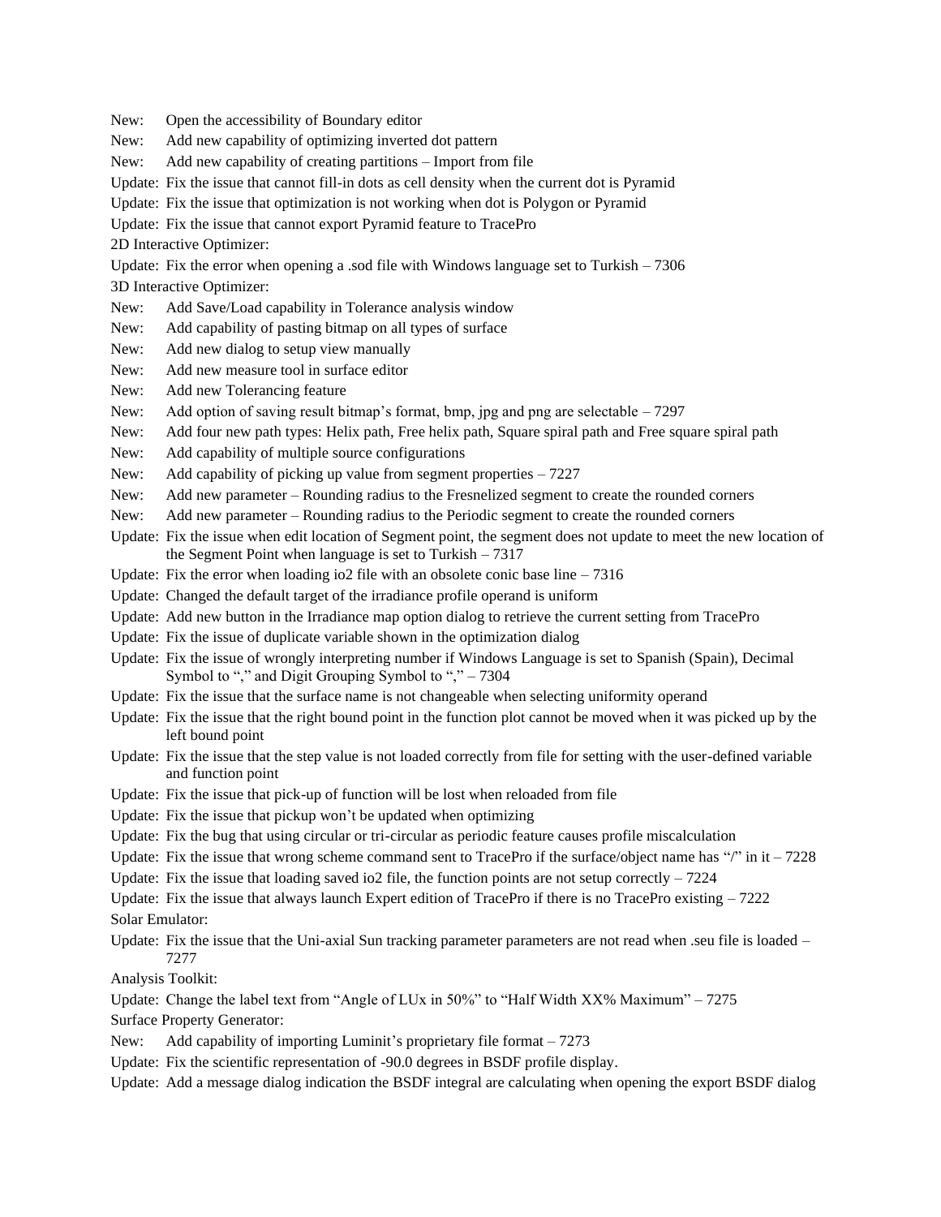New: Open the accessibility of Boundary editor

New: Add new capability of optimizing inverted dot pattern

New: Add new capability of creating partitions – Import from file

Update: Fix the issue that cannot fill-in dots as cell density when the current dot is Pyramid

Update: Fix the issue that optimization is not working when dot is Polygon or Pyramid

Update: Fix the issue that cannot export Pyramid feature to TracePro

2D Interactive Optimizer:

Update: Fix the error when opening a .sod file with Windows language set to Turkish – 7306

3D Interactive Optimizer:

New: Add Save/Load capability in Tolerance analysis window

New: Add capability of pasting bitmap on all types of surface

New: Add new dialog to setup view manually

New: Add new measure tool in surface editor

New: Add new Tolerancing feature

New: Add option of saving result bitmap's format, bmp, jpg and png are selectable – 7297

New: Add four new path types: Helix path, Free helix path, Square spiral path and Free square spiral path

New: Add capability of multiple source configurations

New: Add capability of picking up value from segment properties – 7227

New: Add new parameter – Rounding radius to the Fresnelized segment to create the rounded corners

New: Add new parameter – Rounding radius to the Periodic segment to create the rounded corners

Update: Fix the issue when edit location of Segment point, the segment does not update to meet the new location of the Segment Point when language is set to Turkish – 7317

Update: Fix the error when loading io2 file with an obsolete conic base line – 7316

Update: Changed the default target of the irradiance profile operand is uniform

Update: Add new button in the Irradiance map option dialog to retrieve the current setting from TracePro

Update: Fix the issue of duplicate variable shown in the optimization dialog

Update: Fix the issue of wrongly interpreting number if Windows Language is set to Spanish (Spain), Decimal Symbol to "," and Digit Grouping Symbol to "," – 7304

Update: Fix the issue that the surface name is not changeable when selecting uniformity operand

Update: Fix the issue that the right bound point in the function plot cannot be moved when it was picked up by the left bound point

Update: Fix the issue that the step value is not loaded correctly from file for setting with the user-defined variable and function point

Update: Fix the issue that pick-up of function will be lost when reloaded from file

Update: Fix the issue that pickup won't be updated when optimizing

Update: Fix the bug that using circular or tri-circular as periodic feature causes profile miscalculation

Update: Fix the issue that wrong scheme command sent to TracePro if the surface/object name has "/" in it – 7228

Update: Fix the issue that loading saved io2 file, the function points are not setup correctly – 7224

Update: Fix the issue that always launch Expert edition of TracePro if there is no TracePro existing – 7222

Solar Emulator:

Update: Fix the issue that the Uni-axial Sun tracking parameter parameters are not read when .seu file is loaded – 7277

Analysis Toolkit:

Update: Change the label text from "Angle of LUx in 50%" to "Half Width XX% Maximum" – 7275

Surface Property Generator:

New: Add capability of importing Luminit's proprietary file format – 7273

Update: Fix the scientific representation of -90.0 degrees in BSDF profile display.

Update: Add a message dialog indication the BSDF integral are calculating when opening the export BSDF dialog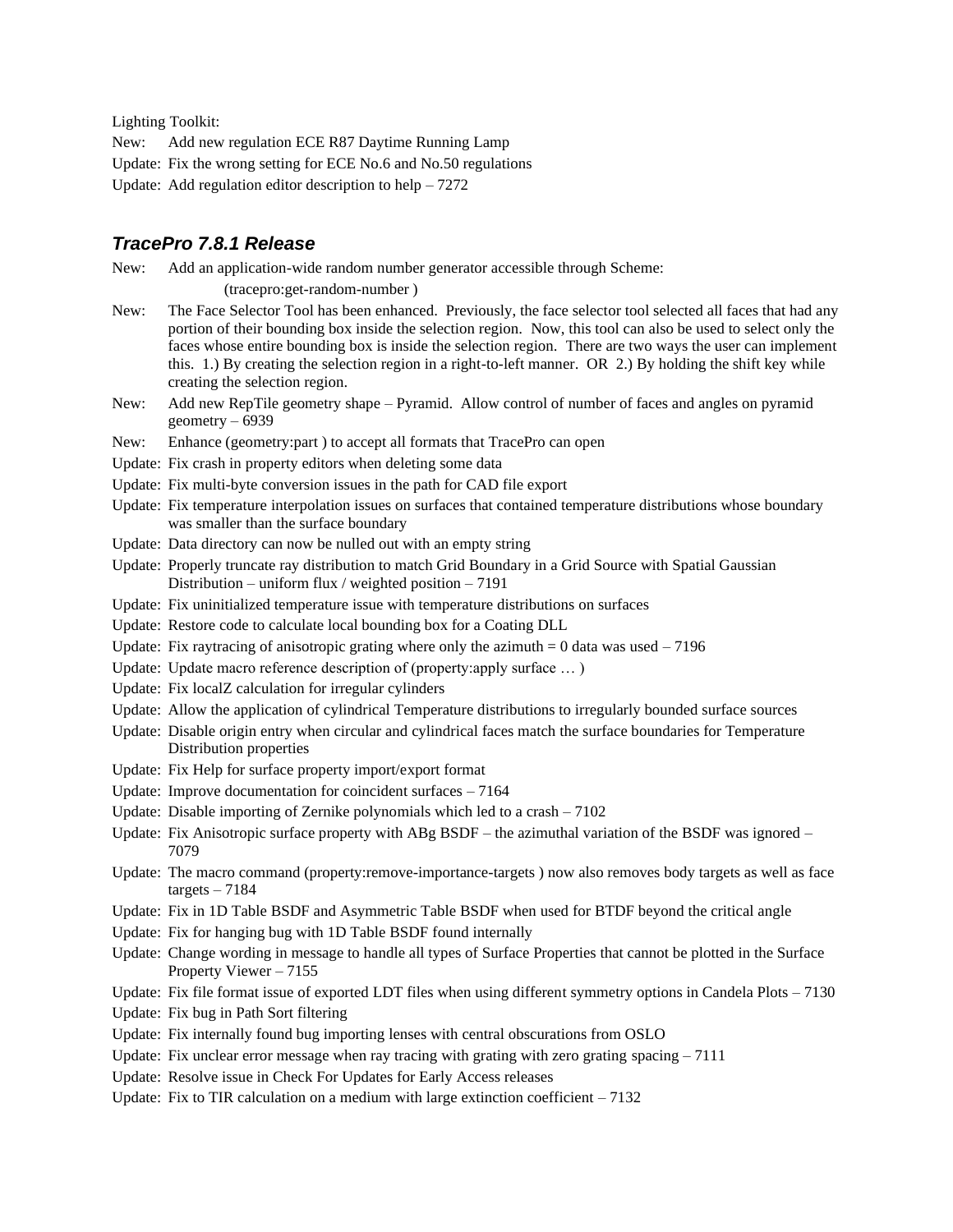Lighting Toolkit:

New: Add new regulation ECE R87 Daytime Running Lamp

Update: Fix the wrong setting for ECE No.6 and No.50 regulations

Update: Add regulation editor description to help – 7272

### *TracePro 7.8.1 Release*

New: Add an application-wide random number generator accessible through Scheme:
(tracepro:get-random-number )

New: The Face Selector Tool has been enhanced. Previously, the face selector tool selected all faces that had any portion of their bounding box inside the selection region. Now, this tool can also be used to select only the faces whose entire bounding box is inside the selection region. There are two ways the user can implement this. 1.) By creating the selection region in a right-to-left manner. OR 2.) By holding the shift key while creating the selection region.

New: Add new RepTile geometry shape – Pyramid. Allow control of number of faces and angles on pyramid geometry – 6939

New: Enhance (geometry:part ) to accept all formats that TracePro can open

Update: Fix crash in property editors when deleting some data

Update: Fix multi-byte conversion issues in the path for CAD file export

Update: Fix temperature interpolation issues on surfaces that contained temperature distributions whose boundary was smaller than the surface boundary

Update: Data directory can now be nulled out with an empty string

Update: Properly truncate ray distribution to match Grid Boundary in a Grid Source with Spatial Gaussian Distribution – uniform flux / weighted position – 7191

Update: Fix uninitialized temperature issue with temperature distributions on surfaces

Update: Restore code to calculate local bounding box for a Coating DLL

Update: Fix raytracing of anisotropic grating where only the azimuth = 0 data was used – 7196

Update: Update macro reference description of (property:apply surface … )

Update: Fix localZ calculation for irregular cylinders

Update: Allow the application of cylindrical Temperature distributions to irregularly bounded surface sources

Update: Disable origin entry when circular and cylindrical faces match the surface boundaries for Temperature Distribution properties

Update: Fix Help for surface property import/export format

Update: Improve documentation for coincident surfaces – 7164

Update: Disable importing of Zernike polynomials which led to a crash – 7102

Update: Fix Anisotropic surface property with ABg BSDF – the azimuthal variation of the BSDF was ignored – 7079

Update: The macro command (property:remove-importance-targets ) now also removes body targets as well as face targets – 7184

Update: Fix in 1D Table BSDF and Asymmetric Table BSDF when used for BTDF beyond the critical angle

Update: Fix for hanging bug with 1D Table BSDF found internally

Update: Change wording in message to handle all types of Surface Properties that cannot be plotted in the Surface Property Viewer – 7155

Update: Fix file format issue of exported LDT files when using different symmetry options in Candela Plots – 7130

Update: Fix bug in Path Sort filtering

Update: Fix internally found bug importing lenses with central obscurations from OSLO

Update: Fix unclear error message when ray tracing with grating with zero grating spacing – 7111

Update: Resolve issue in Check For Updates for Early Access releases

Update: Fix to TIR calculation on a medium with large extinction coefficient – 7132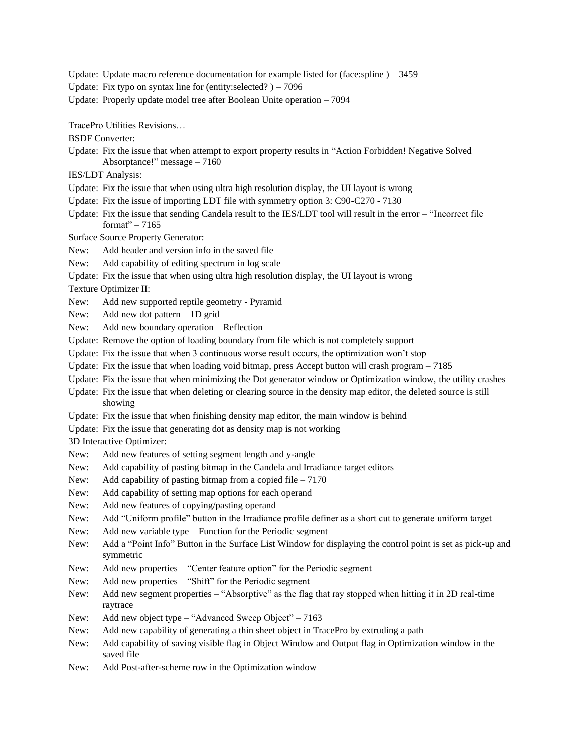Update: Update macro reference documentation for example listed for (face:spline ) – 3459

Update: Fix typo on syntax line for (entity:selected? ) – 7096

Update: Properly update model tree after Boolean Unite operation – 7094

TracePro Utilities Revisions…

BSDF Converter:

Update: Fix the issue that when attempt to export property results in "Action Forbidden! Negative Solved Absorptance!" message – 7160

IES/LDT Analysis:

Update: Fix the issue that when using ultra high resolution display, the UI layout is wrong

Update: Fix the issue of importing LDT file with symmetry option 3: C90-C270 - 7130

Update: Fix the issue that sending Candela result to the IES/LDT tool will result in the error – "Incorrect file format" – 7165

Surface Source Property Generator:

New: Add header and version info in the saved file

New: Add capability of editing spectrum in log scale

Update: Fix the issue that when using ultra high resolution display, the UI layout is wrong

Texture Optimizer II:

New: Add new supported reptile geometry - Pyramid

New: Add new dot pattern – 1D grid

New: Add new boundary operation – Reflection

Update: Remove the option of loading boundary from file which is not completely support

Update: Fix the issue that when 3 continuous worse result occurs, the optimization won't stop

Update: Fix the issue that when loading void bitmap, press Accept button will crash program – 7185

Update: Fix the issue that when minimizing the Dot generator window or Optimization window, the utility crashes

Update: Fix the issue that when deleting or clearing source in the density map editor, the deleted source is still showing

Update: Fix the issue that when finishing density map editor, the main window is behind

Update: Fix the issue that generating dot as density map is not working

3D Interactive Optimizer:

New: Add new features of setting segment length and y-angle

New: Add capability of pasting bitmap in the Candela and Irradiance target editors

New: Add capability of pasting bitmap from a copied file – 7170

New: Add capability of setting map options for each operand

New: Add new features of copying/pasting operand

New: Add "Uniform profile" button in the Irradiance profile definer as a short cut to generate uniform target

New: Add new variable type – Function for the Periodic segment

New: Add a "Point Info" Button in the Surface List Window for displaying the control point is set as pick-up and symmetric

New: Add new properties – "Center feature option" for the Periodic segment

New: Add new properties – "Shift" for the Periodic segment

New: Add new segment properties – "Absorptive" as the flag that ray stopped when hitting it in 2D real-time raytrace

New: Add new object type – "Advanced Sweep Object" – 7163

New: Add new capability of generating a thin sheet object in TracePro by extruding a path

New: Add capability of saving visible flag in Object Window and Output flag in Optimization window in the saved file

New: Add Post-after-scheme row in the Optimization window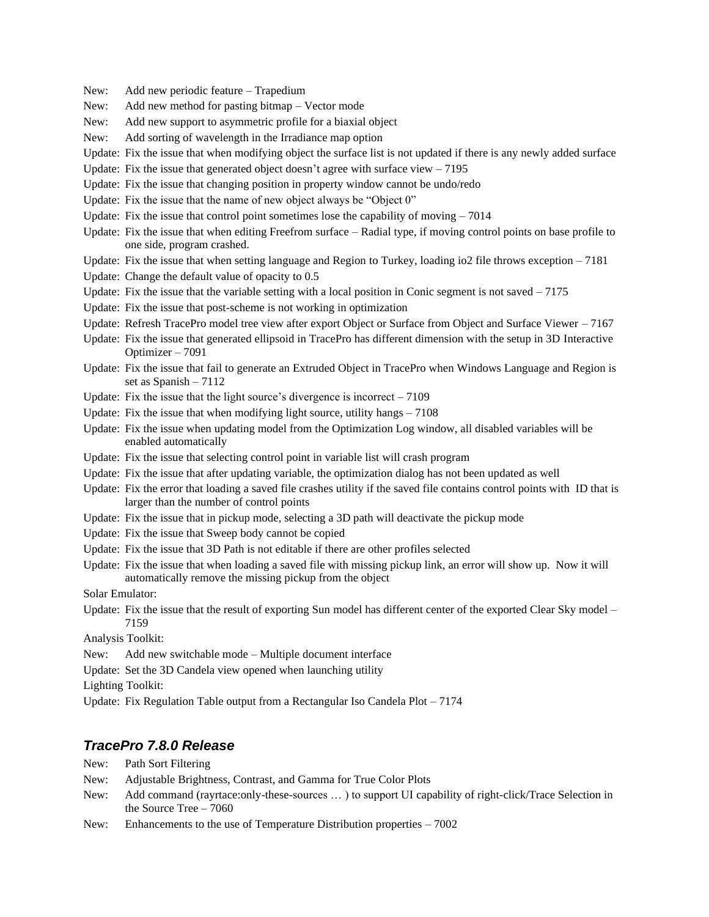New: Add new periodic feature – Trapedium

New: Add new method for pasting bitmap – Vector mode

New: Add new support to asymmetric profile for a biaxial object

New: Add sorting of wavelength in the Irradiance map option

Update: Fix the issue that when modifying object the surface list is not updated if there is any newly added surface

Update: Fix the issue that generated object doesn't agree with surface view – 7195

Update: Fix the issue that changing position in property window cannot be undo/redo

Update: Fix the issue that the name of new object always be "Object 0"

Update: Fix the issue that control point sometimes lose the capability of moving – 7014

Update: Fix the issue that when editing Freefrom surface – Radial type, if moving control points on base profile to one side, program crashed.

Update: Fix the issue that when setting language and Region to Turkey, loading io2 file throws exception – 7181

Update: Change the default value of opacity to 0.5

Update: Fix the issue that the variable setting with a local position in Conic segment is not saved – 7175

Update: Fix the issue that post-scheme is not working in optimization

Update: Refresh TracePro model tree view after export Object or Surface from Object and Surface Viewer – 7167

Update: Fix the issue that generated ellipsoid in TracePro has different dimension with the setup in 3D Interactive Optimizer – 7091

Update: Fix the issue that fail to generate an Extruded Object in TracePro when Windows Language and Region is set as Spanish – 7112

Update: Fix the issue that the light source's divergence is incorrect – 7109

Update: Fix the issue that when modifying light source, utility hangs – 7108

Update: Fix the issue when updating model from the Optimization Log window, all disabled variables will be enabled automatically

Update: Fix the issue that selecting control point in variable list will crash program

Update: Fix the issue that after updating variable, the optimization dialog has not been updated as well

Update: Fix the error that loading a saved file crashes utility if the saved file contains control points with ID that is larger than the number of control points

Update: Fix the issue that in pickup mode, selecting a 3D path will deactivate the pickup mode

Update: Fix the issue that Sweep body cannot be copied

Update: Fix the issue that 3D Path is not editable if there are other profiles selected

Update: Fix the issue that when loading a saved file with missing pickup link, an error will show up. Now it will automatically remove the missing pickup from the object

Solar Emulator:

Update: Fix the issue that the result of exporting Sun model has different center of the exported Clear Sky model – 7159

Analysis Toolkit:

New: Add new switchable mode – Multiple document interface

Update: Set the 3D Candela view opened when launching utility

Lighting Toolkit:

Update: Fix Regulation Table output from a Rectangular Iso Candela Plot – 7174

## *TracePro 7.8.0 Release*

New: Path Sort Filtering

New: Adjustable Brightness, Contrast, and Gamma for True Color Plots

New: Add command (rayrtace:only-these-sources … ) to support UI capability of right-click/Trace Selection in the Source Tree – 7060

New: Enhancements to the use of Temperature Distribution properties – 7002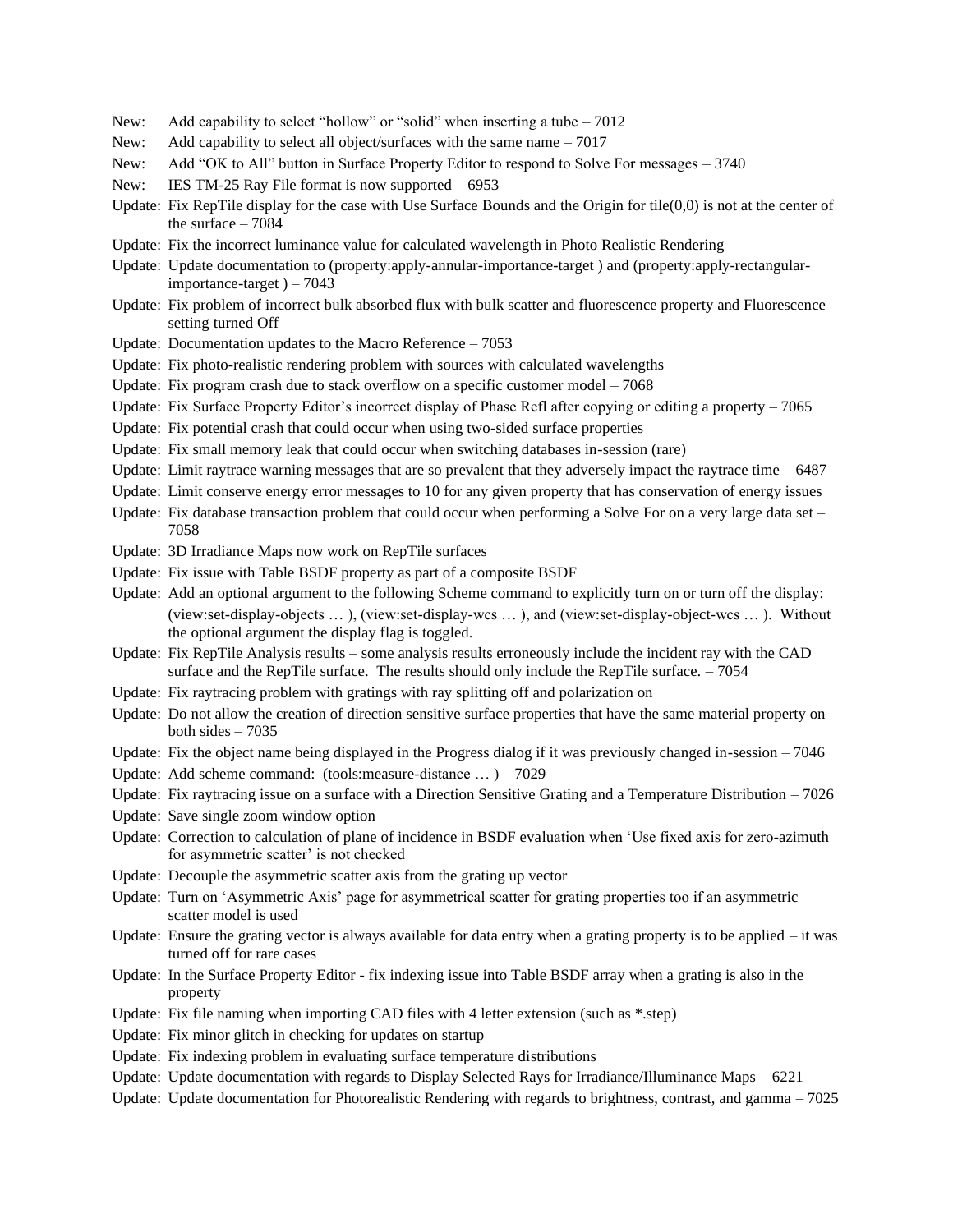New: Add capability to select "hollow" or "solid" when inserting a tube – 7012

New: Add capability to select all object/surfaces with the same name – 7017

New: Add "OK to All" button in Surface Property Editor to respond to Solve For messages – 3740

New: IES TM-25 Ray File format is now supported – 6953

Update: Fix RepTile display for the case with Use Surface Bounds and the Origin for tile(0,0) is not at the center of the surface – 7084

Update: Fix the incorrect luminance value for calculated wavelength in Photo Realistic Rendering

Update: Update documentation to (property:apply-annular-importance-target ) and (property:apply-rectangular-importance-target ) – 7043

Update: Fix problem of incorrect bulk absorbed flux with bulk scatter and fluorescence property and Fluorescence setting turned Off

Update: Documentation updates to the Macro Reference – 7053

Update: Fix photo-realistic rendering problem with sources with calculated wavelengths

Update: Fix program crash due to stack overflow on a specific customer model – 7068

Update: Fix Surface Property Editor's incorrect display of Phase Refl after copying or editing a property – 7065

Update: Fix potential crash that could occur when using two-sided surface properties

Update: Fix small memory leak that could occur when switching databases in-session (rare)

Update: Limit raytrace warning messages that are so prevalent that they adversely impact the raytrace time – 6487

Update: Limit conserve energy error messages to 10 for any given property that has conservation of energy issues

Update: Fix database transaction problem that could occur when performing a Solve For on a very large data set – 7058

Update: 3D Irradiance Maps now work on RepTile surfaces

Update: Fix issue with Table BSDF property as part of a composite BSDF

Update: Add an optional argument to the following Scheme command to explicitly turn on or turn off the display: (view:set-display-objects … ), (view:set-display-wcs … ), and (view:set-display-object-wcs … ). Without the optional argument the display flag is toggled.

Update: Fix RepTile Analysis results – some analysis results erroneously include the incident ray with the CAD surface and the RepTile surface. The results should only include the RepTile surface. – 7054

Update: Fix raytracing problem with gratings with ray splitting off and polarization on

Update: Do not allow the creation of direction sensitive surface properties that have the same material property on both sides – 7035

Update: Fix the object name being displayed in the Progress dialog if it was previously changed in-session – 7046

Update: Add scheme command: (tools:measure-distance … ) – 7029

Update: Fix raytracing issue on a surface with a Direction Sensitive Grating and a Temperature Distribution – 7026

Update: Save single zoom window option

Update: Correction to calculation of plane of incidence in BSDF evaluation when 'Use fixed axis for zero-azimuth for asymmetric scatter' is not checked

Update: Decouple the asymmetric scatter axis from the grating up vector

Update: Turn on 'Asymmetric Axis' page for asymmetrical scatter for grating properties too if an asymmetric scatter model is used

Update: Ensure the grating vector is always available for data entry when a grating property is to be applied – it was turned off for rare cases

Update: In the Surface Property Editor - fix indexing issue into Table BSDF array when a grating is also in the property

Update: Fix file naming when importing CAD files with 4 letter extension (such as *.step)

Update: Fix minor glitch in checking for updates on startup

Update: Fix indexing problem in evaluating surface temperature distributions

Update: Update documentation with regards to Display Selected Rays for Irradiance/Illuminance Maps – 6221

Update: Update documentation for Photorealistic Rendering with regards to brightness, contrast, and gamma – 7025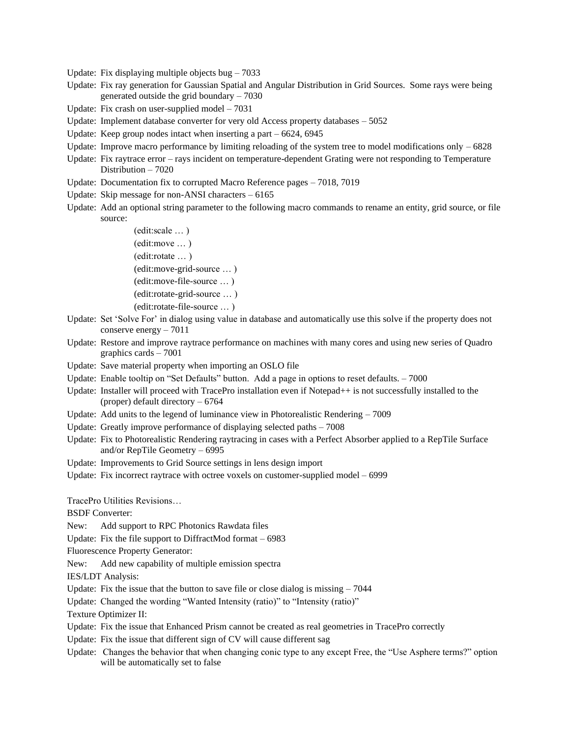Update: Fix displaying multiple objects bug – 7033

Update: Fix ray generation for Gaussian Spatial and Angular Distribution in Grid Sources. Some rays were being generated outside the grid boundary – 7030

Update: Fix crash on user-supplied model – 7031

Update: Implement database converter for very old Access property databases – 5052

Update: Keep group nodes intact when inserting a part – 6624, 6945

Update: Improve macro performance by limiting reloading of the system tree to model modifications only – 6828

Update: Fix raytrace error – rays incident on temperature-dependent Grating were not responding to Temperature Distribution – 7020

Update: Documentation fix to corrupted Macro Reference pages – 7018, 7019

Update: Skip message for non-ANSI characters – 6165

Update: Add an optional string parameter to the following macro commands to rename an entity, grid source, or file source:

(edit:scale … )
(edit:move … )
(edit:rotate … )
(edit:move-grid-source … )
(edit:move-file-source … )
(edit:rotate-grid-source … )
(edit:rotate-file-source … )

Update: Set 'Solve For' in dialog using value in database and automatically use this solve if the property does not conserve energy – 7011

Update: Restore and improve raytrace performance on machines with many cores and using new series of Quadro graphics cards – 7001

Update: Save material property when importing an OSLO file

Update: Enable tooltip on "Set Defaults" button. Add a page in options to reset defaults. – 7000

Update: Installer will proceed with TracePro installation even if Notepad++ is not successfully installed to the (proper) default directory – 6764

Update: Add units to the legend of luminance view in Photorealistic Rendering – 7009

Update: Greatly improve performance of displaying selected paths – 7008

Update: Fix to Photorealistic Rendering raytracing in cases with a Perfect Absorber applied to a RepTile Surface and/or RepTile Geometry – 6995

Update: Improvements to Grid Source settings in lens design import

Update: Fix incorrect raytrace with octree voxels on customer-supplied model – 6999

TracePro Utilities Revisions…

BSDF Converter:

New: Add support to RPC Photonics Rawdata files

Update: Fix the file support to DiffractMod format – 6983

Fluorescence Property Generator:

New: Add new capability of multiple emission spectra

IES/LDT Analysis:

Update: Fix the issue that the button to save file or close dialog is missing – 7044

Update: Changed the wording "Wanted Intensity (ratio)" to "Intensity (ratio)"

Texture Optimizer II:

Update: Fix the issue that Enhanced Prism cannot be created as real geometries in TracePro correctly

Update: Fix the issue that different sign of CV will cause different sag

Update: Changes the behavior that when changing conic type to any except Free, the "Use Asphere terms?" option will be automatically set to false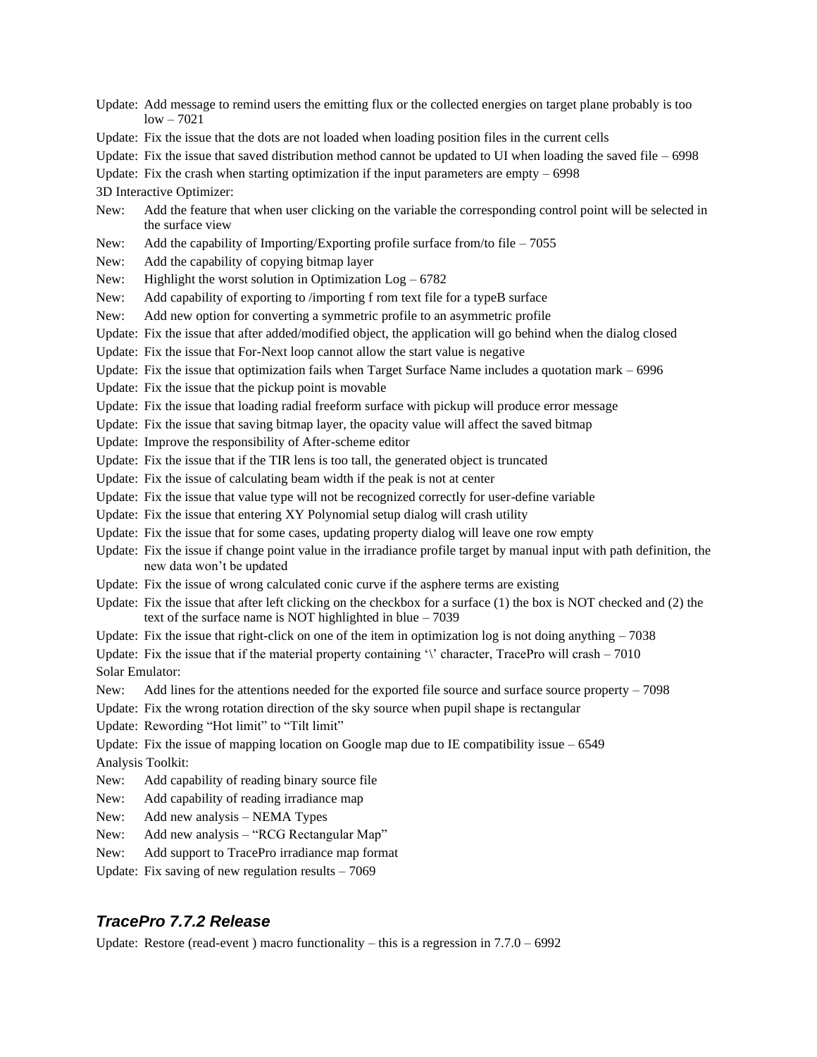Update: Add message to remind users the emitting flux or the collected energies on target plane probably is too low – 7021

Update: Fix the issue that the dots are not loaded when loading position files in the current cells

Update: Fix the issue that saved distribution method cannot be updated to UI when loading the saved file – 6998

Update: Fix the crash when starting optimization if the input parameters are empty – 6998

3D Interactive Optimizer:

New: Add the feature that when user clicking on the variable the corresponding control point will be selected in the surface view

New: Add the capability of Importing/Exporting profile surface from/to file – 7055

New: Add the capability of copying bitmap layer

New: Highlight the worst solution in Optimization Log – 6782

New: Add capability of exporting to /importing f rom text file for a typeB surface

New: Add new option for converting a symmetric profile to an asymmetric profile

Update: Fix the issue that after added/modified object, the application will go behind when the dialog closed

Update: Fix the issue that For-Next loop cannot allow the start value is negative

Update: Fix the issue that optimization fails when Target Surface Name includes a quotation mark – 6996

Update: Fix the issue that the pickup point is movable

Update: Fix the issue that loading radial freeform surface with pickup will produce error message

Update: Fix the issue that saving bitmap layer, the opacity value will affect the saved bitmap

Update: Improve the responsibility of After-scheme editor

Update: Fix the issue that if the TIR lens is too tall, the generated object is truncated

Update: Fix the issue of calculating beam width if the peak is not at center

Update: Fix the issue that value type will not be recognized correctly for user-define variable

Update: Fix the issue that entering XY Polynomial setup dialog will crash utility

Update: Fix the issue that for some cases, updating property dialog will leave one row empty

Update: Fix the issue if change point value in the irradiance profile target by manual input with path definition, the new data won't be updated

Update: Fix the issue of wrong calculated conic curve if the asphere terms are existing

Update: Fix the issue that after left clicking on the checkbox for a surface (1) the box is NOT checked and (2) the text of the surface name is NOT highlighted in blue – 7039

Update: Fix the issue that right-click on one of the item in optimization log is not doing anything – 7038

Update: Fix the issue that if the material property containing '\' character, TracePro will crash – 7010

Solar Emulator:

New: Add lines for the attentions needed for the exported file source and surface source property – 7098

Update: Fix the wrong rotation direction of the sky source when pupil shape is rectangular

Update: Rewording "Hot limit" to "Tilt limit"

Update: Fix the issue of mapping location on Google map due to IE compatibility issue – 6549

Analysis Toolkit:

New: Add capability of reading binary source file

New: Add capability of reading irradiance map

New: Add new analysis – NEMA Types

New: Add new analysis – "RCG Rectangular Map"

New: Add support to TracePro irradiance map format

Update: Fix saving of new regulation results – 7069

## ***TracePro 7.7.2 Release***

Update: Restore (read-event ) macro functionality – this is a regression in 7.7.0 – 6992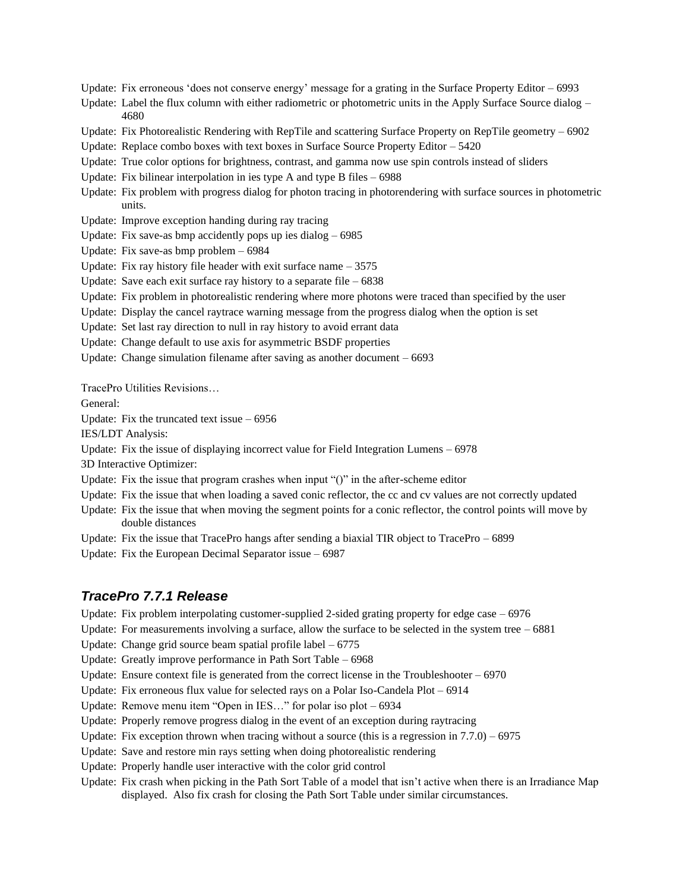Update: Fix erroneous 'does not conserve energy' message for a grating in the Surface Property Editor – 6993

Update: Label the flux column with either radiometric or photometric units in the Apply Surface Source dialog – 4680

Update: Fix Photorealistic Rendering with RepTile and scattering Surface Property on RepTile geometry – 6902

Update: Replace combo boxes with text boxes in Surface Source Property Editor – 5420

Update: True color options for brightness, contrast, and gamma now use spin controls instead of sliders

Update: Fix bilinear interpolation in ies type A and type B files – 6988

Update: Fix problem with progress dialog for photon tracing in photorendering with surface sources in photometric units.

Update: Improve exception handing during ray tracing

Update: Fix save-as bmp accidently pops up ies dialog – 6985

Update: Fix save-as bmp problem – 6984

Update: Fix ray history file header with exit surface name – 3575

Update: Save each exit surface ray history to a separate file – 6838

Update: Fix problem in photorealistic rendering where more photons were traced than specified by the user

Update: Display the cancel raytrace warning message from the progress dialog when the option is set

Update: Set last ray direction to null in ray history to avoid errant data

Update: Change default to use axis for asymmetric BSDF properties

Update: Change simulation filename after saving as another document – 6693

TracePro Utilities Revisions…

General:

Update: Fix the truncated text issue – 6956

IES/LDT Analysis:

Update: Fix the issue of displaying incorrect value for Field Integration Lumens – 6978

3D Interactive Optimizer:

Update: Fix the issue that program crashes when input "()" in the after-scheme editor

Update: Fix the issue that when loading a saved conic reflector, the cc and cv values are not correctly updated

Update: Fix the issue that when moving the segment points for a conic reflector, the control points will move by double distances

Update: Fix the issue that TracePro hangs after sending a biaxial TIR object to TracePro – 6899

Update: Fix the European Decimal Separator issue – 6987

## *TracePro 7.7.1 Release*

Update: Fix problem interpolating customer-supplied 2-sided grating property for edge case – 6976

Update: For measurements involving a surface, allow the surface to be selected in the system tree – 6881

Update: Change grid source beam spatial profile label – 6775

Update: Greatly improve performance in Path Sort Table – 6968

Update: Ensure context file is generated from the correct license in the Troubleshooter – 6970

Update: Fix erroneous flux value for selected rays on a Polar Iso-Candela Plot – 6914

Update: Remove menu item "Open in IES…" for polar iso plot – 6934

Update: Properly remove progress dialog in the event of an exception during raytracing

Update: Fix exception thrown when tracing without a source (this is a regression in 7.7.0) – 6975

Update: Save and restore min rays setting when doing photorealistic rendering

Update: Properly handle user interactive with the color grid control

Update: Fix crash when picking in the Path Sort Table of a model that isn't active when there is an Irradiance Map displayed. Also fix crash for closing the Path Sort Table under similar circumstances.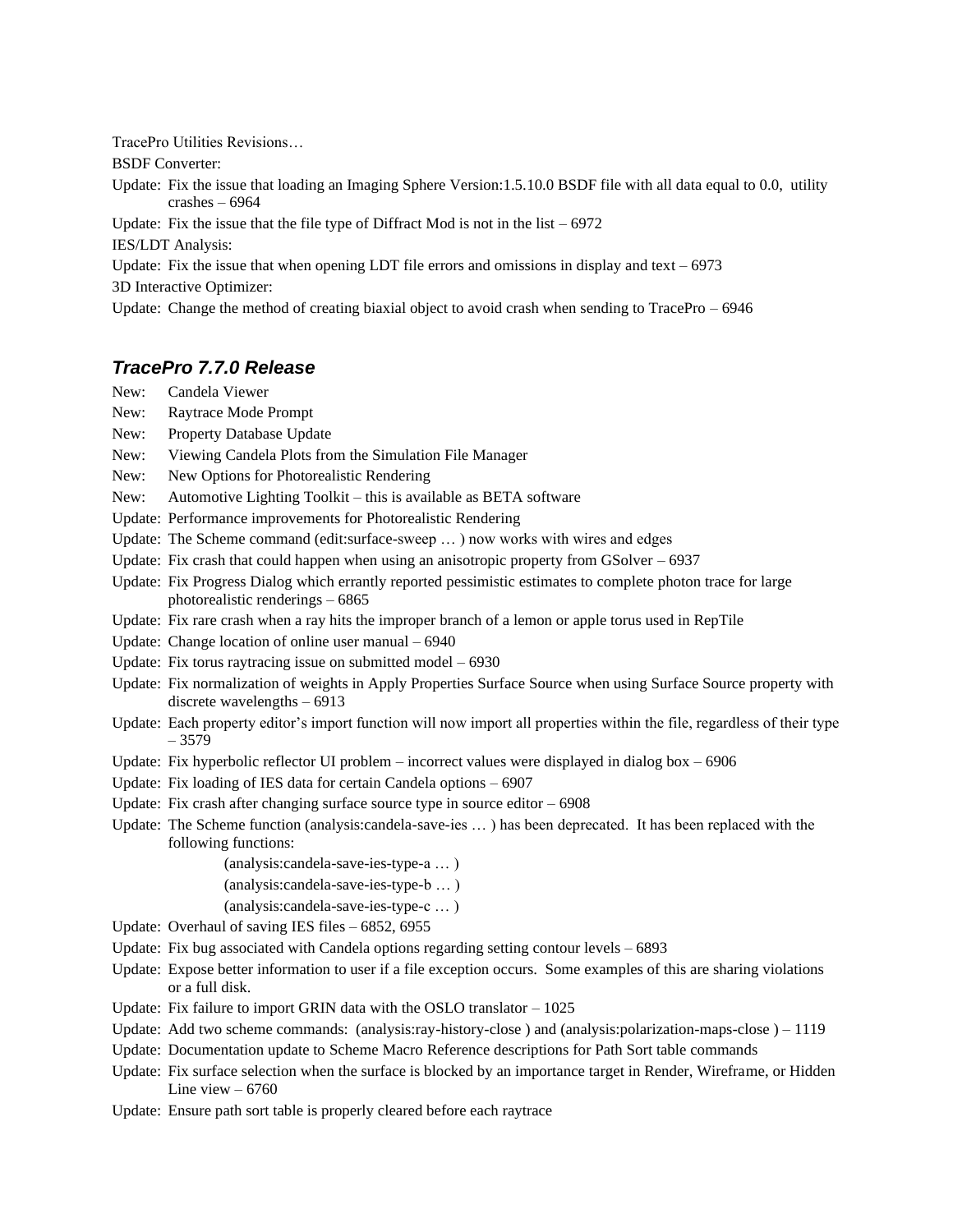TracePro Utilities Revisions…

BSDF Converter:

Update: Fix the issue that loading an Imaging Sphere Version:1.5.10.0 BSDF file with all data equal to 0.0, utility crashes – 6964

Update: Fix the issue that the file type of Diffract Mod is not in the list – 6972

IES/LDT Analysis:

Update: Fix the issue that when opening LDT file errors and omissions in display and text – 6973

3D Interactive Optimizer:

Update: Change the method of creating biaxial object to avoid crash when sending to TracePro – 6946

### *TracePro 7.7.0 Release*

New: Candela Viewer

New: Raytrace Mode Prompt

New: Property Database Update

New: Viewing Candela Plots from the Simulation File Manager

New: New Options for Photorealistic Rendering

New: Automotive Lighting Toolkit – this is available as BETA software

Update: Performance improvements for Photorealistic Rendering

Update: The Scheme command (edit:surface-sweep … ) now works with wires and edges

Update: Fix crash that could happen when using an anisotropic property from GSolver – 6937

Update: Fix Progress Dialog which errantly reported pessimistic estimates to complete photon trace for large photorealistic renderings – 6865

Update: Fix rare crash when a ray hits the improper branch of a lemon or apple torus used in RepTile

Update: Change location of online user manual – 6940

Update: Fix torus raytracing issue on submitted model – 6930

Update: Fix normalization of weights in Apply Properties Surface Source when using Surface Source property with discrete wavelengths – 6913

Update: Each property editor's import function will now import all properties within the file, regardless of their type – 3579

Update: Fix hyperbolic reflector UI problem – incorrect values were displayed in dialog box – 6906

Update: Fix loading of IES data for certain Candela options – 6907

Update: Fix crash after changing surface source type in source editor – 6908

Update: The Scheme function (analysis:candela-save-ies … ) has been deprecated. It has been replaced with the following functions:

(analysis:candela-save-ies-type-a … )

(analysis:candela-save-ies-type-b … )

(analysis:candela-save-ies-type-c … )

Update: Overhaul of saving IES files – 6852, 6955

Update: Fix bug associated with Candela options regarding setting contour levels – 6893

Update: Expose better information to user if a file exception occurs. Some examples of this are sharing violations or a full disk.

Update: Fix failure to import GRIN data with the OSLO translator – 1025

Update: Add two scheme commands: (analysis:ray-history-close ) and (analysis:polarization-maps-close ) – 1119

Update: Documentation update to Scheme Macro Reference descriptions for Path Sort table commands

Update: Fix surface selection when the surface is blocked by an importance target in Render, Wireframe, or Hidden Line view – 6760

Update: Ensure path sort table is properly cleared before each raytrace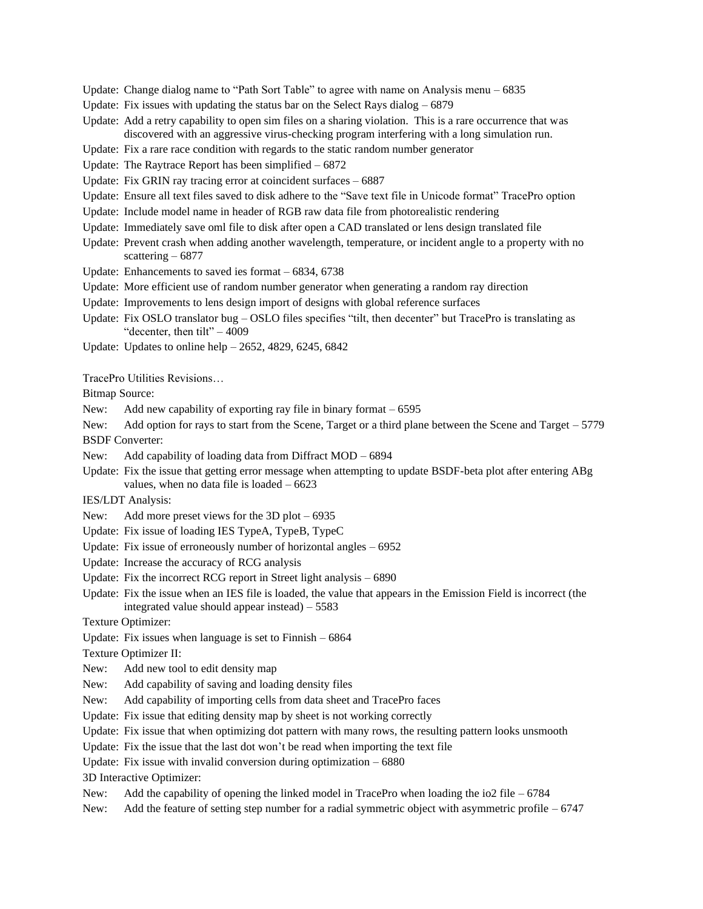Update: Change dialog name to "Path Sort Table" to agree with name on Analysis menu – 6835

Update: Fix issues with updating the status bar on the Select Rays dialog – 6879

Update: Add a retry capability to open sim files on a sharing violation. This is a rare occurrence that was discovered with an aggressive virus-checking program interfering with a long simulation run.

Update: Fix a rare race condition with regards to the static random number generator

Update: The Raytrace Report has been simplified – 6872

Update: Fix GRIN ray tracing error at coincident surfaces – 6887

Update: Ensure all text files saved to disk adhere to the "Save text file in Unicode format" TracePro option

Update: Include model name in header of RGB raw data file from photorealistic rendering

Update: Immediately save oml file to disk after open a CAD translated or lens design translated file

Update: Prevent crash when adding another wavelength, temperature, or incident angle to a property with no scattering – 6877

Update: Enhancements to saved ies format – 6834, 6738

Update: More efficient use of random number generator when generating a random ray direction

Update: Improvements to lens design import of designs with global reference surfaces

Update: Fix OSLO translator bug – OSLO files specifies "tilt, then decenter" but TracePro is translating as "decenter, then tilt" – 4009

Update: Updates to online help – 2652, 4829, 6245, 6842

TracePro Utilities Revisions…

Bitmap Source:

New: Add new capability of exporting ray file in binary format – 6595

New: Add option for rays to start from the Scene, Target or a third plane between the Scene and Target – 5779

BSDF Converter:

New: Add capability of loading data from Diffract MOD – 6894

Update: Fix the issue that getting error message when attempting to update BSDF-beta plot after entering ABg values, when no data file is loaded – 6623

IES/LDT Analysis:

New: Add more preset views for the 3D plot – 6935

Update: Fix issue of loading IES TypeA, TypeB, TypeC

Update: Fix issue of erroneously number of horizontal angles – 6952

Update: Increase the accuracy of RCG analysis

Update: Fix the incorrect RCG report in Street light analysis – 6890

Update: Fix the issue when an IES file is loaded, the value that appears in the Emission Field is incorrect (the integrated value should appear instead) – 5583

Texture Optimizer:

Update: Fix issues when language is set to Finnish – 6864

Texture Optimizer II:

New: Add new tool to edit density map

New: Add capability of saving and loading density files

New: Add capability of importing cells from data sheet and TracePro faces

Update: Fix issue that editing density map by sheet is not working correctly

Update: Fix issue that when optimizing dot pattern with many rows, the resulting pattern looks unsmooth

Update: Fix the issue that the last dot won't be read when importing the text file

Update: Fix issue with invalid conversion during optimization – 6880

3D Interactive Optimizer:

New: Add the capability of opening the linked model in TracePro when loading the io2 file – 6784

New: Add the feature of setting step number for a radial symmetric object with asymmetric profile – 6747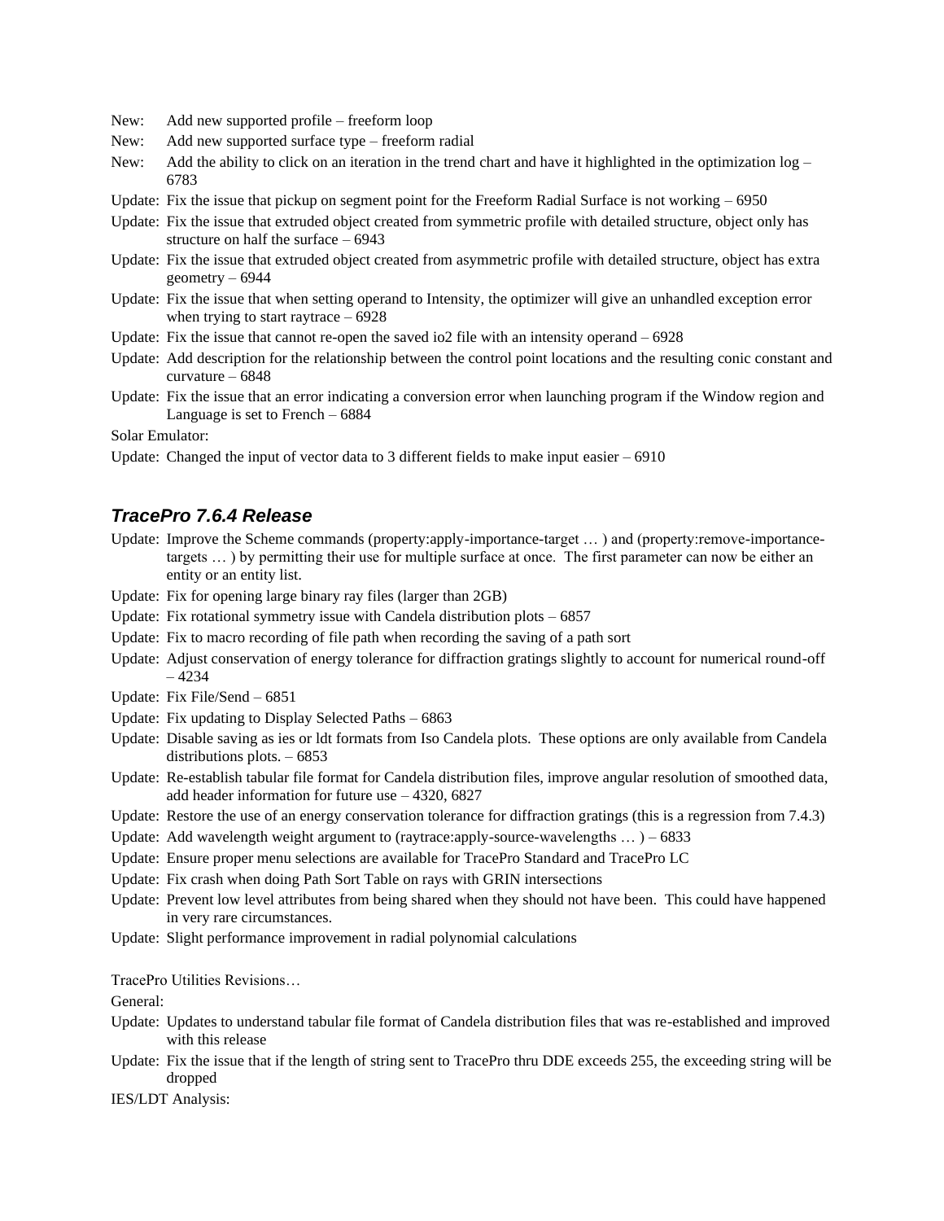New: Add new supported profile – freeform loop

New: Add new supported surface type – freeform radial

New: Add the ability to click on an iteration in the trend chart and have it highlighted in the optimization log – 6783

Update: Fix the issue that pickup on segment point for the Freeform Radial Surface is not working – 6950

Update: Fix the issue that extruded object created from symmetric profile with detailed structure, object only has structure on half the surface – 6943

Update: Fix the issue that extruded object created from asymmetric profile with detailed structure, object has extra geometry – 6944

Update: Fix the issue that when setting operand to Intensity, the optimizer will give an unhandled exception error when trying to start raytrace – 6928

Update: Fix the issue that cannot re-open the saved io2 file with an intensity operand – 6928

Update: Add description for the relationship between the control point locations and the resulting conic constant and curvature – 6848

Update: Fix the issue that an error indicating a conversion error when launching program if the Window region and Language is set to French – 6884

Solar Emulator:

Update: Changed the input of vector data to 3 different fields to make input easier – 6910

## *TracePro 7.6.4 Release*

Update: Improve the Scheme commands (property:apply-importance-target … ) and (property:remove-importance-targets … ) by permitting their use for multiple surface at once. The first parameter can now be either an entity or an entity list.

Update: Fix for opening large binary ray files (larger than 2GB)

Update: Fix rotational symmetry issue with Candela distribution plots – 6857

Update: Fix to macro recording of file path when recording the saving of a path sort

Update: Adjust conservation of energy tolerance for diffraction gratings slightly to account for numerical round-off – 4234

Update: Fix File/Send – 6851

Update: Fix updating to Display Selected Paths – 6863

Update: Disable saving as ies or ldt formats from Iso Candela plots. These options are only available from Candela distributions plots. – 6853

Update: Re-establish tabular file format for Candela distribution files, improve angular resolution of smoothed data, add header information for future use – 4320, 6827

Update: Restore the use of an energy conservation tolerance for diffraction gratings (this is a regression from 7.4.3)

Update: Add wavelength weight argument to (raytrace:apply-source-wavelengths … ) – 6833

Update: Ensure proper menu selections are available for TracePro Standard and TracePro LC

Update: Fix crash when doing Path Sort Table on rays with GRIN intersections

Update: Prevent low level attributes from being shared when they should not have been. This could have happened in very rare circumstances.

Update: Slight performance improvement in radial polynomial calculations

TracePro Utilities Revisions…

General:

Update: Updates to understand tabular file format of Candela distribution files that was re-established and improved with this release

Update: Fix the issue that if the length of string sent to TracePro thru DDE exceeds 255, the exceeding string will be dropped

IES/LDT Analysis: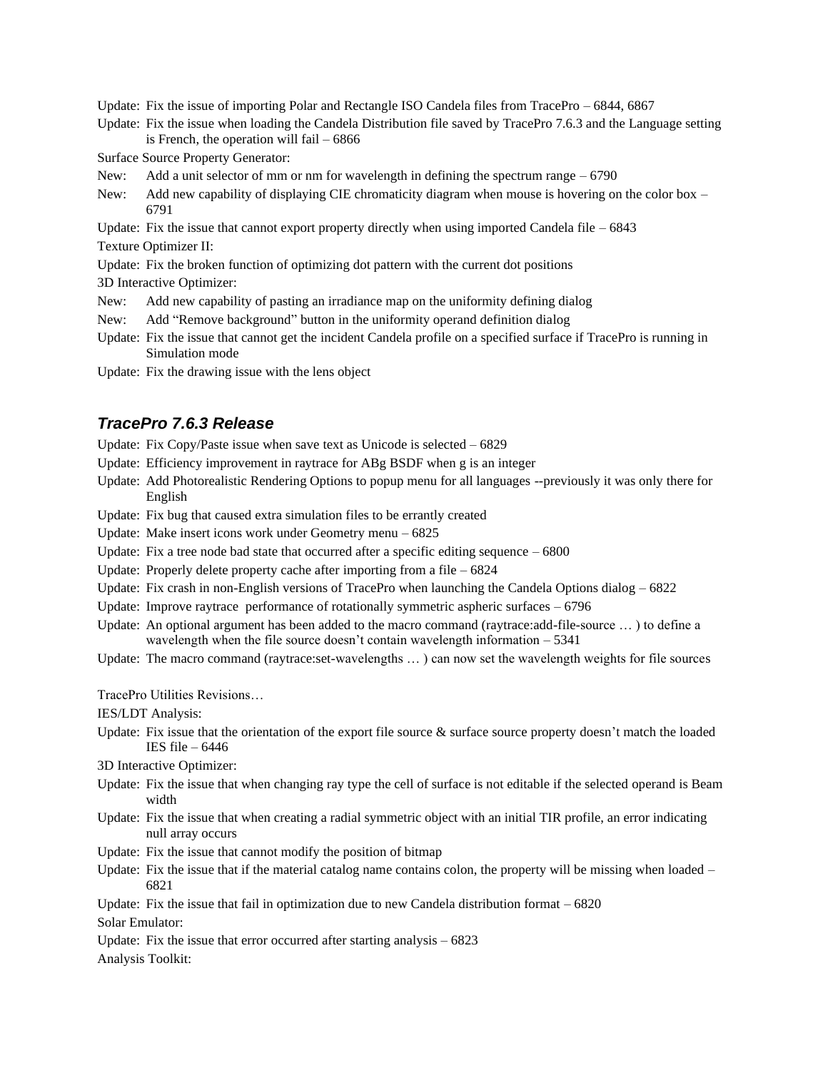Update: Fix the issue of importing Polar and Rectangle ISO Candela files from TracePro – 6844, 6867

Update: Fix the issue when loading the Candela Distribution file saved by TracePro 7.6.3 and the Language setting is French, the operation will fail – 6866

Surface Source Property Generator:

New: Add a unit selector of mm or nm for wavelength in defining the spectrum range – 6790

New: Add new capability of displaying CIE chromaticity diagram when mouse is hovering on the color box – 6791

Update: Fix the issue that cannot export property directly when using imported Candela file – 6843

Texture Optimizer II:

Update: Fix the broken function of optimizing dot pattern with the current dot positions

3D Interactive Optimizer:

New: Add new capability of pasting an irradiance map on the uniformity defining dialog

New: Add "Remove background" button in the uniformity operand definition dialog

Update: Fix the issue that cannot get the incident Candela profile on a specified surface if TracePro is running in Simulation mode

Update: Fix the drawing issue with the lens object

### *TracePro 7.6.3 Release*

Update: Fix Copy/Paste issue when save text as Unicode is selected – 6829

Update: Efficiency improvement in raytrace for ABg BSDF when g is an integer

Update: Add Photorealistic Rendering Options to popup menu for all languages --previously it was only there for English

Update: Fix bug that caused extra simulation files to be errantly created

Update: Make insert icons work under Geometry menu – 6825

Update: Fix a tree node bad state that occurred after a specific editing sequence – 6800

Update: Properly delete property cache after importing from a file – 6824

Update: Fix crash in non-English versions of TracePro when launching the Candela Options dialog – 6822

Update: Improve raytrace performance of rotationally symmetric aspheric surfaces – 6796

Update: An optional argument has been added to the macro command (raytrace:add-file-source … ) to define a wavelength when the file source doesn't contain wavelength information – 5341

Update: The macro command (raytrace:set-wavelengths … ) can now set the wavelength weights for file sources

TracePro Utilities Revisions…

IES/LDT Analysis:

Update: Fix issue that the orientation of the export file source & surface source property doesn't match the loaded IES file – 6446

3D Interactive Optimizer:

Update: Fix the issue that when changing ray type the cell of surface is not editable if the selected operand is Beam width

Update: Fix the issue that when creating a radial symmetric object with an initial TIR profile, an error indicating null array occurs

Update: Fix the issue that cannot modify the position of bitmap

Update: Fix the issue that if the material catalog name contains colon, the property will be missing when loaded – 6821

Update: Fix the issue that fail in optimization due to new Candela distribution format – 6820

Solar Emulator:

Update: Fix the issue that error occurred after starting analysis – 6823

Analysis Toolkit: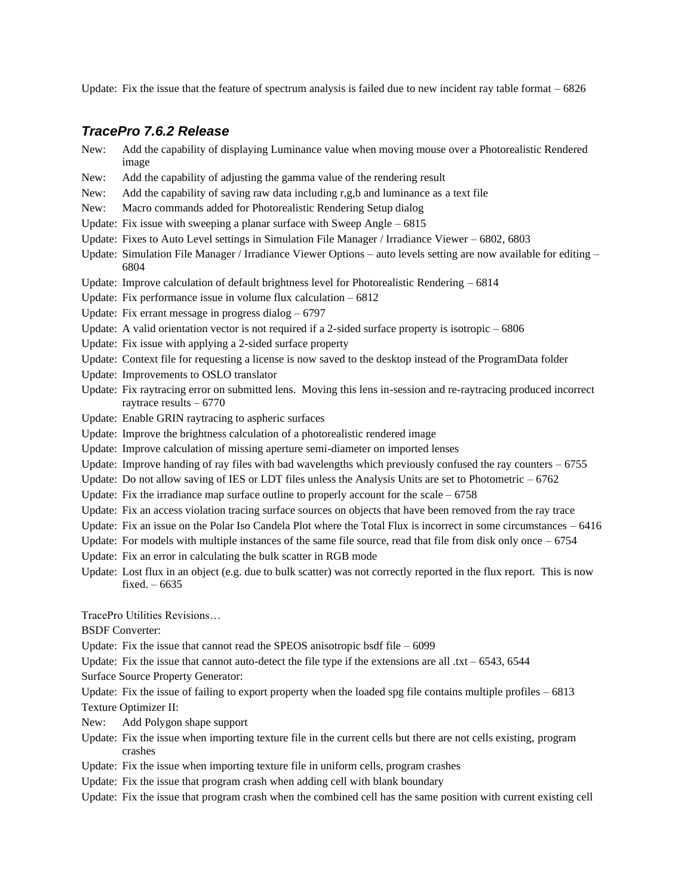Update: Fix the issue that the feature of spectrum analysis is failed due to new incident ray table format – 6826

### *TracePro 7.6.2 Release*

New: Add the capability of displaying Luminance value when moving mouse over a Photorealistic Rendered image

New: Add the capability of adjusting the gamma value of the rendering result

New: Add the capability of saving raw data including r,g,b and luminance as a text file

New: Macro commands added for Photorealistic Rendering Setup dialog

Update: Fix issue with sweeping a planar surface with Sweep Angle – 6815

Update: Fixes to Auto Level settings in Simulation File Manager / Irradiance Viewer – 6802, 6803

Update: Simulation File Manager / Irradiance Viewer Options – auto levels setting are now available for editing – 6804

Update: Improve calculation of default brightness level for Photorealistic Rendering – 6814

Update: Fix performance issue in volume flux calculation – 6812

Update: Fix errant message in progress dialog – 6797

Update: A valid orientation vector is not required if a 2-sided surface property is isotropic – 6806

Update: Fix issue with applying a 2-sided surface property

Update: Context file for requesting a license is now saved to the desktop instead of the ProgramData folder

Update: Improvements to OSLO translator

Update: Fix raytracing error on submitted lens. Moving this lens in-session and re-raytracing produced incorrect raytrace results – 6770

Update: Enable GRIN raytracing to aspheric surfaces

Update: Improve the brightness calculation of a photorealistic rendered image

Update: Improve calculation of missing aperture semi-diameter on imported lenses

Update: Improve handing of ray files with bad wavelengths which previously confused the ray counters – 6755

Update: Do not allow saving of IES or LDT files unless the Analysis Units are set to Photometric – 6762

Update: Fix the irradiance map surface outline to properly account for the scale – 6758

Update: Fix an access violation tracing surface sources on objects that have been removed from the ray trace

Update: Fix an issue on the Polar Iso Candela Plot where the Total Flux is incorrect in some circumstances – 6416

Update: For models with multiple instances of the same file source, read that file from disk only once – 6754

Update: Fix an error in calculating the bulk scatter in RGB mode

Update: Lost flux in an object (e.g. due to bulk scatter) was not correctly reported in the flux report. This is now fixed. – 6635

TracePro Utilities Revisions…

BSDF Converter:

Update: Fix the issue that cannot read the SPEOS anisotropic bsdf file – 6099

Update: Fix the issue that cannot auto-detect the file type if the extensions are all .txt – 6543, 6544

Surface Source Property Generator:

Update: Fix the issue of failing to export property when the loaded spg file contains multiple profiles – 6813

Texture Optimizer II:

New: Add Polygon shape support

Update: Fix the issue when importing texture file in the current cells but there are not cells existing, program crashes

Update: Fix the issue when importing texture file in uniform cells, program crashes

Update: Fix the issue that program crash when adding cell with blank boundary

Update: Fix the issue that program crash when the combined cell has the same position with current existing cell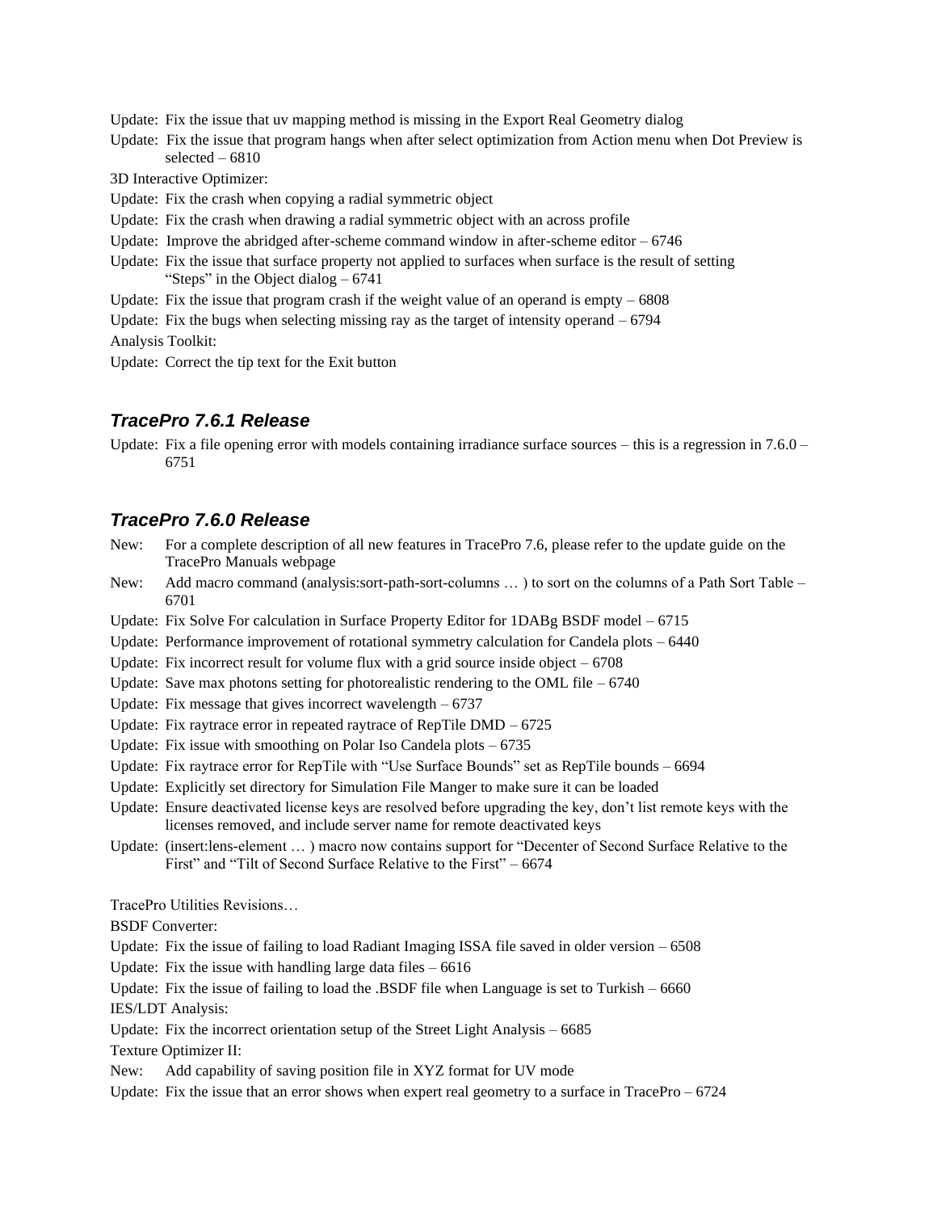Update: Fix the issue that uv mapping method is missing in the Export Real Geometry dialog

Update: Fix the issue that program hangs when after select optimization from Action menu when Dot Preview is selected – 6810

3D Interactive Optimizer:

Update: Fix the crash when copying a radial symmetric object

Update: Fix the crash when drawing a radial symmetric object with an across profile

Update: Improve the abridged after-scheme command window in after-scheme editor – 6746

Update: Fix the issue that surface property not applied to surfaces when surface is the result of setting "Steps" in the Object dialog – 6741

Update: Fix the issue that program crash if the weight value of an operand is empty – 6808

Update: Fix the bugs when selecting missing ray as the target of intensity operand – 6794

Analysis Toolkit:

Update: Correct the tip text for the Exit button

### *TracePro 7.6.1 Release*

Update: Fix a file opening error with models containing irradiance surface sources – this is a regression in 7.6.0 – 6751

### *TracePro 7.6.0 Release*

New: For a complete description of all new features in TracePro 7.6, please refer to the update guide on the TracePro Manuals webpage

New: Add macro command (analysis:sort-path-sort-columns … ) to sort on the columns of a Path Sort Table – 6701

Update: Fix Solve For calculation in Surface Property Editor for 1DABg BSDF model – 6715

Update: Performance improvement of rotational symmetry calculation for Candela plots – 6440

Update: Fix incorrect result for volume flux with a grid source inside object – 6708

Update: Save max photons setting for photorealistic rendering to the OML file – 6740

Update: Fix message that gives incorrect wavelength – 6737

Update: Fix raytrace error in repeated raytrace of RepTile DMD – 6725

Update: Fix issue with smoothing on Polar Iso Candela plots – 6735

Update: Fix raytrace error for RepTile with "Use Surface Bounds" set as RepTile bounds – 6694

Update: Explicitly set directory for Simulation File Manger to make sure it can be loaded

Update: Ensure deactivated license keys are resolved before upgrading the key, don't list remote keys with the licenses removed, and include server name for remote deactivated keys

Update: (insert:lens-element … ) macro now contains support for "Decenter of Second Surface Relative to the First" and "Tilt of Second Surface Relative to the First" – 6674

TracePro Utilities Revisions…

BSDF Converter:

Update: Fix the issue of failing to load Radiant Imaging ISSA file saved in older version – 6508

Update: Fix the issue with handling large data files – 6616

Update: Fix the issue of failing to load the .BSDF file when Language is set to Turkish – 6660

IES/LDT Analysis:

Update: Fix the incorrect orientation setup of the Street Light Analysis – 6685

Texture Optimizer II:

New: Add capability of saving position file in XYZ format for UV mode

Update: Fix the issue that an error shows when expert real geometry to a surface in TracePro – 6724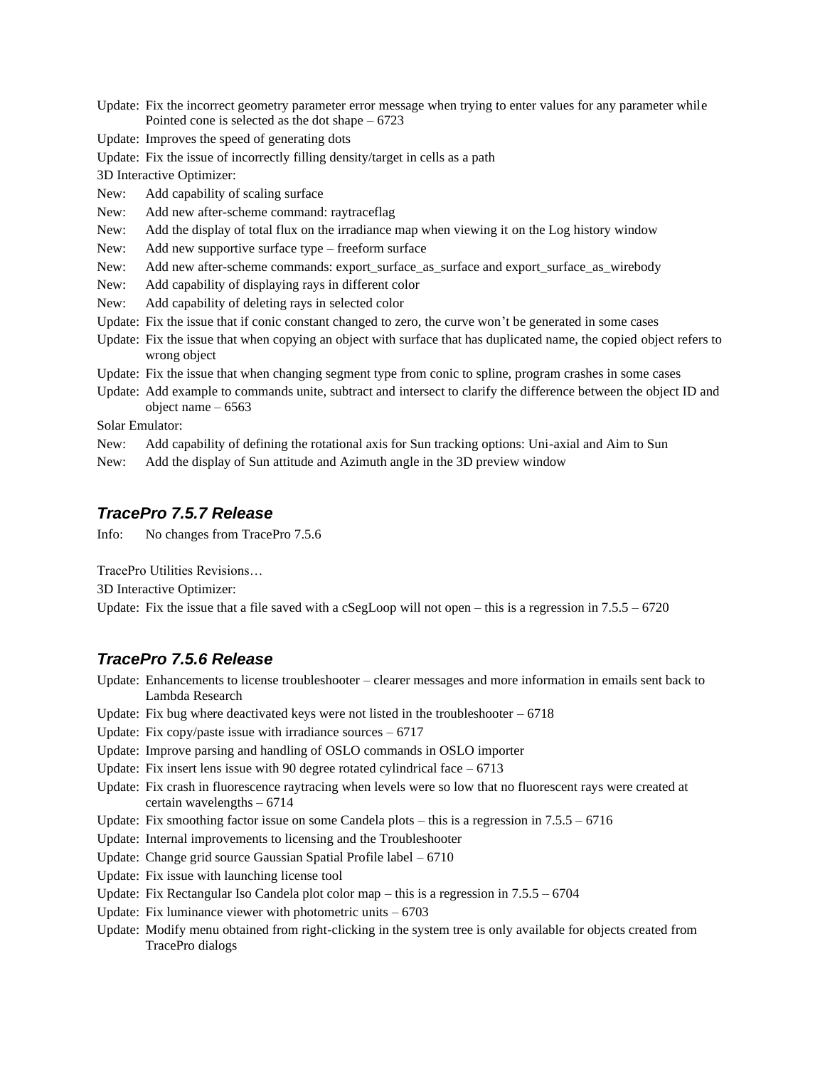Update: Fix the incorrect geometry parameter error message when trying to enter values for any parameter while Pointed cone is selected as the dot shape – 6723

Update: Improves the speed of generating dots

Update: Fix the issue of incorrectly filling density/target in cells as a path

3D Interactive Optimizer:

New: Add capability of scaling surface

New: Add new after-scheme command: raytraceflag

New: Add the display of total flux on the irradiance map when viewing it on the Log history window

New: Add new supportive surface type – freeform surface

New: Add new after-scheme commands: export_surface_as_surface and export_surface_as_wirebody

New: Add capability of displaying rays in different color

New: Add capability of deleting rays in selected color

Update: Fix the issue that if conic constant changed to zero, the curve won't be generated in some cases

Update: Fix the issue that when copying an object with surface that has duplicated name, the copied object refers to wrong object

Update: Fix the issue that when changing segment type from conic to spline, program crashes in some cases

Update: Add example to commands unite, subtract and intersect to clarify the difference between the object ID and object name – 6563

Solar Emulator:

New: Add capability of defining the rotational axis for Sun tracking options: Uni-axial and Aim to Sun

New: Add the display of Sun attitude and Azimuth angle in the 3D preview window

### *TracePro 7.5.7 Release*

Info: No changes from TracePro 7.5.6

TracePro Utilities Revisions…

3D Interactive Optimizer:

Update: Fix the issue that a file saved with a cSegLoop will not open – this is a regression in 7.5.5 – 6720

### *TracePro 7.5.6 Release*

Update: Enhancements to license troubleshooter – clearer messages and more information in emails sent back to Lambda Research

Update: Fix bug where deactivated keys were not listed in the troubleshooter – 6718

Update: Fix copy/paste issue with irradiance sources – 6717

Update: Improve parsing and handling of OSLO commands in OSLO importer

Update: Fix insert lens issue with 90 degree rotated cylindrical face – 6713

Update: Fix crash in fluorescence raytracing when levels were so low that no fluorescent rays were created at certain wavelengths – 6714

Update: Fix smoothing factor issue on some Candela plots – this is a regression in 7.5.5 – 6716

Update: Internal improvements to licensing and the Troubleshooter

Update: Change grid source Gaussian Spatial Profile label – 6710

Update: Fix issue with launching license tool

Update: Fix Rectangular Iso Candela plot color map – this is a regression in 7.5.5 – 6704

Update: Fix luminance viewer with photometric units – 6703

Update: Modify menu obtained from right-clicking in the system tree is only available for objects created from TracePro dialogs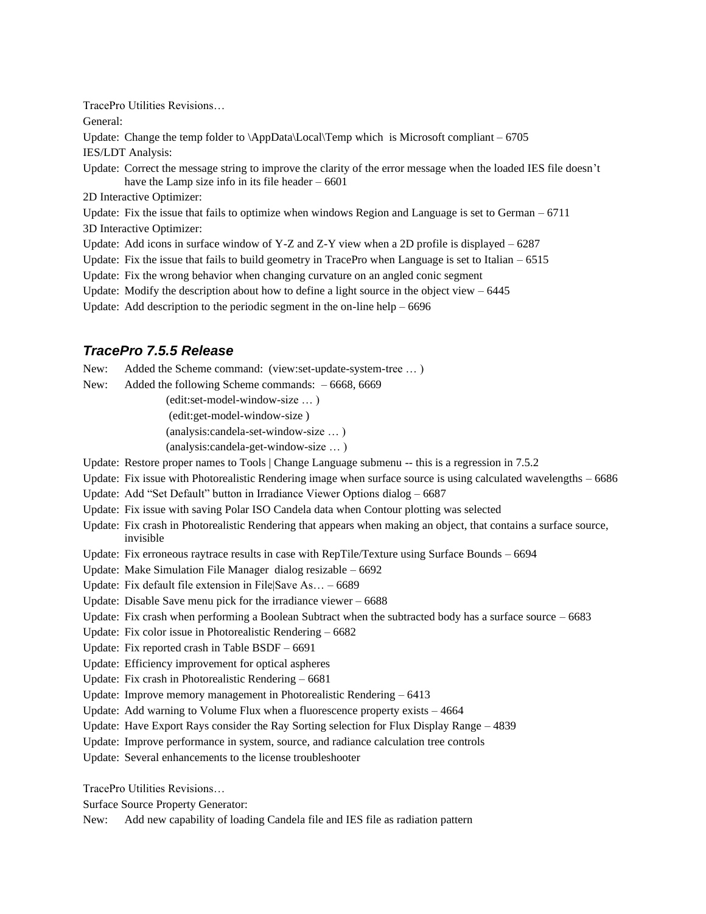TracePro Utilities Revisions…

General:

Update: Change the temp folder to \AppData\Local\Temp which is Microsoft compliant – 6705

IES/LDT Analysis:

Update: Correct the message string to improve the clarity of the error message when the loaded IES file doesn't have the Lamp size info in its file header – 6601

2D Interactive Optimizer:

Update: Fix the issue that fails to optimize when windows Region and Language is set to German – 6711

3D Interactive Optimizer:

Update: Add icons in surface window of Y-Z and Z-Y view when a 2D profile is displayed – 6287

Update: Fix the issue that fails to build geometry in TracePro when Language is set to Italian – 6515

Update: Fix the wrong behavior when changing curvature on an angled conic segment

Update: Modify the description about how to define a light source in the object view – 6445

Update: Add description to the periodic segment in the on-line help – 6696

### *TracePro 7.5.5 Release*

New: Added the Scheme command: (view:set-update-system-tree … )

New: Added the following Scheme commands: – 6668, 6669

(edit:set-model-window-size … )

(edit:get-model-window-size )

(analysis:candela-set-window-size … )

(analysis:candela-get-window-size … )

Update: Restore proper names to Tools | Change Language submenu -- this is a regression in 7.5.2

Update: Fix issue with Photorealistic Rendering image when surface source is using calculated wavelengths – 6686

Update: Add "Set Default" button in Irradiance Viewer Options dialog – 6687

Update: Fix issue with saving Polar ISO Candela data when Contour plotting was selected

Update: Fix crash in Photorealistic Rendering that appears when making an object, that contains a surface source, invisible

Update: Fix erroneous raytrace results in case with RepTile/Texture using Surface Bounds – 6694

Update: Make Simulation File Manager dialog resizable – 6692

Update: Fix default file extension in File|Save As… – 6689

Update: Disable Save menu pick for the irradiance viewer – 6688

Update: Fix crash when performing a Boolean Subtract when the subtracted body has a surface source – 6683

Update: Fix color issue in Photorealistic Rendering – 6682

Update: Fix reported crash in Table BSDF – 6691

Update: Efficiency improvement for optical aspheres

Update: Fix crash in Photorealistic Rendering – 6681

Update: Improve memory management in Photorealistic Rendering – 6413

Update: Add warning to Volume Flux when a fluorescence property exists – 4664

Update: Have Export Rays consider the Ray Sorting selection for Flux Display Range – 4839

Update: Improve performance in system, source, and radiance calculation tree controls

Update: Several enhancements to the license troubleshooter

TracePro Utilities Revisions…

Surface Source Property Generator:

New: Add new capability of loading Candela file and IES file as radiation pattern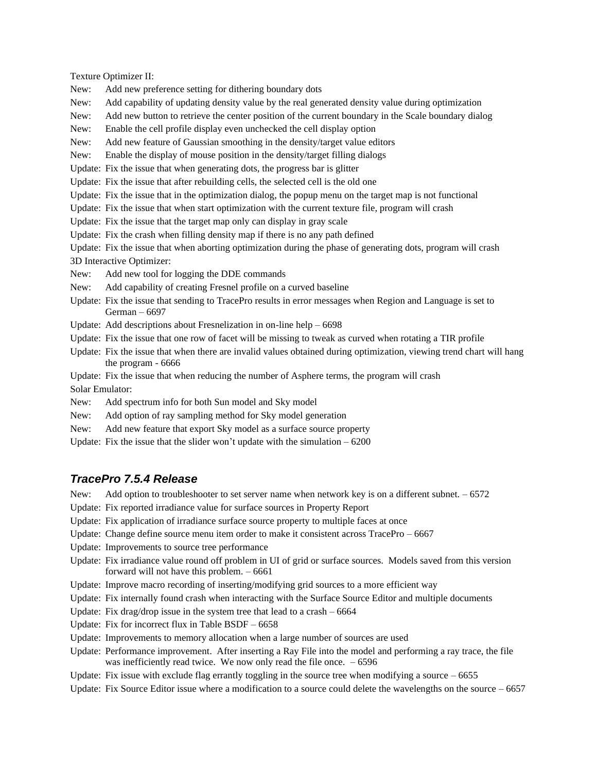Texture Optimizer II:

New: Add new preference setting for dithering boundary dots

New: Add capability of updating density value by the real generated density value during optimization

New: Add new button to retrieve the center position of the current boundary in the Scale boundary dialog

New: Enable the cell profile display even unchecked the cell display option

New: Add new feature of Gaussian smoothing in the density/target value editors

New: Enable the display of mouse position in the density/target filling dialogs

Update: Fix the issue that when generating dots, the progress bar is glitter

Update: Fix the issue that after rebuilding cells, the selected cell is the old one

Update: Fix the issue that in the optimization dialog, the popup menu on the target map is not functional

Update: Fix the issue that when start optimization with the current texture file, program will crash

Update: Fix the issue that the target map only can display in gray scale

Update: Fix the crash when filling density map if there is no any path defined

Update: Fix the issue that when aborting optimization during the phase of generating dots, program will crash

3D Interactive Optimizer:

New: Add new tool for logging the DDE commands

New: Add capability of creating Fresnel profile on a curved baseline

Update: Fix the issue that sending to TracePro results in error messages when Region and Language is set to German – 6697

Update: Add descriptions about Fresnelization in on-line help – 6698

Update: Fix the issue that one row of facet will be missing to tweak as curved when rotating a TIR profile

Update: Fix the issue that when there are invalid values obtained during optimization, viewing trend chart will hang the program - 6666

Update: Fix the issue that when reducing the number of Asphere terms, the program will crash

Solar Emulator:

New: Add spectrum info for both Sun model and Sky model

New: Add option of ray sampling method for Sky model generation

New: Add new feature that export Sky model as a surface source property

Update: Fix the issue that the slider won't update with the simulation – 6200

## *TracePro 7.5.4 Release*

New: Add option to troubleshooter to set server name when network key is on a different subnet. – 6572

Update: Fix reported irradiance value for surface sources in Property Report

Update: Fix application of irradiance surface source property to multiple faces at once

Update: Change define source menu item order to make it consistent across TracePro – 6667

Update: Improvements to source tree performance

Update: Fix irradiance value round off problem in UI of grid or surface sources. Models saved from this version forward will not have this problem. – 6661

Update: Improve macro recording of inserting/modifying grid sources to a more efficient way

Update: Fix internally found crash when interacting with the Surface Source Editor and multiple documents

Update: Fix drag/drop issue in the system tree that lead to a crash – 6664

Update: Fix for incorrect flux in Table BSDF – 6658

Update: Improvements to memory allocation when a large number of sources are used

Update: Performance improvement. After inserting a Ray File into the model and performing a ray trace, the file was inefficiently read twice. We now only read the file once. – 6596

Update: Fix issue with exclude flag errantly toggling in the source tree when modifying a source – 6655

Update: Fix Source Editor issue where a modification to a source could delete the wavelengths on the source – 6657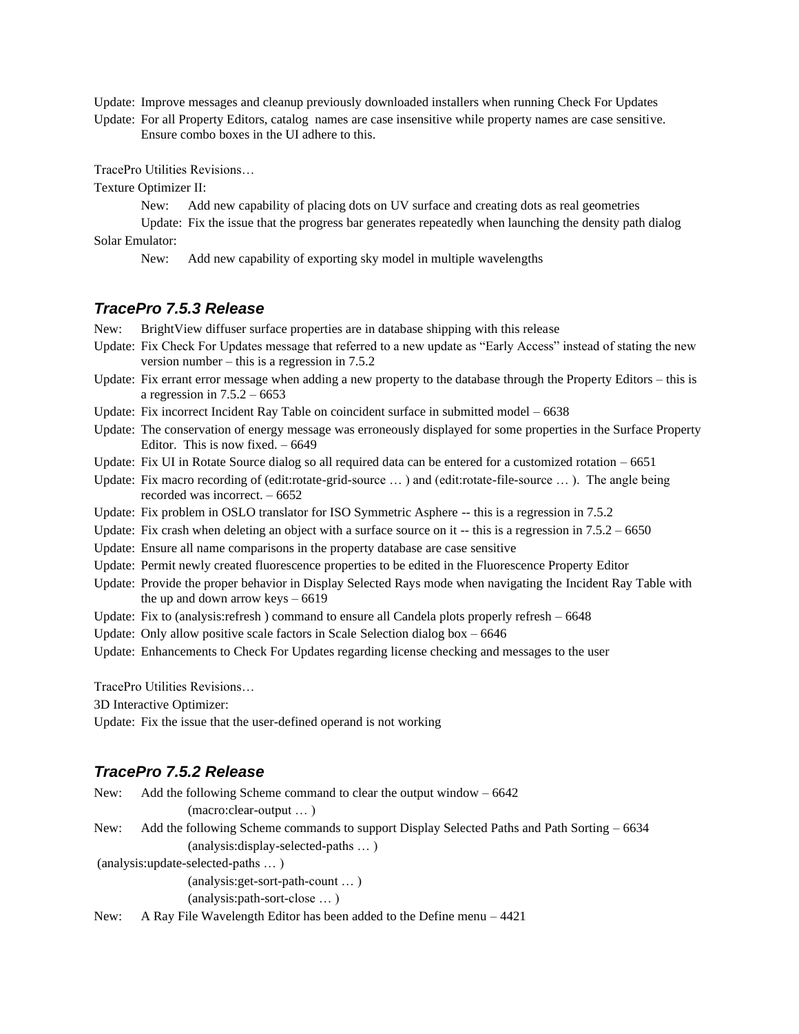Update: Improve messages and cleanup previously downloaded installers when running Check For Updates

Update: For all Property Editors, catalog names are case insensitive while property names are case sensitive. Ensure combo boxes in the UI adhere to this.

TracePro Utilities Revisions…

Texture Optimizer II:

- New: Add new capability of placing dots on UV surface and creating dots as real geometries
- Update: Fix the issue that the progress bar generates repeatedly when launching the density path dialog

Solar Emulator:

- New: Add new capability of exporting sky model in multiple wavelengths

## *TracePro 7.5.3 Release*

New: BrightView diffuser surface properties are in database shipping with this release

Update: Fix Check For Updates message that referred to a new update as "Early Access" instead of stating the new version number – this is a regression in 7.5.2

Update: Fix errant error message when adding a new property to the database through the Property Editors – this is a regression in 7.5.2 – 6653

Update: Fix incorrect Incident Ray Table on coincident surface in submitted model – 6638

Update: The conservation of energy message was erroneously displayed for some properties in the Surface Property Editor. This is now fixed. – 6649

Update: Fix UI in Rotate Source dialog so all required data can be entered for a customized rotation – 6651

Update: Fix macro recording of (edit:rotate-grid-source … ) and (edit:rotate-file-source … ). The angle being recorded was incorrect. – 6652

Update: Fix problem in OSLO translator for ISO Symmetric Asphere -- this is a regression in 7.5.2

Update: Fix crash when deleting an object with a surface source on it -- this is a regression in 7.5.2 – 6650

Update: Ensure all name comparisons in the property database are case sensitive

Update: Permit newly created fluorescence properties to be edited in the Fluorescence Property Editor

Update: Provide the proper behavior in Display Selected Rays mode when navigating the Incident Ray Table with the up and down arrow keys – 6619

Update: Fix to (analysis:refresh ) command to ensure all Candela plots properly refresh – 6648

Update: Only allow positive scale factors in Scale Selection dialog box – 6646

Update: Enhancements to Check For Updates regarding license checking and messages to the user

TracePro Utilities Revisions…

3D Interactive Optimizer:

Update: Fix the issue that the user-defined operand is not working

## *TracePro 7.5.2 Release*

New: Add the following Scheme command to clear the output window – 6642

(macro:clear-output … )

New: Add the following Scheme commands to support Display Selected Paths and Path Sorting – 6634

(analysis:display-selected-paths … )

(analysis:update-selected-paths … )

(analysis:get-sort-path-count … )

(analysis:path-sort-close … )

New: A Ray File Wavelength Editor has been added to the Define menu – 4421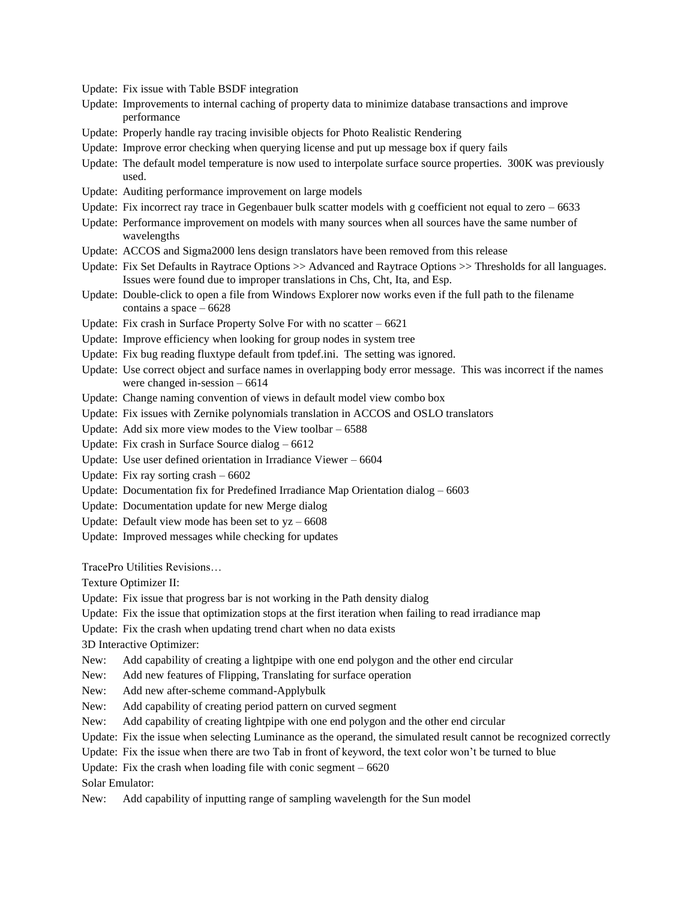Update: Fix issue with Table BSDF integration

Update: Improvements to internal caching of property data to minimize database transactions and improve performance

Update: Properly handle ray tracing invisible objects for Photo Realistic Rendering

Update: Improve error checking when querying license and put up message box if query fails

Update: The default model temperature is now used to interpolate surface source properties. 300K was previously used.

Update: Auditing performance improvement on large models

Update: Fix incorrect ray trace in Gegenbauer bulk scatter models with g coefficient not equal to zero – 6633

Update: Performance improvement on models with many sources when all sources have the same number of wavelengths

Update: ACCOS and Sigma2000 lens design translators have been removed from this release

Update: Fix Set Defaults in Raytrace Options >> Advanced and Raytrace Options >> Thresholds for all languages. Issues were found due to improper translations in Chs, Cht, Ita, and Esp.

Update: Double-click to open a file from Windows Explorer now works even if the full path to the filename contains a space – 6628

Update: Fix crash in Surface Property Solve For with no scatter – 6621

Update: Improve efficiency when looking for group nodes in system tree

Update: Fix bug reading fluxtype default from tpdef.ini. The setting was ignored.

Update: Use correct object and surface names in overlapping body error message. This was incorrect if the names were changed in-session – 6614

Update: Change naming convention of views in default model view combo box

Update: Fix issues with Zernike polynomials translation in ACCOS and OSLO translators

Update: Add six more view modes to the View toolbar – 6588

Update: Fix crash in Surface Source dialog – 6612

Update: Use user defined orientation in Irradiance Viewer – 6604

Update: Fix ray sorting crash – 6602

Update: Documentation fix for Predefined Irradiance Map Orientation dialog – 6603

Update: Documentation update for new Merge dialog

Update: Default view mode has been set to yz – 6608

Update: Improved messages while checking for updates

TracePro Utilities Revisions…

Texture Optimizer II:

Update: Fix issue that progress bar is not working in the Path density dialog

Update: Fix the issue that optimization stops at the first iteration when failing to read irradiance map

Update: Fix the crash when updating trend chart when no data exists

3D Interactive Optimizer:

New: Add capability of creating a lightpipe with one end polygon and the other end circular

New: Add new features of Flipping, Translating for surface operation

New: Add new after-scheme command-Applybulk

New: Add capability of creating period pattern on curved segment

New: Add capability of creating lightpipe with one end polygon and the other end circular

Update: Fix the issue when selecting Luminance as the operand, the simulated result cannot be recognized correctly

Update: Fix the issue when there are two Tab in front of keyword, the text color won't be turned to blue

Update: Fix the crash when loading file with conic segment – 6620

Solar Emulator:

New: Add capability of inputting range of sampling wavelength for the Sun model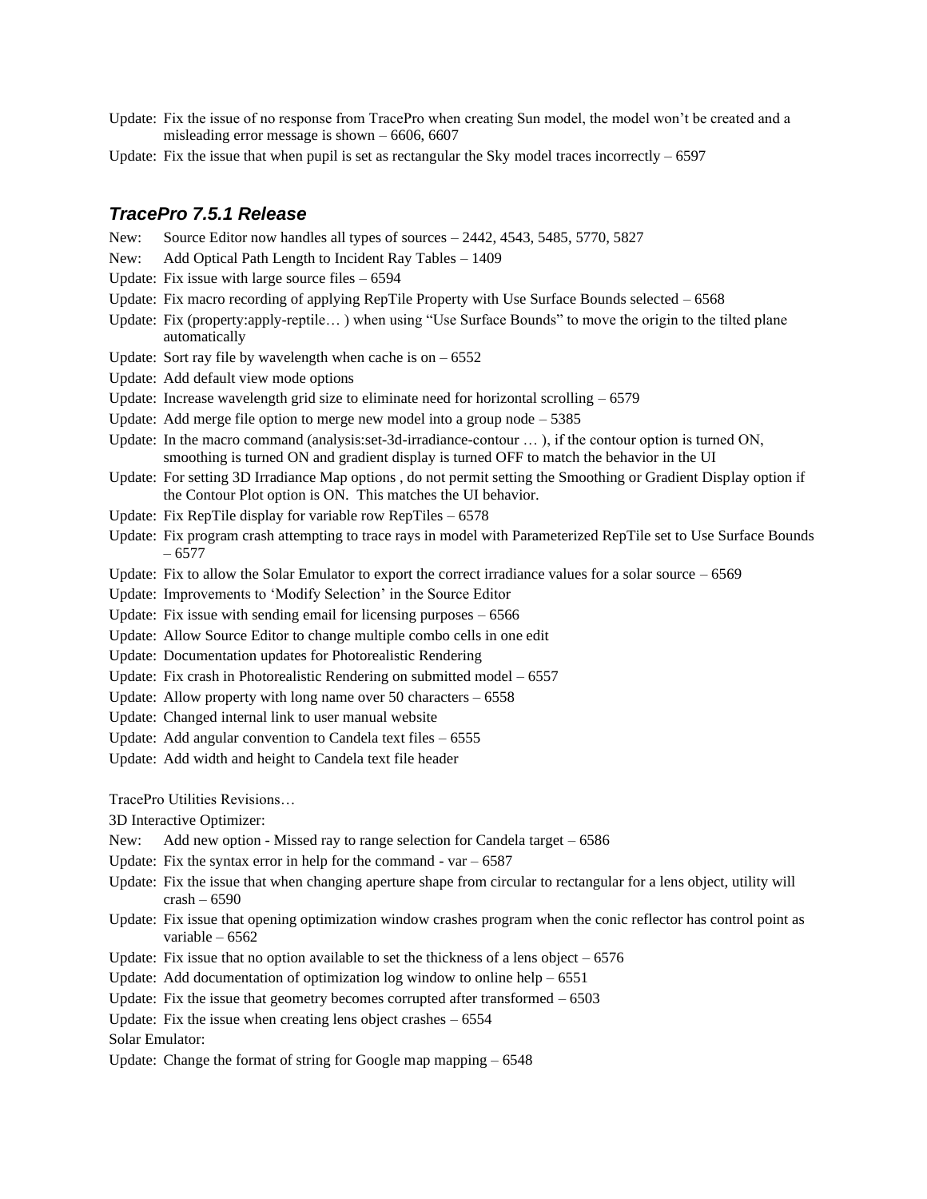Update: Fix the issue of no response from TracePro when creating Sun model, the model won't be created and a misleading error message is shown – 6606, 6607

Update: Fix the issue that when pupil is set as rectangular the Sky model traces incorrectly – 6597

### *TracePro 7.5.1 Release*

New: Source Editor now handles all types of sources – 2442, 4543, 5485, 5770, 5827

New: Add Optical Path Length to Incident Ray Tables – 1409

Update: Fix issue with large source files – 6594

Update: Fix macro recording of applying RepTile Property with Use Surface Bounds selected – 6568

Update: Fix (property:apply-reptile… ) when using "Use Surface Bounds" to move the origin to the tilted plane automatically

Update: Sort ray file by wavelength when cache is on – 6552

Update: Add default view mode options

Update: Increase wavelength grid size to eliminate need for horizontal scrolling – 6579

Update: Add merge file option to merge new model into a group node – 5385

Update: In the macro command (analysis:set-3d-irradiance-contour … ), if the contour option is turned ON, smoothing is turned ON and gradient display is turned OFF to match the behavior in the UI

Update: For setting 3D Irradiance Map options , do not permit setting the Smoothing or Gradient Display option if the Contour Plot option is ON. This matches the UI behavior.

Update: Fix RepTile display for variable row RepTiles – 6578

Update: Fix program crash attempting to trace rays in model with Parameterized RepTile set to Use Surface Bounds – 6577

Update: Fix to allow the Solar Emulator to export the correct irradiance values for a solar source – 6569

Update: Improvements to 'Modify Selection' in the Source Editor

Update: Fix issue with sending email for licensing purposes – 6566

Update: Allow Source Editor to change multiple combo cells in one edit

Update: Documentation updates for Photorealistic Rendering

Update: Fix crash in Photorealistic Rendering on submitted model – 6557

Update: Allow property with long name over 50 characters – 6558

Update: Changed internal link to user manual website

Update: Add angular convention to Candela text files – 6555

Update: Add width and height to Candela text file header

TracePro Utilities Revisions…

3D Interactive Optimizer:

New: Add new option - Missed ray to range selection for Candela target – 6586

Update: Fix the syntax error in help for the command - var – 6587

Update: Fix the issue that when changing aperture shape from circular to rectangular for a lens object, utility will crash – 6590

Update: Fix issue that opening optimization window crashes program when the conic reflector has control point as variable – 6562

Update: Fix issue that no option available to set the thickness of a lens object – 6576

Update: Add documentation of optimization log window to online help – 6551

Update: Fix the issue that geometry becomes corrupted after transformed – 6503

Update: Fix the issue when creating lens object crashes – 6554

Solar Emulator:

Update: Change the format of string for Google map mapping – 6548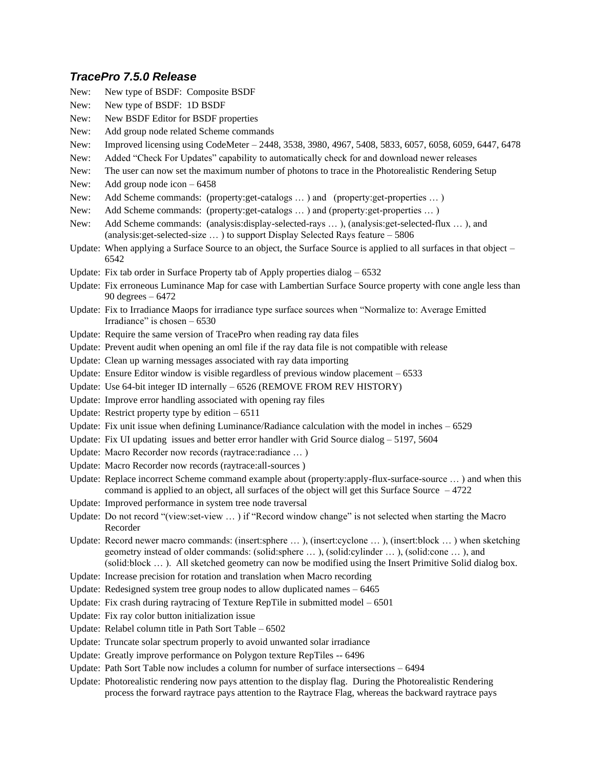### *TracePro 7.5.0 Release*

New: New type of BSDF: Composite BSDF

New: New type of BSDF: 1D BSDF

New: New BSDF Editor for BSDF properties

New: Add group node related Scheme commands

New: Improved licensing using CodeMeter – 2448, 3538, 3980, 4967, 5408, 5833, 6057, 6058, 6059, 6447, 6478

New: Added "Check For Updates" capability to automatically check for and download newer releases

New: The user can now set the maximum number of photons to trace in the Photorealistic Rendering Setup

New: Add group node icon – 6458

New: Add Scheme commands: (property:get-catalogs … ) and (property:get-properties … )

New: Add Scheme commands: (property:get-catalogs … ) and (property:get-properties … )

New: Add Scheme commands: (analysis:display-selected-rays … ), (analysis:get-selected-flux … ), and (analysis:get-selected-size … ) to support Display Selected Rays feature – 5806

Update: When applying a Surface Source to an object, the Surface Source is applied to all surfaces in that object – 6542

Update: Fix tab order in Surface Property tab of Apply properties dialog – 6532

Update: Fix erroneous Luminance Map for case with Lambertian Surface Source property with cone angle less than 90 degrees – 6472

Update: Fix to Irradiance Maops for irradiance type surface sources when "Normalize to: Average Emitted Irradiance" is chosen – 6530

Update: Require the same version of TracePro when reading ray data files

Update: Prevent audit when opening an oml file if the ray data file is not compatible with release

Update: Clean up warning messages associated with ray data importing

Update: Ensure Editor window is visible regardless of previous window placement – 6533

Update: Use 64-bit integer ID internally – 6526 (REMOVE FROM REV HISTORY)

Update: Improve error handling associated with opening ray files

Update: Restrict property type by edition – 6511

Update: Fix unit issue when defining Luminance/Radiance calculation with the model in inches – 6529

Update: Fix UI updating issues and better error handler with Grid Source dialog – 5197, 5604

Update: Macro Recorder now records (raytrace:radiance … )

Update: Macro Recorder now records (raytrace:all-sources )

Update: Replace incorrect Scheme command example about (property:apply-flux-surface-source … ) and when this command is applied to an object, all surfaces of the object will get this Surface Source – 4722

Update: Improved performance in system tree node traversal

Update: Do not record "(view:set-view … ) if "Record window change" is not selected when starting the Macro Recorder

Update: Record newer macro commands: (insert:sphere … ), (insert:cyclone … ), (insert:block … ) when sketching geometry instead of older commands: (solid:sphere … ), (solid:cylinder … ), (solid:cone … ), and (solid:block … ). All sketched geometry can now be modified using the Insert Primitive Solid dialog box.

Update: Increase precision for rotation and translation when Macro recording

Update: Redesigned system tree group nodes to allow duplicated names – 6465

Update: Fix crash during raytracing of Texture RepTile in submitted model – 6501

Update: Fix ray color button initialization issue

Update: Relabel column title in Path Sort Table – 6502

Update: Truncate solar spectrum properly to avoid unwanted solar irradiance

Update: Greatly improve performance on Polygon texture RepTiles -- 6496

Update: Path Sort Table now includes a column for number of surface intersections – 6494

Update: Photorealistic rendering now pays attention to the display flag. During the Photorealistic Rendering process the forward raytrace pays attention to the Raytrace Flag, whereas the backward raytrace pays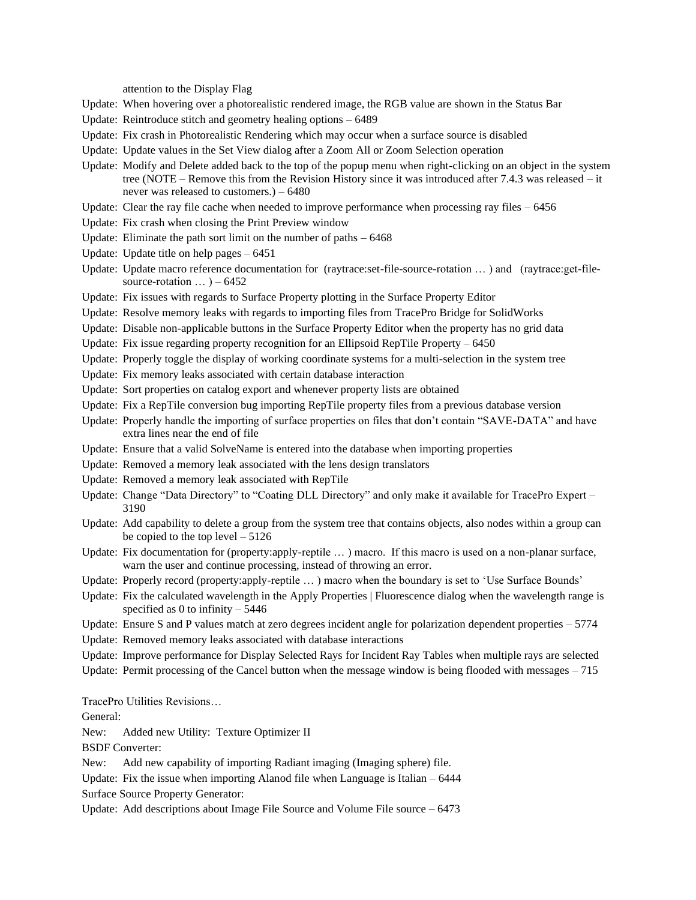attention to the Display Flag

Update: When hovering over a photorealistic rendered image, the RGB value are shown in the Status Bar

Update: Reintroduce stitch and geometry healing options – 6489

Update: Fix crash in Photorealistic Rendering which may occur when a surface source is disabled

Update: Update values in the Set View dialog after a Zoom All or Zoom Selection operation

Update: Modify and Delete added back to the top of the popup menu when right-clicking on an object in the system tree (NOTE – Remove this from the Revision History since it was introduced after 7.4.3 was released – it never was released to customers.) – 6480

Update: Clear the ray file cache when needed to improve performance when processing ray files – 6456

Update: Fix crash when closing the Print Preview window

Update: Eliminate the path sort limit on the number of paths – 6468

Update: Update title on help pages – 6451

Update: Update macro reference documentation for (raytrace:set-file-source-rotation … ) and (raytrace:get-file-source-rotation … ) – 6452

Update: Fix issues with regards to Surface Property plotting in the Surface Property Editor

Update: Resolve memory leaks with regards to importing files from TracePro Bridge for SolidWorks

Update: Disable non-applicable buttons in the Surface Property Editor when the property has no grid data

Update: Fix issue regarding property recognition for an Ellipsoid RepTile Property – 6450

Update: Properly toggle the display of working coordinate systems for a multi-selection in the system tree

Update: Fix memory leaks associated with certain database interaction

Update: Sort properties on catalog export and whenever property lists are obtained

Update: Fix a RepTile conversion bug importing RepTile property files from a previous database version

Update: Properly handle the importing of surface properties on files that don't contain "SAVE-DATA" and have extra lines near the end of file

Update: Ensure that a valid SolveName is entered into the database when importing properties

Update: Removed a memory leak associated with the lens design translators

Update: Removed a memory leak associated with RepTile

Update: Change "Data Directory" to "Coating DLL Directory" and only make it available for TracePro Expert – 3190

Update: Add capability to delete a group from the system tree that contains objects, also nodes within a group can be copied to the top level – 5126

Update: Fix documentation for (property:apply-reptile … ) macro. If this macro is used on a non-planar surface, warn the user and continue processing, instead of throwing an error.

Update: Properly record (property:apply-reptile … ) macro when the boundary is set to 'Use Surface Bounds'

Update: Fix the calculated wavelength in the Apply Properties | Fluorescence dialog when the wavelength range is specified as 0 to infinity – 5446

Update: Ensure S and P values match at zero degrees incident angle for polarization dependent properties – 5774

Update: Removed memory leaks associated with database interactions

Update: Improve performance for Display Selected Rays for Incident Ray Tables when multiple rays are selected

Update: Permit processing of the Cancel button when the message window is being flooded with messages – 715

TracePro Utilities Revisions…

General:

New: Added new Utility: Texture Optimizer II

BSDF Converter:

New: Add new capability of importing Radiant imaging (Imaging sphere) file.

Update: Fix the issue when importing Alanod file when Language is Italian – 6444

Surface Source Property Generator:

Update: Add descriptions about Image File Source and Volume File source – 6473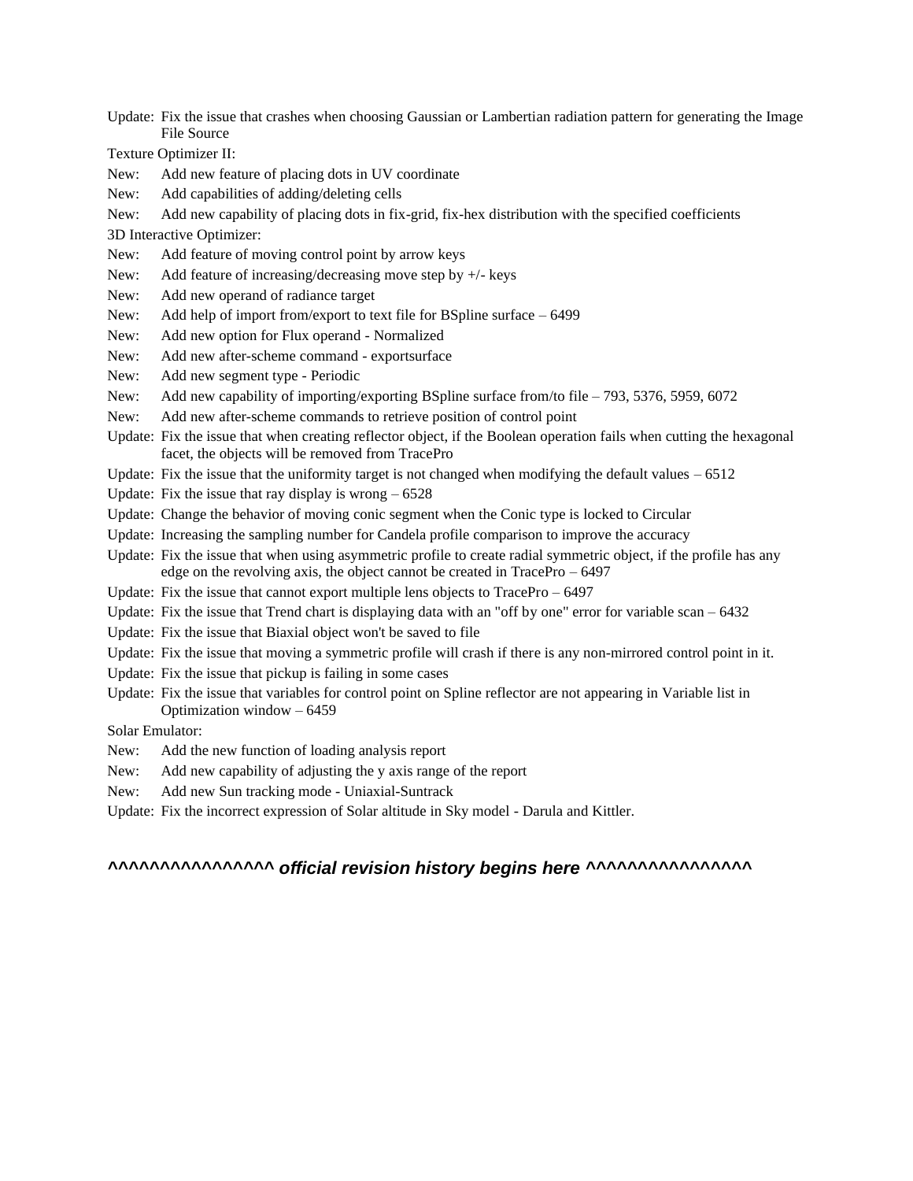Update: Fix the issue that crashes when choosing Gaussian or Lambertian radiation pattern for generating the Image File Source

Texture Optimizer II:

New: Add new feature of placing dots in UV coordinate

New: Add capabilities of adding/deleting cells

New: Add new capability of placing dots in fix-grid, fix-hex distribution with the specified coefficients

3D Interactive Optimizer:

New: Add feature of moving control point by arrow keys

New: Add feature of increasing/decreasing move step by +/- keys

New: Add new operand of radiance target

New: Add help of import from/export to text file for BSpline surface – 6499

New: Add new option for Flux operand - Normalized

New: Add new after-scheme command - exportsurface

New: Add new segment type - Periodic

New: Add new capability of importing/exporting BSpline surface from/to file – 793, 5376, 5959, 6072

New: Add new after-scheme commands to retrieve position of control point

Update: Fix the issue that when creating reflector object, if the Boolean operation fails when cutting the hexagonal facet, the objects will be removed from TracePro

Update: Fix the issue that the uniformity target is not changed when modifying the default values – 6512

Update: Fix the issue that ray display is wrong – 6528

Update: Change the behavior of moving conic segment when the Conic type is locked to Circular

Update: Increasing the sampling number for Candela profile comparison to improve the accuracy

Update: Fix the issue that when using asymmetric profile to create radial symmetric object, if the profile has any edge on the revolving axis, the object cannot be created in TracePro – 6497

Update: Fix the issue that cannot export multiple lens objects to TracePro – 6497

Update: Fix the issue that Trend chart is displaying data with an "off by one" error for variable scan – 6432

Update: Fix the issue that Biaxial object won't be saved to file

Update: Fix the issue that moving a symmetric profile will crash if there is any non-mirrored control point in it.

Update: Fix the issue that pickup is failing in some cases

Update: Fix the issue that variables for control point on Spline reflector are not appearing in Variable list in Optimization window – 6459

Solar Emulator:

New: Add the new function of loading analysis report

New: Add new capability of adjusting the y axis range of the report

New: Add new Sun tracking mode - Uniaxial-Suntrack

Update: Fix the incorrect expression of Solar altitude in Sky model - Darula and Kittler.

**^^^^^^^^^^^^^^^^ *official revision history begins here* ^^^^^^^^^^^^^^^^**